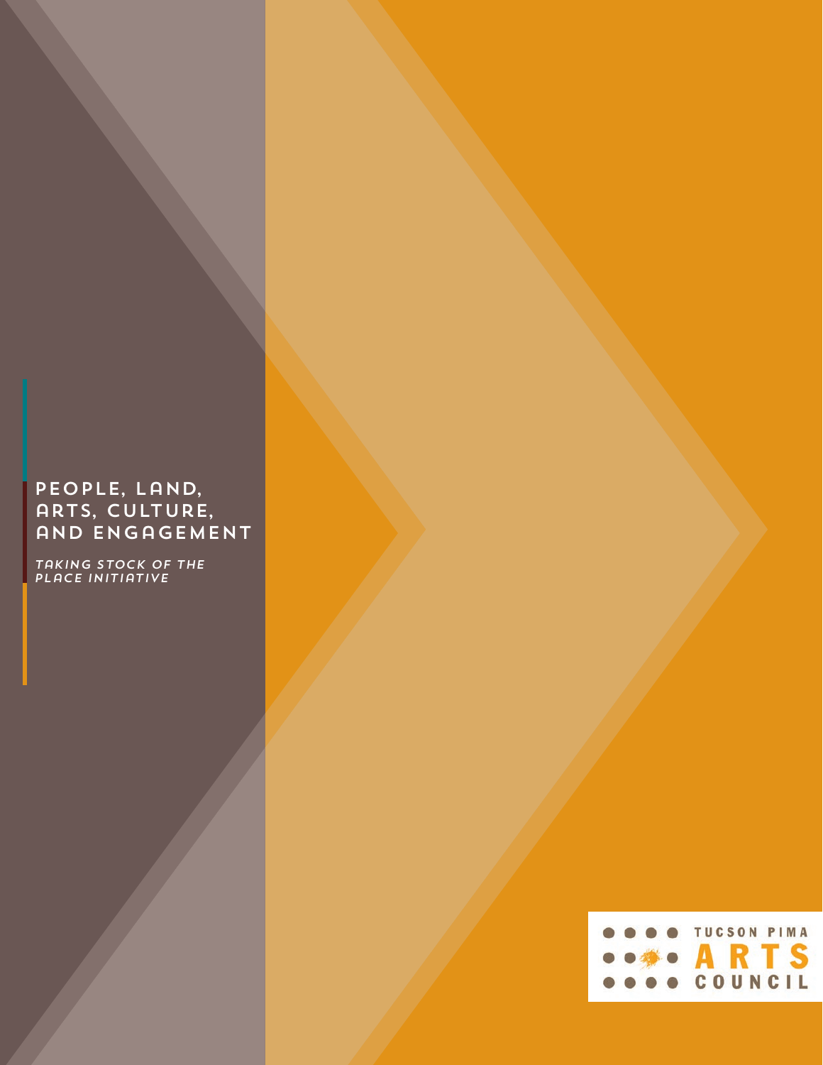# PEOPLE, LAND, ARTS, CULTURE, AND ENGAGEMENT

*TAKING STOCK OF THE PLACE INITIATIVE*

TUCSON PIMA ARTS COUNCIL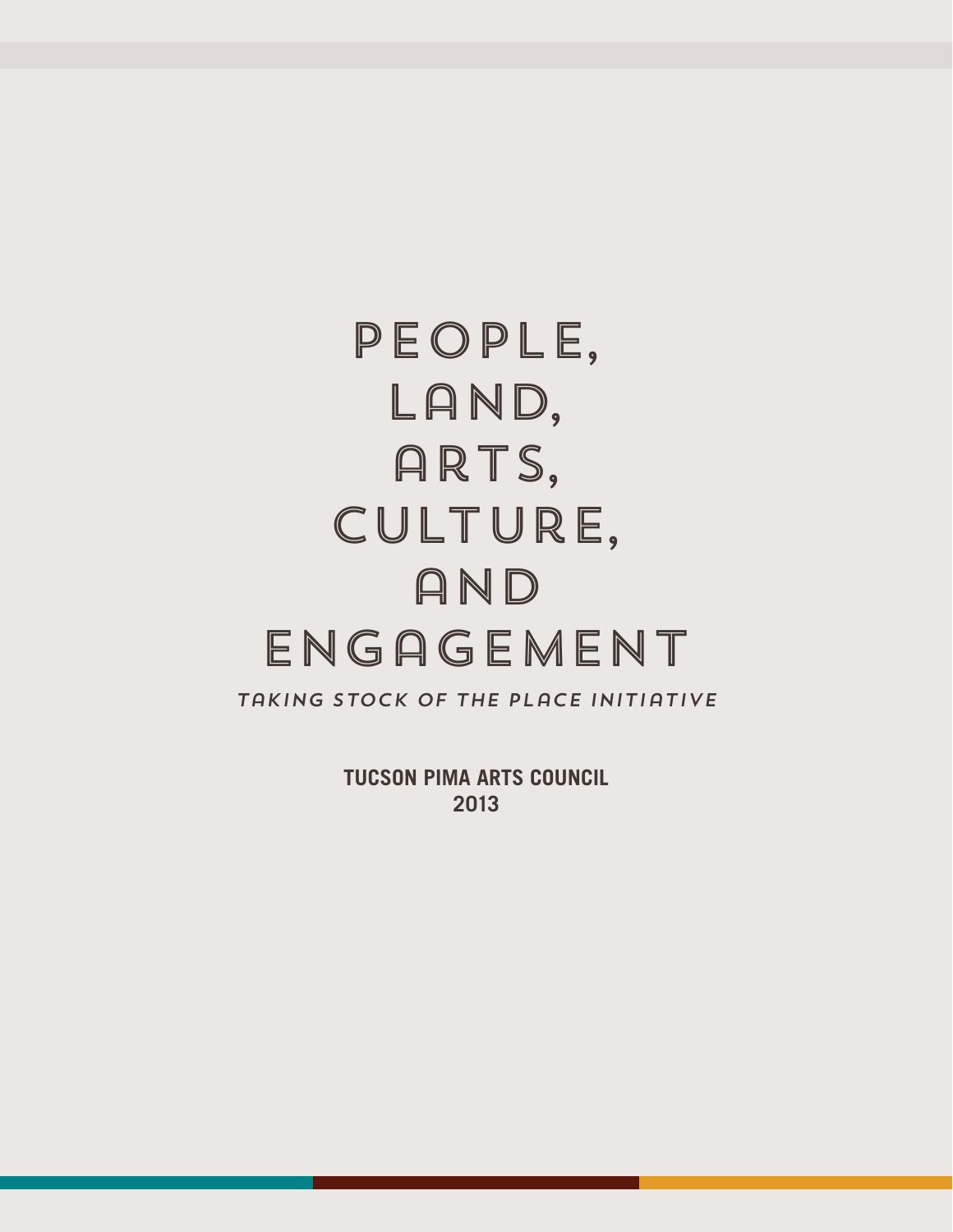# PEOPLE, LAND, ARTS, CULTURE, AND ENGAGEMENT

*TAKING STOCK OF THE PLACE INITIATIVE*

**TUCSON PIMA ARTS COUNCIL**
**2013**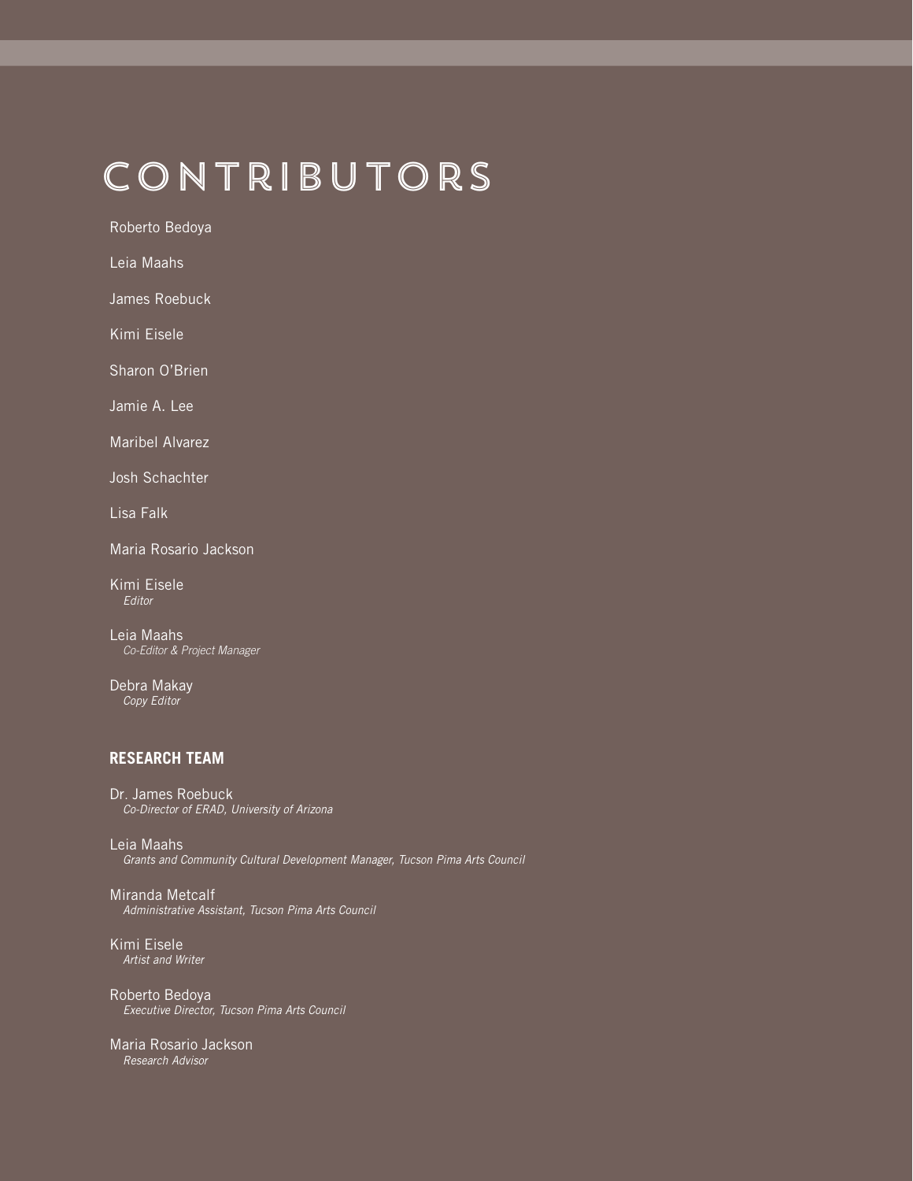# CONTRIBUTORS

Roberto Bedoya

Leia Maahs

James Roebuck

Kimi Eisele

Sharon O'Brien

Jamie A. Lee

Maribel Alvarez

Josh Schachter

Lisa Falk

Maria Rosario Jackson

Kimi Eisele
*Editor*

Leia Maahs
*Co-Editor & Project Manager*

Debra Makay
*Copy Editor*

## RESEARCH TEAM

Dr. James Roebuck
*Co-Director of ERAD, University of Arizona*

Leia Maahs
*Grants and Community Cultural Development Manager, Tucson Pima Arts Council*

Miranda Metcalf
*Administrative Assistant, Tucson Pima Arts Council*

Kimi Eisele
*Artist and Writer*

Roberto Bedoya
*Executive Director, Tucson Pima Arts Council*

Maria Rosario Jackson
*Research Advisor*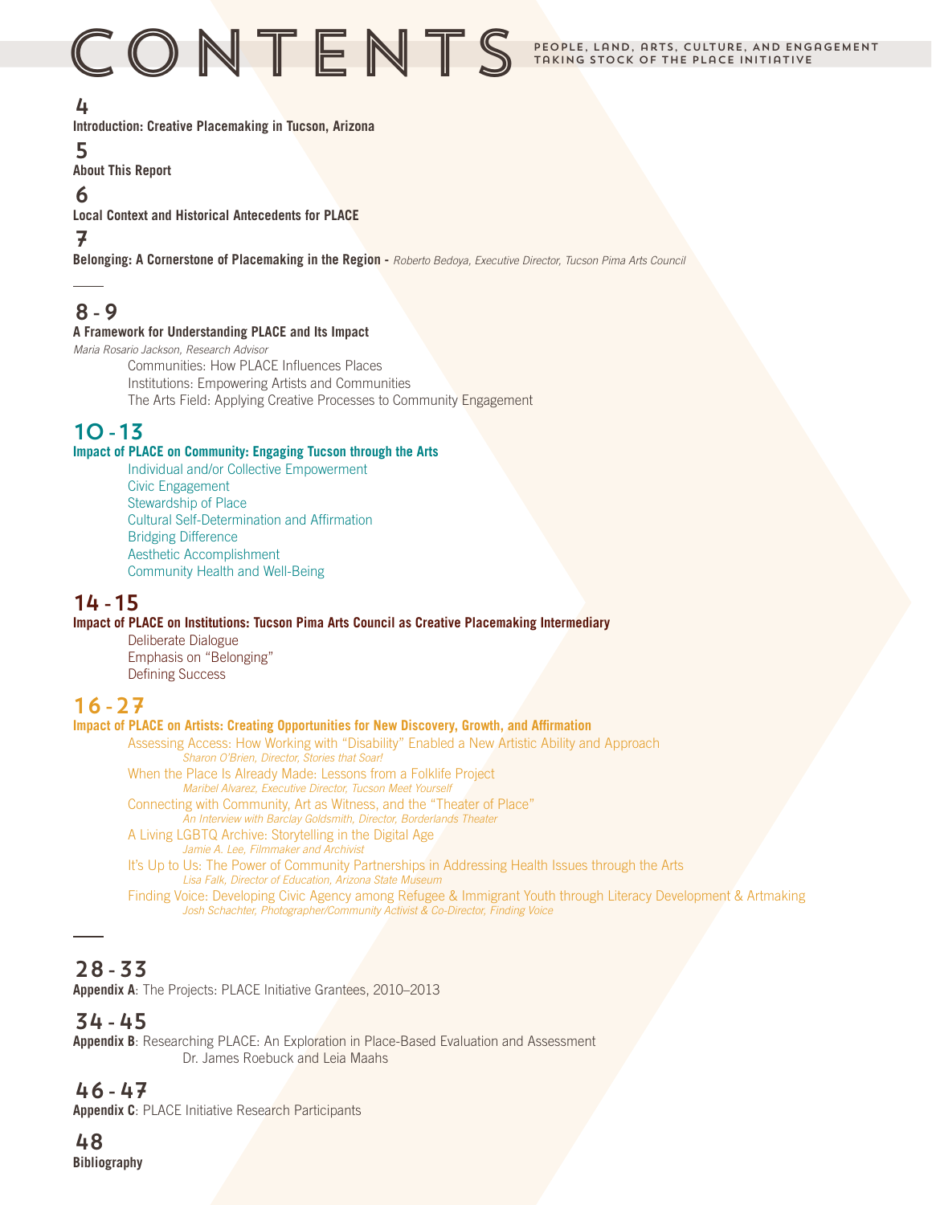# CONTENTS

PEOPLE, LAND, ARTS, CULTURE, AND ENGAGEMENT
TAKING STOCK OF THE PLACE INITIATIVE

**4**
**Introduction: Creative Placemaking in Tucson, Arizona**

**5**
**About This Report**

**6**
**Local Context and Historical Antecedents for PLACE**

**7**
**Belonging: A Cornerstone of Placemaking in the Region -** *Roberto Bedoya, Executive Director, Tucson Pima Arts Council*

---

## 8 - 9

**A Framework for Understanding PLACE and Its Impact**
*Maria Rosario Jackson, Research Advisor*

- Communities: How PLACE Influences Places
- Institutions: Empowering Artists and Communities
- The Arts Field: Applying Creative Processes to Community Engagement

## 10 - 13

**Impact of PLACE on Community: Engaging Tucson through the Arts**

- Individual and/or Collective Empowerment
- Civic Engagement
- Stewardship of Place
- Cultural Self-Determination and Affirmation
- Bridging Difference
- Aesthetic Accomplishment
- Community Health and Well-Being

## 14 - 15

**Impact of PLACE on Institutions: Tucson Pima Arts Council as Creative Placemaking Intermediary**

- Deliberate Dialogue
- Emphasis on "Belonging"
- Defining Success

## 16 - 27

**Impact of PLACE on Artists: Creating Opportunities for New Discovery, Growth, and Affirmation**

- Assessing Access: How Working with "Disability" Enabled a New Artistic Ability and Approach
  *Sharon O'Brien, Director, Stories that Soar!*
- When the Place Is Already Made: Lessons from a Folklife Project
  *Maribel Alvarez, Executive Director, Tucson Meet Yourself*
- Connecting with Community, Art as Witness, and the "Theater of Place"
  *An Interview with Barclay Goldsmith, Director, Borderlands Theater*
- A Living LGBTQ Archive: Storytelling in the Digital Age
  *Jamie A. Lee, Filmmaker and Archivist*
- It's Up to Us: The Power of Community Partnerships in Addressing Health Issues through the Arts
  *Lisa Falk, Director of Education, Arizona State Museum*
- Finding Voice: Developing Civic Agency among Refugee & Immigrant Youth through Literacy Development & Artmaking
  *Josh Schachter, Photographer/Community Activist & Co-Director, Finding Voice*

---

## 28 - 33

**Appendix A**: The Projects: PLACE Initiative Grantees, 2010–2013

## 34 - 45

**Appendix B**: Researching PLACE: An Exploration in Place-Based Evaluation and Assessment
Dr. James Roebuck and Leia Maahs

## 46 - 47

**Appendix C**: PLACE Initiative Research Participants

## 48

**Bibliography**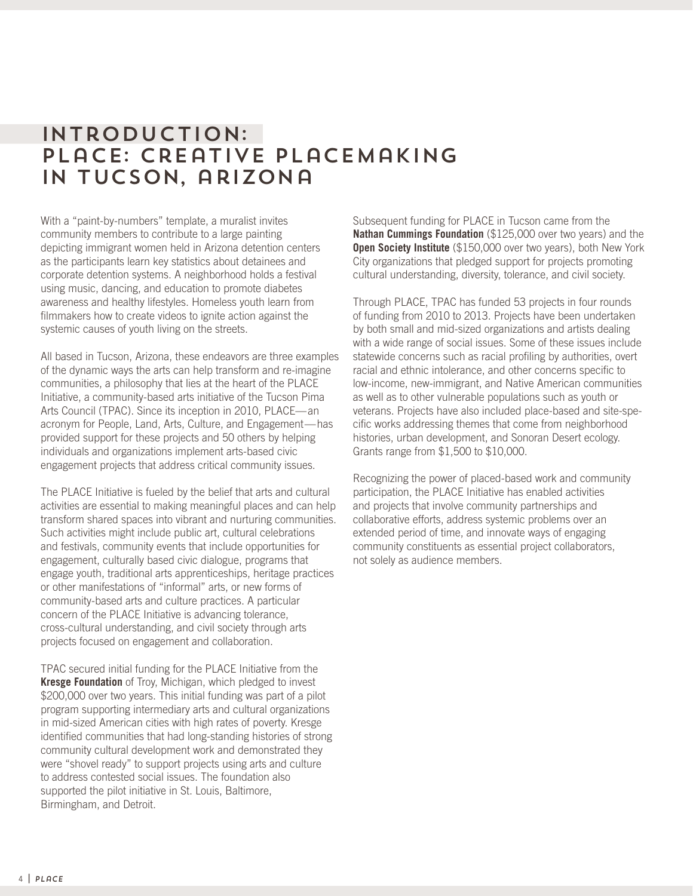# INTRODUCTION: PLACE: CREATIVE PLACEMAKING IN TUCSON, ARIZONA

With a "paint-by-numbers" template, a muralist invites community members to contribute to a large painting depicting immigrant women held in Arizona detention centers as the participants learn key statistics about detainees and corporate detention systems. A neighborhood holds a festival using music, dancing, and education to promote diabetes awareness and healthy lifestyles. Homeless youth learn from filmmakers how to create videos to ignite action against the systemic causes of youth living on the streets.

All based in Tucson, Arizona, these endeavors are three examples of the dynamic ways the arts can help transform and re-imagine communities, a philosophy that lies at the heart of the PLACE Initiative, a community-based arts initiative of the Tucson Pima Arts Council (TPAC). Since its inception in 2010, PLACE—an acronym for People, Land, Arts, Culture, and Engagement—has provided support for these projects and 50 others by helping individuals and organizations implement arts-based civic engagement projects that address critical community issues.

The PLACE Initiative is fueled by the belief that arts and cultural activities are essential to making meaningful places and can help transform shared spaces into vibrant and nurturing communities. Such activities might include public art, cultural celebrations and festivals, community events that include opportunities for engagement, culturally based civic dialogue, programs that engage youth, traditional arts apprenticeships, heritage practices or other manifestations of "informal" arts, or new forms of community-based arts and culture practices. A particular concern of the PLACE Initiative is advancing tolerance, cross-cultural understanding, and civil society through arts projects focused on engagement and collaboration.

TPAC secured initial funding for the PLACE Initiative from the **Kresge Foundation** of Troy, Michigan, which pledged to invest $200,000 over two years. This initial funding was part of a pilot program supporting intermediary arts and cultural organizations in mid-sized American cities with high rates of poverty. Kresge identified communities that had long-standing histories of strong community cultural development work and demonstrated they were "shovel ready" to support projects using arts and culture to address contested social issues. The foundation also supported the pilot initiative in St. Louis, Baltimore, Birmingham, and Detroit.

Subsequent funding for PLACE in Tucson came from the **Nathan Cummings Foundation** ($125,000 over two years) and the **Open Society Institute** ($150,000 over two years), both New York City organizations that pledged support for projects promoting cultural understanding, diversity, tolerance, and civil society.

Through PLACE, TPAC has funded 53 projects in four rounds of funding from 2010 to 2013. Projects have been undertaken by both small and mid-sized organizations and artists dealing with a wide range of social issues. Some of these issues include statewide concerns such as racial profiling by authorities, overt racial and ethnic intolerance, and other concerns specific to low-income, new-immigrant, and Native American communities as well as to other vulnerable populations such as youth or veterans. Projects have also included place-based and site-specific works addressing themes that come from neighborhood histories, urban development, and Sonoran Desert ecology. Grants range from $1,500 to $10,000.

Recognizing the power of placed-based work and community participation, the PLACE Initiative has enabled activities and projects that involve community partnerships and collaborative efforts, address systemic problems over an extended period of time, and innovate ways of engaging community constituents as essential project collaborators, not solely as audience members.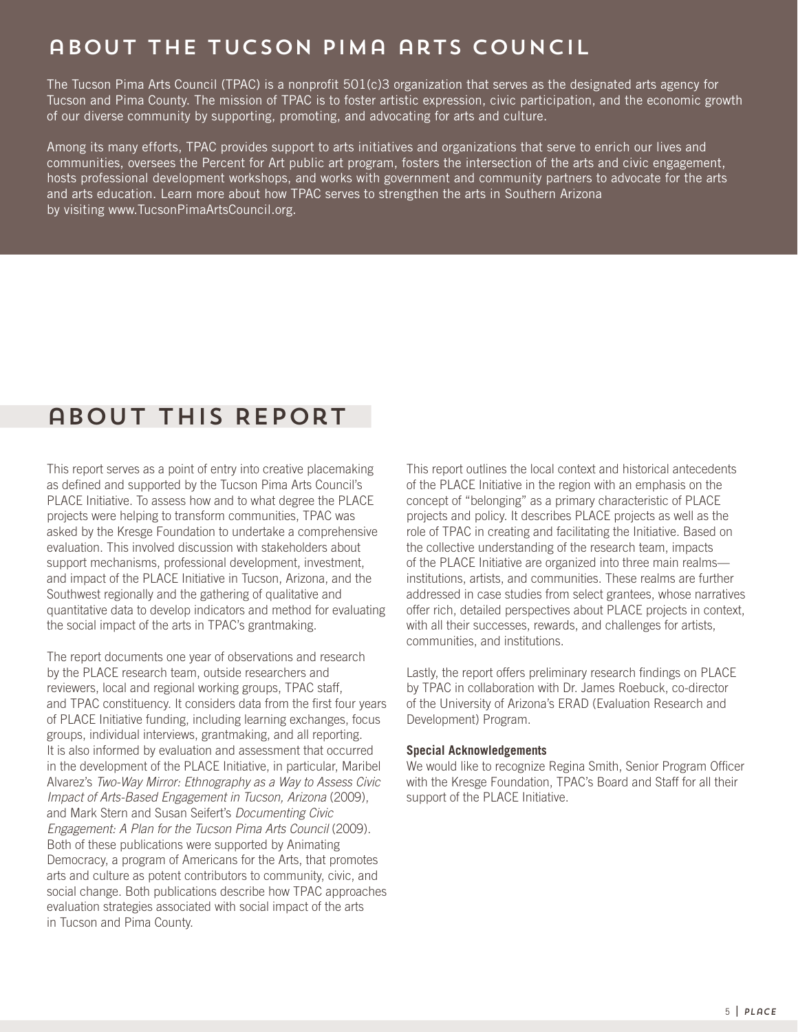## About the Tucson Pima Arts Council

The Tucson Pima Arts Council (TPAC) is a nonprofit 501(c)3 organization that serves as the designated arts agency for Tucson and Pima County. The mission of TPAC is to foster artistic expression, civic participation, and the economic growth of our diverse community by supporting, promoting, and advocating for arts and culture.

Among its many efforts, TPAC provides support to arts initiatives and organizations that serve to enrich our lives and communities, oversees the Percent for Art public art program, fosters the intersection of the arts and civic engagement, hosts professional development workshops, and works with government and community partners to advocate for the arts and arts education. Learn more about how TPAC serves to strengthen the arts in Southern Arizona by visiting www.TucsonPimaArtsCouncil.org.

## About This Report

This report serves as a point of entry into creative placemaking as defined and supported by the Tucson Pima Arts Council's PLACE Initiative. To assess how and to what degree the PLACE projects were helping to transform communities, TPAC was asked by the Kresge Foundation to undertake a comprehensive evaluation. This involved discussion with stakeholders about support mechanisms, professional development, investment, and impact of the PLACE Initiative in Tucson, Arizona, and the Southwest regionally and the gathering of qualitative and quantitative data to develop indicators and method for evaluating the social impact of the arts in TPAC's grantmaking.

The report documents one year of observations and research by the PLACE research team, outside researchers and reviewers, local and regional working groups, TPAC staff, and TPAC constituency. It considers data from the first four years of PLACE Initiative funding, including learning exchanges, focus groups, individual interviews, grantmaking, and all reporting. It is also informed by evaluation and assessment that occurred in the development of the PLACE Initiative, in particular, Maribel Alvarez's *Two-Way Mirror: Ethnography as a Way to Assess Civic Impact of Arts-Based Engagement in Tucson, Arizona* (2009), and Mark Stern and Susan Seifert's *Documenting Civic Engagement: A Plan for the Tucson Pima Arts Council* (2009). Both of these publications were supported by Animating Democracy, a program of Americans for the Arts, that promotes arts and culture as potent contributors to community, civic, and social change. Both publications describe how TPAC approaches evaluation strategies associated with social impact of the arts in Tucson and Pima County.

This report outlines the local context and historical antecedents of the PLACE Initiative in the region with an emphasis on the concept of "belonging" as a primary characteristic of PLACE projects and policy. It describes PLACE projects as well as the role of TPAC in creating and facilitating the Initiative. Based on the collective understanding of the research team, impacts of the PLACE Initiative are organized into three main realms—institutions, artists, and communities. These realms are further addressed in case studies from select grantees, whose narratives offer rich, detailed perspectives about PLACE projects in context, with all their successes, rewards, and challenges for artists, communities, and institutions.

Lastly, the report offers preliminary research findings on PLACE by TPAC in collaboration with Dr. James Roebuck, co-director of the University of Arizona's ERAD (Evaluation Research and Development) Program.

**Special Acknowledgements**

We would like to recognize Regina Smith, Senior Program Officer with the Kresge Foundation, TPAC's Board and Staff for all their support of the PLACE Initiative.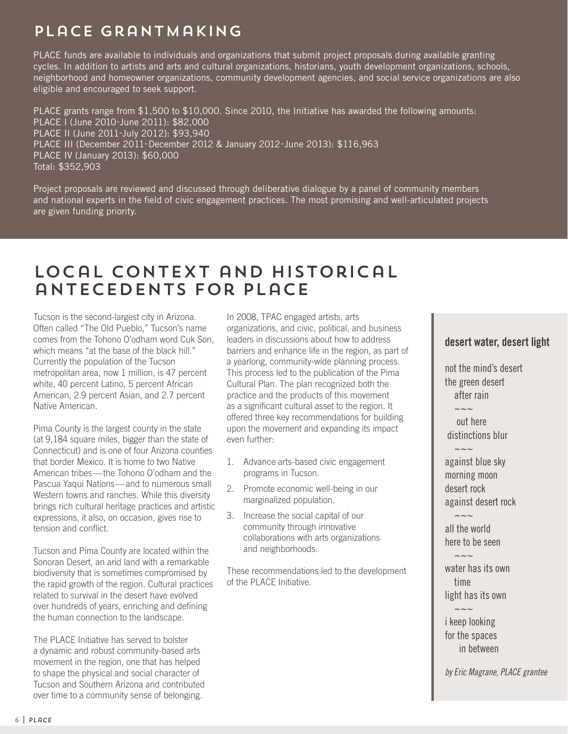## PLACE GRANTMAKING

PLACE funds are available to individuals and organizations that submit project proposals during available granting cycles. In addition to artists and arts and cultural organizations, historians, youth development organizations, schools, neighborhood and homeowner organizations, community development agencies, and social service organizations are also eligible and encouraged to seek support.

PLACE grants range from $1,500 to $10,000. Since 2010, the Initiative has awarded the following amounts:
PLACE I (June 2010-June 2011): $82,000
PLACE II (June 2011-July 2012): $93,940
PLACE III (December 2011-December 2012 & January 2012-June 2013): $116,963
PLACE IV (January 2013): $60,000
Total: $352,903

Project proposals are reviewed and discussed through deliberative dialogue by a panel of community members and national experts in the field of civic engagement practices. The most promising and well-articulated projects are given funding priority.

## LOCAL CONTEXT AND HISTORICAL ANTECEDENTS FOR PLACE

Tucson is the second-largest city in Arizona. Often called "The Old Pueblo," Tucson's name comes from the Tohono O'odham word Cuk Son, which means "at the base of the black hill." Currently the population of the Tucson metropolitan area, now 1 million, is 47 percent white, 40 percent Latino, 5 percent African American, 2.9 percent Asian, and 2.7 percent Native American.

Pima County is the largest county in the state (at 9,184 square miles, bigger than the state of Connecticut) and is one of four Arizona counties that border Mexico. It is home to two Native American tribes—the Tohono O'odham and the Pascua Yaqui Nations—and to numerous small Western towns and ranches. While this diversity brings rich cultural heritage practices and artistic expressions, it also, on occasion, gives rise to tension and conflict.

Tucson and Pima County are located within the Sonoran Desert, an arid land with a remarkable biodiversity that is sometimes compromised by the rapid growth of the region. Cultural practices related to survival in the desert have evolved over hundreds of years, enriching and defining the human connection to the landscape.

The PLACE Initiative has served to bolster a dynamic and robust community-based arts movement in the region, one that has helped to shape the physical and social character of Tucson and Southern Arizona and contributed over time to a community sense of belonging.

In 2008, TPAC engaged artists, arts organizations, and civic, political, and business leaders in discussions about how to address barriers and enhance life in the region, as part of a yearlong, community-wide planning process. This process led to the publication of the Pima Cultural Plan. The plan recognized both the practice and the products of this movement as a significant cultural asset to the region. It offered three key recommendations for building upon the movement and expanding its impact even further:

1. Advance arts-based civic engagement programs in Tucson.
2. Promote economic well-being in our marginalized population.
3. Increase the social capital of our community through innovative collaborations with arts organizations and neighborhoods.

These recommendations led to the development of the PLACE Initiative.

### desert water, desert light

not the mind's desert
the green desert
after rain

~~~

out here
distinctions blur

~~~

against blue sky
morning moon
desert rock
against desert rock

~~~

all the world
here to be seen

~~~

water has its own
time
light has its own

~~~

i keep looking
for the spaces
in between

*by Eric Magrane, PLACE grantee*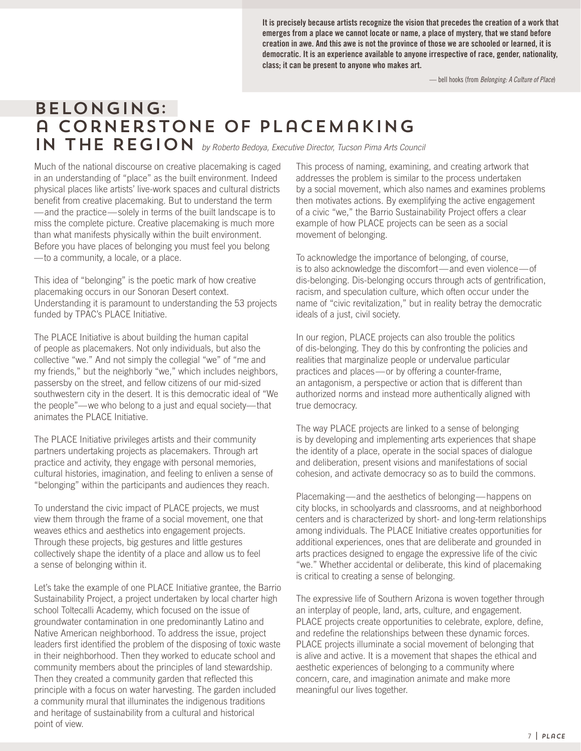**It is precisely because artists recognize the vision that precedes the creation of a work that emerges from a place we cannot locate or name, a place of mystery, that we stand before creation in awe. And this awe is not the province of those we are schooled or learned, it is democratic. It is an experience available to anyone irrespective of race, gender, nationality, class; it can be present to anyone who makes art.**

— bell hooks (from *Belonging: A Culture of Place*)

# BELONGING: A CORNERSTONE OF PLACEMAKING IN THE REGION

*by Roberto Bedoya, Executive Director, Tucson Pima Arts Council*

Much of the national discourse on creative placemaking is caged in an understanding of "place" as the built environment. Indeed physical places like artists' live-work spaces and cultural districts benefit from creative placemaking. But to understand the term—and the practice—solely in terms of the built landscape is to miss the complete picture. Creative placemaking is much more than what manifests physically within the built environment. Before you have places of belonging you must feel you belong—to a community, a locale, or a place.

This idea of "belonging" is the poetic mark of how creative placemaking occurs in our Sonoran Desert context. Understanding it is paramount to understanding the 53 projects funded by TPAC's PLACE Initiative.

The PLACE Initiative is about building the human capital of people as placemakers. Not only individuals, but also the collective "we." And not simply the collegial "we" of "me and my friends," but the neighborly "we," which includes neighbors, passersby on the street, and fellow citizens of our mid-sized southwestern city in the desert. It is this democratic ideal of "We the people"—we who belong to a just and equal society—that animates the PLACE Initiative.

The PLACE Initiative privileges artists and their community partners undertaking projects as placemakers. Through art practice and activity, they engage with personal memories, cultural histories, imagination, and feeling to enliven a sense of "belonging" within the participants and audiences they reach.

To understand the civic impact of PLACE projects, we must view them through the frame of a social movement, one that weaves ethics and aesthetics into engagement projects. Through these projects, big gestures and little gestures collectively shape the identity of a place and allow us to feel a sense of belonging within it.

Let's take the example of one PLACE Initiative grantee, the Barrio Sustainability Project, a project undertaken by local charter high school Toltecalli Academy, which focused on the issue of groundwater contamination in one predominantly Latino and Native American neighborhood. To address the issue, project leaders first identified the problem of the disposing of toxic waste in their neighborhood. Then they worked to educate school and community members about the principles of land stewardship. Then they created a community garden that reflected this principle with a focus on water harvesting. The garden included a community mural that illuminates the indigenous traditions and heritage of sustainability from a cultural and historical point of view.

This process of naming, examining, and creating artwork that addresses the problem is similar to the process undertaken by a social movement, which also names and examines problems then motivates actions. By exemplifying the active engagement of a civic "we," the Barrio Sustainability Project offers a clear example of how PLACE projects can be seen as a social movement of belonging.

To acknowledge the importance of belonging, of course, is to also acknowledge the discomfort—and even violence—of dis-belonging. Dis-belonging occurs through acts of gentrification, racism, and speculation culture, which often occur under the name of "civic revitalization," but in reality betray the democratic ideals of a just, civil society.

In our region, PLACE projects can also trouble the politics of dis-belonging. They do this by confronting the policies and realities that marginalize people or undervalue particular practices and places—or by offering a counter-frame, an antagonism, a perspective or action that is different than authorized norms and instead more authentically aligned with true democracy.

The way PLACE projects are linked to a sense of belonging is by developing and implementing arts experiences that shape the identity of a place, operate in the social spaces of dialogue and deliberation, present visions and manifestations of social cohesion, and activate democracy so as to build the commons.

Placemaking—and the aesthetics of belonging—happens on city blocks, in schoolyards and classrooms, and at neighborhood centers and is characterized by short- and long-term relationships among individuals. The PLACE Initiative creates opportunities for additional experiences, ones that are deliberate and grounded in arts practices designed to engage the expressive life of the civic "we." Whether accidental or deliberate, this kind of placemaking is critical to creating a sense of belonging.

The expressive life of Southern Arizona is woven together through an interplay of people, land, arts, culture, and engagement. PLACE projects create opportunities to celebrate, explore, define, and redefine the relationships between these dynamic forces. PLACE projects illuminate a social movement of belonging that is alive and active. It is a movement that shapes the ethical and aesthetic experiences of belonging to a community where concern, care, and imagination animate and make more meaningful our lives together.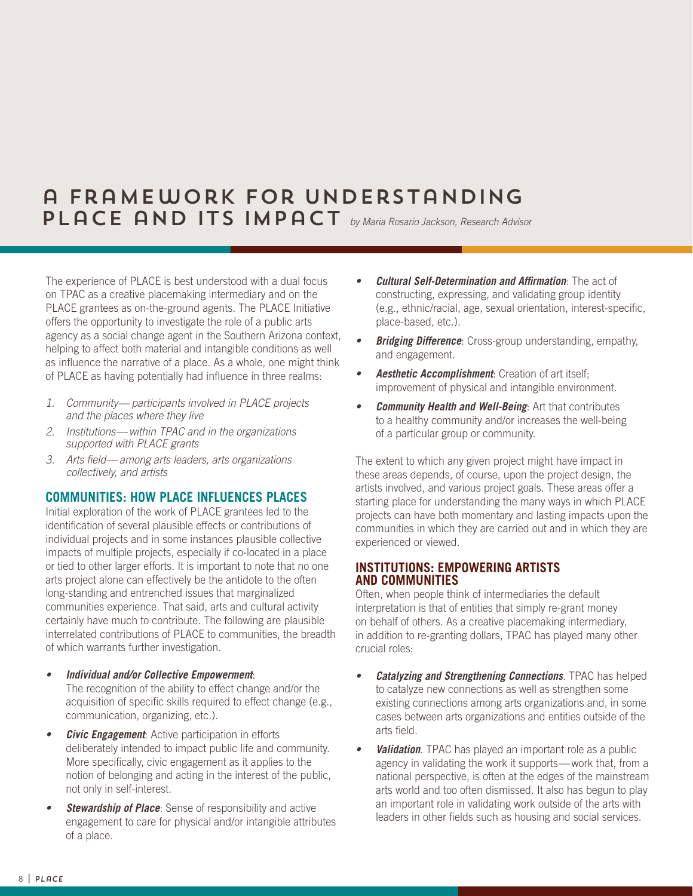# A FRAMEWORK FOR UNDERSTANDING PLACE AND ITS IMPACT

*by Maria Rosario Jackson, Research Advisor*

The experience of PLACE is best understood with a dual focus on TPAC as a creative placemaking intermediary and on the PLACE grantees as on-the-ground agents. The PLACE Initiative offers the opportunity to investigate the role of a public arts agency as a social change agent in the Southern Arizona context, helping to affect both material and intangible conditions as well as influence the narrative of a place. As a whole, one might think of PLACE as having potentially had influence in three realms:

1. *Community—participants involved in PLACE projects and the places where they live*
2. *Institutions—within TPAC and in the organizations supported with PLACE grants*
3. *Arts field—among arts leaders, arts organizations collectively, and artists*

## COMMUNITIES: HOW PLACE INFLUENCES PLACES

Initial exploration of the work of PLACE grantees led to the identification of several plausible effects or contributions of individual projects and in some instances plausible collective impacts of multiple projects, especially if co-located in a place or tied to other larger efforts. It is important to note that no one arts project alone can effectively be the antidote to the often long-standing and entrenched issues that marginalized communities experience. That said, arts and cultural activity certainly have much to contribute. The following are plausible interrelated contributions of PLACE to communities, the breadth of which warrants further investigation.

- ***Individual and/or Collective Empowerment***: The recognition of the ability to effect change and/or the acquisition of specific skills required to effect change (e.g., communication, organizing, etc.).
- ***Civic Engagement***: Active participation in efforts deliberately intended to impact public life and community. More specifically, civic engagement as it applies to the notion of belonging and acting in the interest of the public, not only in self-interest.
- ***Stewardship of Place***: Sense of responsibility and active engagement to care for physical and/or intangible attributes of a place.
- ***Cultural Self-Determination and Affirmation***: The act of constructing, expressing, and validating group identity (e.g., ethnic/racial, age, sexual orientation, interest-specific, place-based, etc.).
- ***Bridging Difference***: Cross-group understanding, empathy, and engagement.
- ***Aesthetic Accomplishment***: Creation of art itself; improvement of physical and intangible environment.
- ***Community Health and Well-Being***: Art that contributes to a healthy community and/or increases the well-being of a particular group or community.

The extent to which any given project might have impact in these areas depends, of course, upon the project design, the artists involved, and various project goals. These areas offer a starting place for understanding the many ways in which PLACE projects can have both momentary and lasting impacts upon the communities in which they are carried out and in which they are experienced or viewed.

## INSTITUTIONS: EMPOWERING ARTISTS AND COMMUNITIES

Often, when people think of intermediaries the default interpretation is that of entities that simply re-grant money on behalf of others. As a creative placemaking intermediary, in addition to re-granting dollars, TPAC has played many other crucial roles:

- ***Catalyzing and Strengthening Connections***. TPAC has helped to catalyze new connections as well as strengthen some existing connections among arts organizations and, in some cases between arts organizations and entities outside of the arts field.
- ***Validation***. TPAC has played an important role as a public agency in validating the work it supports—work that, from a national perspective, is often at the edges of the mainstream arts world and too often dismissed. It also has begun to play an important role in validating work outside of the arts with leaders in other fields such as housing and social services.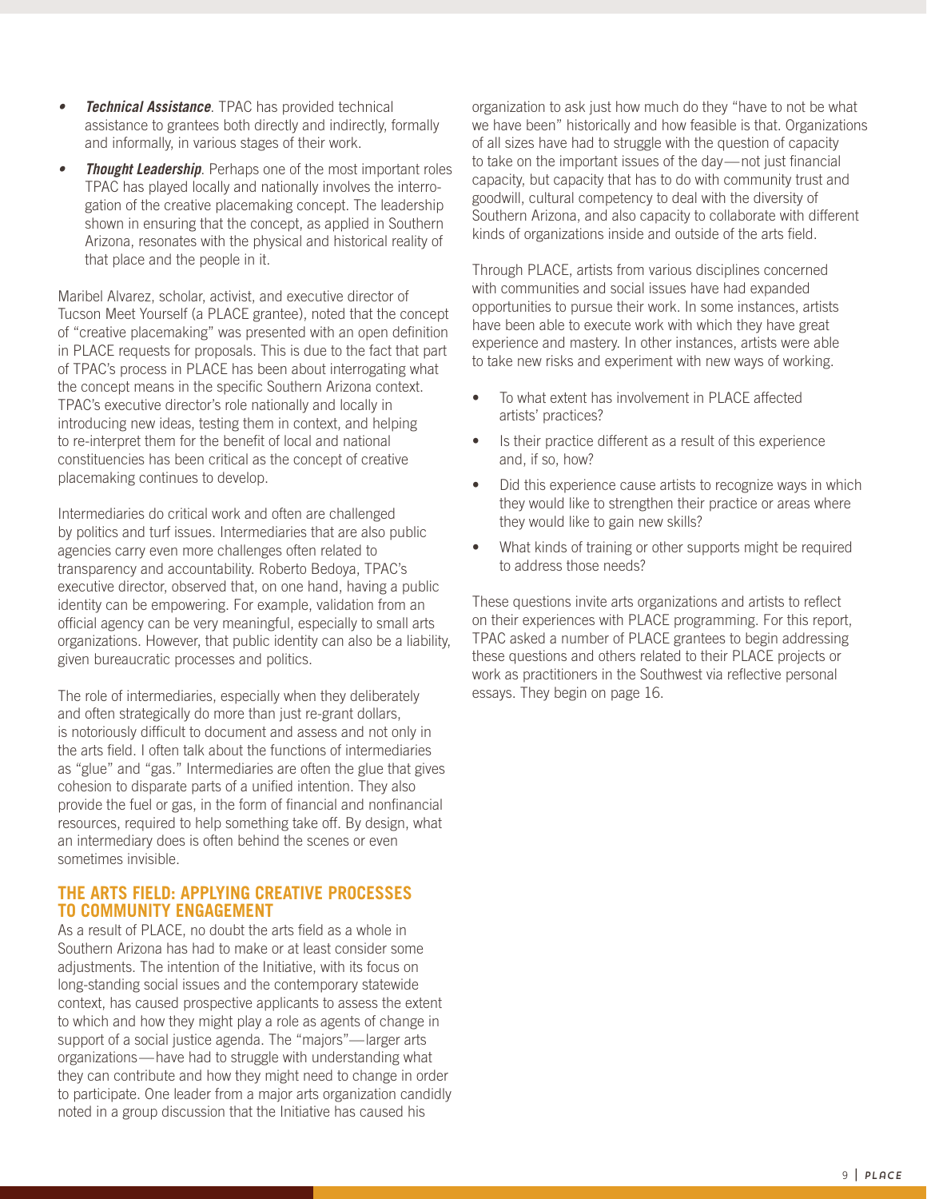- ***Technical Assistance***. TPAC has provided technical assistance to grantees both directly and indirectly, formally and informally, in various stages of their work.
- ***Thought Leadership***. Perhaps one of the most important roles TPAC has played locally and nationally involves the interrogation of the creative placemaking concept. The leadership shown in ensuring that the concept, as applied in Southern Arizona, resonates with the physical and historical reality of that place and the people in it.

Maribel Alvarez, scholar, activist, and executive director of Tucson Meet Yourself (a PLACE grantee), noted that the concept of "creative placemaking" was presented with an open definition in PLACE requests for proposals. This is due to the fact that part of TPAC's process in PLACE has been about interrogating what the concept means in the specific Southern Arizona context. TPAC's executive director's role nationally and locally in introducing new ideas, testing them in context, and helping to re-interpret them for the benefit of local and national constituencies has been critical as the concept of creative placemaking continues to develop.

Intermediaries do critical work and often are challenged by politics and turf issues. Intermediaries that are also public agencies carry even more challenges often related to transparency and accountability. Roberto Bedoya, TPAC's executive director, observed that, on one hand, having a public identity can be empowering. For example, validation from an official agency can be very meaningful, especially to small arts organizations. However, that public identity can also be a liability, given bureaucratic processes and politics.

The role of intermediaries, especially when they deliberately and often strategically do more than just re-grant dollars, is notoriously difficult to document and assess and not only in the arts field. I often talk about the functions of intermediaries as "glue" and "gas." Intermediaries are often the glue that gives cohesion to disparate parts of a unified intention. They also provide the fuel or gas, in the form of financial and nonfinancial resources, required to help something take off. By design, what an intermediary does is often behind the scenes or even sometimes invisible.

## THE ARTS FIELD: APPLYING CREATIVE PROCESSES TO COMMUNITY ENGAGEMENT

As a result of PLACE, no doubt the arts field as a whole in Southern Arizona has had to make or at least consider some adjustments. The intention of the Initiative, with its focus on long-standing social issues and the contemporary statewide context, has caused prospective applicants to assess the extent to which and how they might play a role as agents of change in support of a social justice agenda. The "majors"—larger arts organizations—have had to struggle with understanding what they can contribute and how they might need to change in order to participate. One leader from a major arts organization candidly noted in a group discussion that the Initiative has caused his organization to ask just how much do they "have to not be what we have been" historically and how feasible is that. Organizations of all sizes have had to struggle with the question of capacity to take on the important issues of the day—not just financial capacity, but capacity that has to do with community trust and goodwill, cultural competency to deal with the diversity of Southern Arizona, and also capacity to collaborate with different kinds of organizations inside and outside of the arts field.

Through PLACE, artists from various disciplines concerned with communities and social issues have had expanded opportunities to pursue their work. In some instances, artists have been able to execute work with which they have great experience and mastery. In other instances, artists were able to take new risks and experiment with new ways of working.

- To what extent has involvement in PLACE affected artists' practices?
- Is their practice different as a result of this experience and, if so, how?
- Did this experience cause artists to recognize ways in which they would like to strengthen their practice or areas where they would like to gain new skills?
- What kinds of training or other supports might be required to address those needs?

These questions invite arts organizations and artists to reflect on their experiences with PLACE programming. For this report, TPAC asked a number of PLACE grantees to begin addressing these questions and others related to their PLACE projects or work as practitioners in the Southwest via reflective personal essays. They begin on page 16.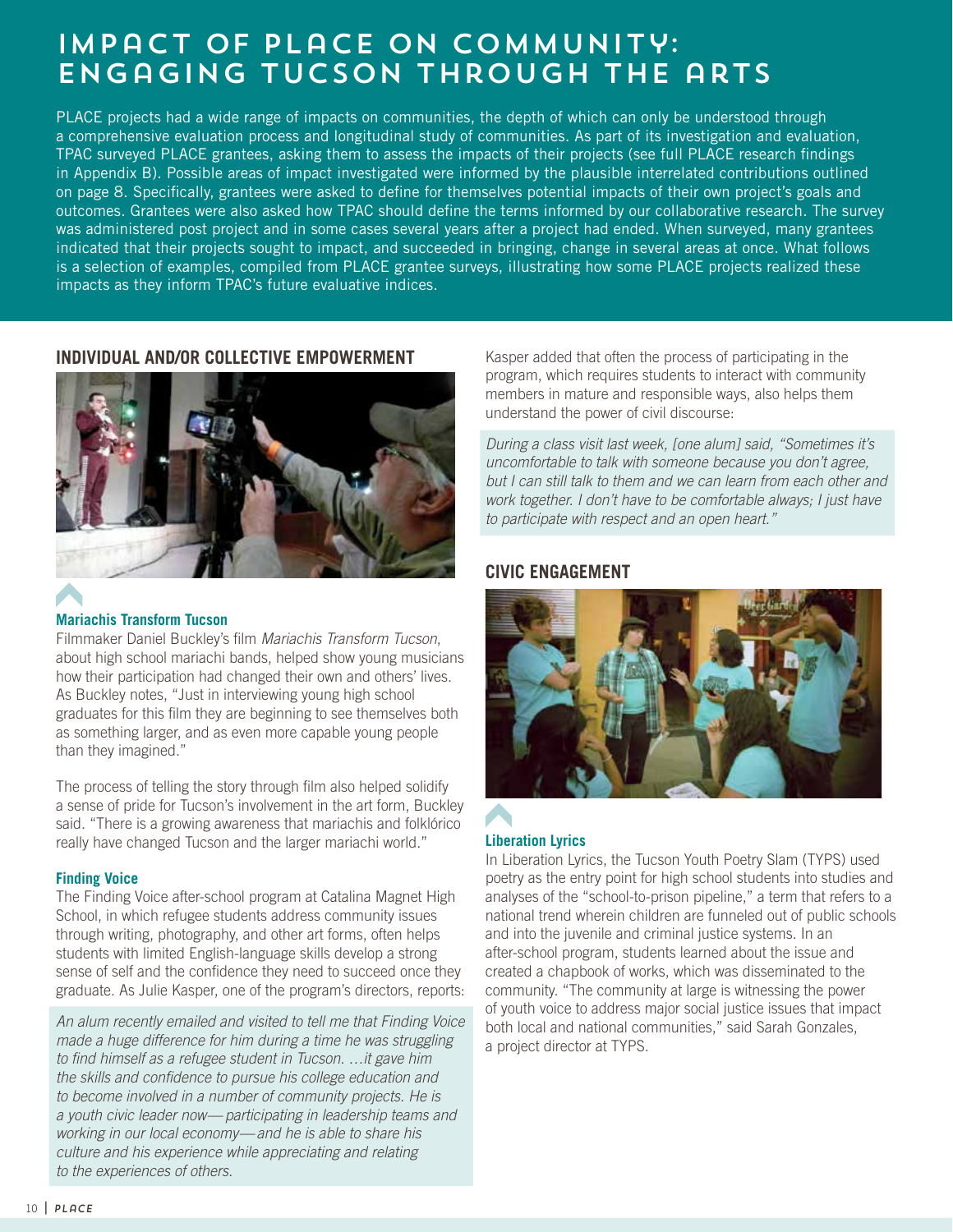# IMPACT OF PLACE ON COMMUNITY: ENGAGING TUCSON THROUGH THE ARTS

PLACE projects had a wide range of impacts on communities, the depth of which can only be understood through a comprehensive evaluation process and longitudinal study of communities. As part of its investigation and evaluation, TPAC surveyed PLACE grantees, asking them to assess the impacts of their projects (see full PLACE research findings in Appendix B). Possible areas of impact investigated were informed by the plausible interrelated contributions outlined on page 8. Specifically, grantees were asked to define for themselves potential impacts of their own project's goals and outcomes. Grantees were also asked how TPAC should define the terms informed by our collaborative research. The survey was administered post project and in some cases several years after a project had ended. When surveyed, many grantees indicated that their projects sought to impact, and succeeded in bringing, change in several areas at once. What follows is a selection of examples, compiled from PLACE grantee surveys, illustrating how some PLACE projects realized these impacts as they inform TPAC's future evaluative indices.

## INDIVIDUAL AND/OR COLLECTIVE EMPOWERMENT

### Mariachis Transform Tucson

Filmmaker Daniel Buckley's film *Mariachis Transform Tucson*, about high school mariachi bands, helped show young musicians how their participation had changed their own and others' lives. As Buckley notes, "Just in interviewing young high school graduates for this film they are beginning to see themselves both as something larger, and as even more capable young people than they imagined."

The process of telling the story through film also helped solidify a sense of pride for Tucson's involvement in the art form, Buckley said. "There is a growing awareness that mariachis and folklórico really have changed Tucson and the larger mariachi world."

### Finding Voice

The Finding Voice after-school program at Catalina Magnet High School, in which refugee students address community issues through writing, photography, and other art forms, often helps students with limited English-language skills develop a strong sense of self and the confidence they need to succeed once they graduate. As Julie Kasper, one of the program's directors, reports:

> *An alum recently emailed and visited to tell me that Finding Voice made a huge difference for him during a time he was struggling to find himself as a refugee student in Tucson. …it gave him the skills and confidence to pursue his college education and to become involved in a number of community projects. He is a youth civic leader now—participating in leadership teams and working in our local economy—and he is able to share his culture and his experience while appreciating and relating to the experiences of others.*

Kasper added that often the process of participating in the program, which requires students to interact with community members in mature and responsible ways, also helps them understand the power of civil discourse:

> *During a class visit last week, [one alum] said, "Sometimes it's uncomfortable to talk with someone because you don't agree, but I can still talk to them and we can learn from each other and work together. I don't have to be comfortable always; I just have to participate with respect and an open heart."*

## CIVIC ENGAGEMENT

### Liberation Lyrics

In Liberation Lyrics, the Tucson Youth Poetry Slam (TYPS) used poetry as the entry point for high school students into studies and analyses of the "school-to-prison pipeline," a term that refers to a national trend wherein children are funneled out of public schools and into the juvenile and criminal justice systems. In an after-school program, students learned about the issue and created a chapbook of works, which was disseminated to the community. "The community at large is witnessing the power of youth voice to address major social justice issues that impact both local and national communities," said Sarah Gonzales, a project director at TYPS.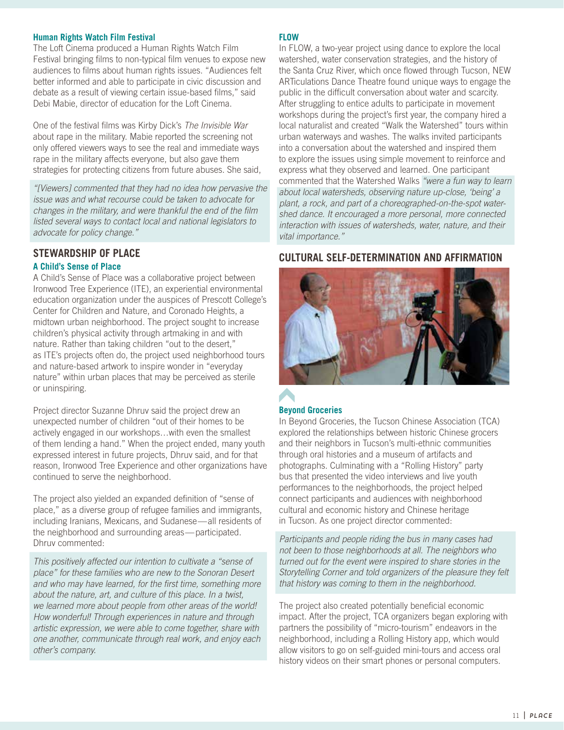### Human Rights Watch Film Festival

The Loft Cinema produced a Human Rights Watch Film Festival bringing films to non-typical film venues to expose new audiences to films about human rights issues. "Audiences felt better informed and able to participate in civic discussion and debate as a result of viewing certain issue-based films," said Debi Mabie, director of education for the Loft Cinema.

One of the festival films was Kirby Dick's *The Invisible War* about rape in the military. Mabie reported the screening not only offered viewers ways to see the real and immediate ways rape in the military affects everyone, but also gave them strategies for protecting citizens from future abuses. She said,

> *"[Viewers] commented that they had no idea how pervasive the issue was and what recourse could be taken to advocate for changes in the military, and were thankful the end of the film listed several ways to contact local and national legislators to advocate for policy change."*

## STEWARDSHIP OF PLACE

### A Child's Sense of Place

A Child's Sense of Place was a collaborative project between Ironwood Tree Experience (ITE), an experiential environmental education organization under the auspices of Prescott College's Center for Children and Nature, and Coronado Heights, a midtown urban neighborhood. The project sought to increase children's physical activity through artmaking in and with nature. Rather than taking children "out to the desert," as ITE's projects often do, the project used neighborhood tours and nature-based artwork to inspire wonder in "everyday nature" within urban places that may be perceived as sterile or uninspiring.

Project director Suzanne Dhruv said the project drew an unexpected number of children "out of their homes to be actively engaged in our workshops…with even the smallest of them lending a hand." When the project ended, many youth expressed interest in future projects, Dhruv said, and for that reason, Ironwood Tree Experience and other organizations have continued to serve the neighborhood.

The project also yielded an expanded definition of "sense of place," as a diverse group of refugee families and immigrants, including Iranians, Mexicans, and Sudanese—all residents of the neighborhood and surrounding areas—participated. Dhruv commented:

> *This positively affected our intention to cultivate a "sense of place" for these families who are new to the Sonoran Desert and who may have learned, for the first time, something more about the nature, art, and culture of this place. In a twist, we learned more about people from other areas of the world! How wonderful! Through experiences in nature and through artistic expression, we were able to come together, share with one another, communicate through real work, and enjoy each other's company.*

### FLOW

In FLOW, a two-year project using dance to explore the local watershed, water conservation strategies, and the history of the Santa Cruz River, which once flowed through Tucson, NEW ARTiculations Dance Theatre found unique ways to engage the public in the difficult conversation about water and scarcity. After struggling to entice adults to participate in movement workshops during the project's first year, the company hired a local naturalist and created "Walk the Watershed" tours within urban waterways and washes. The walks invited participants into a conversation about the watershed and inspired them to explore the issues using simple movement to reinforce and express what they observed and learned. One participant commented that the Watershed Walks *"were a fun way to learn about local watersheds, observing nature up-close, 'being' a plant, a rock, and part of a choreographed-on-the-spot water-shed dance. It encouraged a more personal, more connected interaction with issues of watersheds, water, nature, and their vital importance."*

## CULTURAL SELF-DETERMINATION AND AFFIRMATION

### Beyond Groceries

In Beyond Groceries, the Tucson Chinese Association (TCA) explored the relationships between historic Chinese grocers and their neighbors in Tucson's multi-ethnic communities through oral histories and a museum of artifacts and photographs. Culminating with a "Rolling History" party bus that presented the video interviews and live youth performances to the neighborhoods, the project helped connect participants and audiences with neighborhood cultural and economic history and Chinese heritage in Tucson. As one project director commented:

> *Participants and people riding the bus in many cases had not been to those neighborhoods at all. The neighbors who turned out for the event were inspired to share stories in the Storytelling Corner and told organizers of the pleasure they felt that history was coming to them in the neighborhood.*

The project also created potentially beneficial economic impact. After the project, TCA organizers began exploring with partners the possibility of "micro-tourism" endeavors in the neighborhood, including a Rolling History app, which would allow visitors to go on self-guided mini-tours and access oral history videos on their smart phones or personal computers.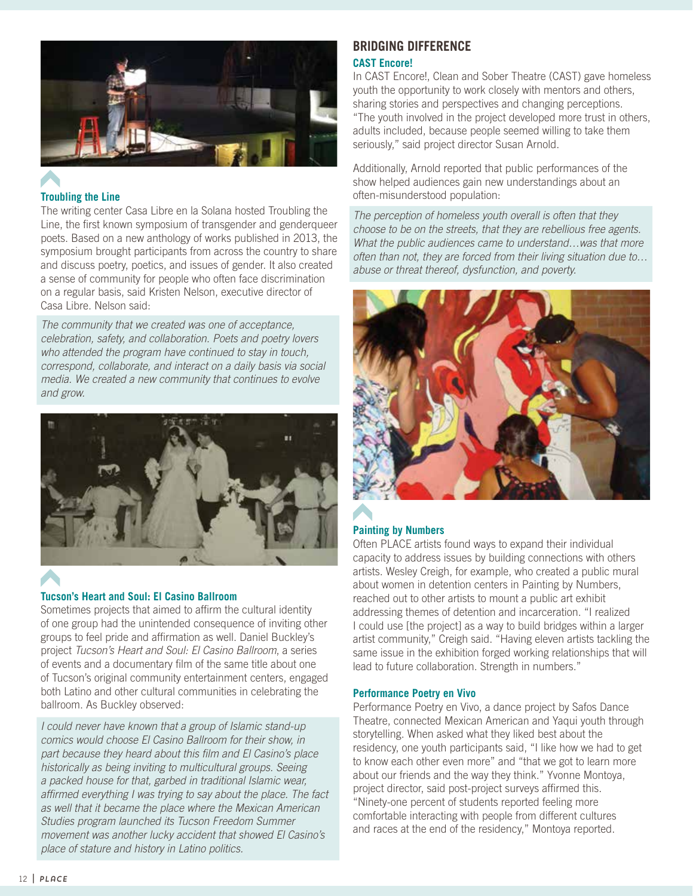### Troubling the Line

The writing center Casa Libre en la Solana hosted Troubling the Line, the first known symposium of transgender and genderqueer poets. Based on a new anthology of works published in 2013, the symposium brought participants from across the country to share and discuss poetry, poetics, and issues of gender. It also created a sense of community for people who often face discrimination on a regular basis, said Kristen Nelson, executive director of Casa Libre. Nelson said:

*The community that we created was one of acceptance, celebration, safety, and collaboration. Poets and poetry lovers who attended the program have continued to stay in touch, correspond, collaborate, and interact on a daily basis via social media. We created a new community that continues to evolve and grow.*

### Tucson's Heart and Soul: El Casino Ballroom

Sometimes projects that aimed to affirm the cultural identity of one group had the unintended consequence of inviting other groups to feel pride and affirmation as well. Daniel Buckley's project *Tucson's Heart and Soul: El Casino Ballroom*, a series of events and a documentary film of the same title about one of Tucson's original community entertainment centers, engaged both Latino and other cultural communities in celebrating the ballroom. As Buckley observed:

*I could never have known that a group of Islamic stand-up comics would choose El Casino Ballroom for their show, in part because they heard about this film and El Casino's place historically as being inviting to multicultural groups. Seeing a packed house for that, garbed in traditional Islamic wear, affirmed everything I was trying to say about the place. The fact as well that it became the place where the Mexican American Studies program launched its Tucson Freedom Summer movement was another lucky accident that showed El Casino's place of stature and history in Latino politics.*

## BRIDGING DIFFERENCE

### CAST Encore!

In CAST Encore!, Clean and Sober Theatre (CAST) gave homeless youth the opportunity to work closely with mentors and others, sharing stories and perspectives and changing perceptions. "The youth involved in the project developed more trust in others, adults included, because people seemed willing to take them seriously," said project director Susan Arnold.

Additionally, Arnold reported that public performances of the show helped audiences gain new understandings about an often-misunderstood population:

*The perception of homeless youth overall is often that they choose to be on the streets, that they are rebellious free agents. What the public audiences came to understand…was that more often than not, they are forced from their living situation due to… abuse or threat thereof, dysfunction, and poverty.*

### Painting by Numbers

Often PLACE artists found ways to expand their individual capacity to address issues by building connections with others artists. Wesley Creigh, for example, who created a public mural about women in detention centers in Painting by Numbers, reached out to other artists to mount a public art exhibit addressing themes of detention and incarceration. "I realized I could use [the project] as a way to build bridges within a larger artist community," Creigh said. "Having eleven artists tackling the same issue in the exhibition forged working relationships that will lead to future collaboration. Strength in numbers."

### Performance Poetry en Vivo

Performance Poetry en Vivo, a dance project by Safos Dance Theatre, connected Mexican American and Yaqui youth through storytelling. When asked what they liked best about the residency, one youth participants said, "I like how we had to get to know each other even more" and "that we got to learn more about our friends and the way they think." Yvonne Montoya, project director, said post-project surveys affirmed this. "Ninety-one percent of students reported feeling more comfortable interacting with people from different cultures and races at the end of the residency," Montoya reported.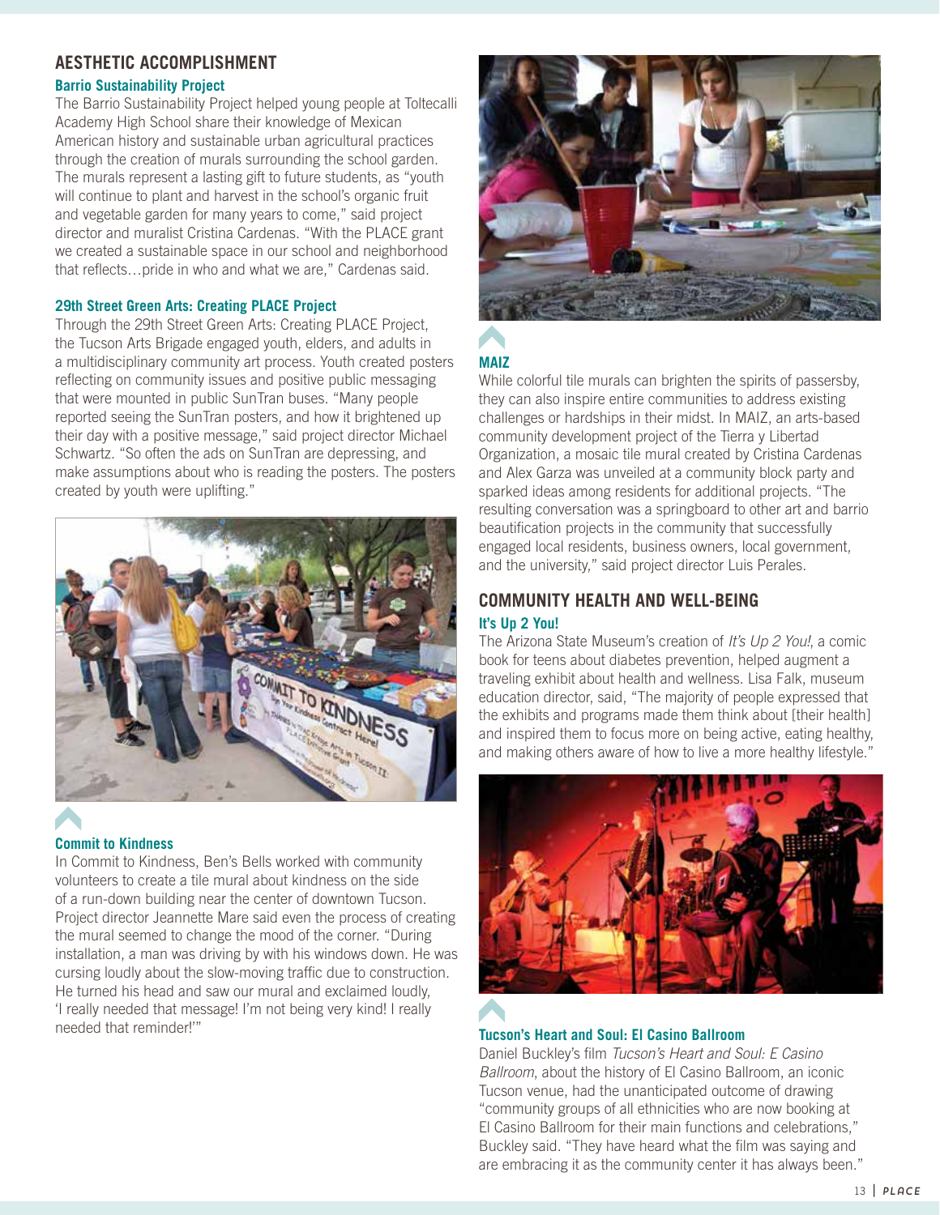## AESTHETIC ACCOMPLISHMENT

### Barrio Sustainability Project

The Barrio Sustainability Project helped young people at Toltecalli Academy High School share their knowledge of Mexican American history and sustainable urban agricultural practices through the creation of murals surrounding the school garden. The murals represent a lasting gift to future students, as "youth will continue to plant and harvest in the school's organic fruit and vegetable garden for many years to come," said project director and muralist Cristina Cardenas. "With the PLACE grant we created a sustainable space in our school and neighborhood that reflects…pride in who and what we are," Cardenas said.

### 29th Street Green Arts: Creating PLACE Project

Through the 29th Street Green Arts: Creating PLACE Project, the Tucson Arts Brigade engaged youth, elders, and adults in a multidisciplinary community art process. Youth created posters reflecting on community issues and positive public messaging that were mounted in public SunTran buses. "Many people reported seeing the SunTran posters, and how it brightened up their day with a positive message," said project director Michael Schwartz. "So often the ads on SunTran are depressing, and make assumptions about who is reading the posters. The posters created by youth were uplifting."

### Commit to Kindness

In Commit to Kindness, Ben's Bells worked with community volunteers to create a tile mural about kindness on the side of a run-down building near the center of downtown Tucson. Project director Jeannette Mare said even the process of creating the mural seemed to change the mood of the corner. "During installation, a man was driving by with his windows down. He was cursing loudly about the slow-moving traffic due to construction. He turned his head and saw our mural and exclaimed loudly, 'I really needed that message! I'm not being very kind! I really needed that reminder!'"

### MAIZ

While colorful tile murals can brighten the spirits of passersby, they can also inspire entire communities to address existing challenges or hardships in their midst. In MAIZ, an arts-based community development project of the Tierra y Libertad Organization, a mosaic tile mural created by Cristina Cardenas and Alex Garza was unveiled at a community block party and sparked ideas among residents for additional projects. "The resulting conversation was a springboard to other art and barrio beautification projects in the community that successfully engaged local residents, business owners, local government, and the university," said project director Luis Perales.

## COMMUNITY HEALTH AND WELL-BEING

### It's Up 2 You!

The Arizona State Museum's creation of *It's Up 2 You!*, a comic book for teens about diabetes prevention, helped augment a traveling exhibit about health and wellness. Lisa Falk, museum education director, said, "The majority of people expressed that the exhibits and programs made them think about [their health] and inspired them to focus more on being active, eating healthy, and making others aware of how to live a more healthy lifestyle."

### Tucson's Heart and Soul: El Casino Ballroom

Daniel Buckley's film *Tucson's Heart and Soul: E Casino Ballroom*, about the history of El Casino Ballroom, an iconic Tucson venue, had the unanticipated outcome of drawing "community groups of all ethnicities who are now booking at El Casino Ballroom for their main functions and celebrations," Buckley said. "They have heard what the film was saying and are embracing it as the community center it has always been."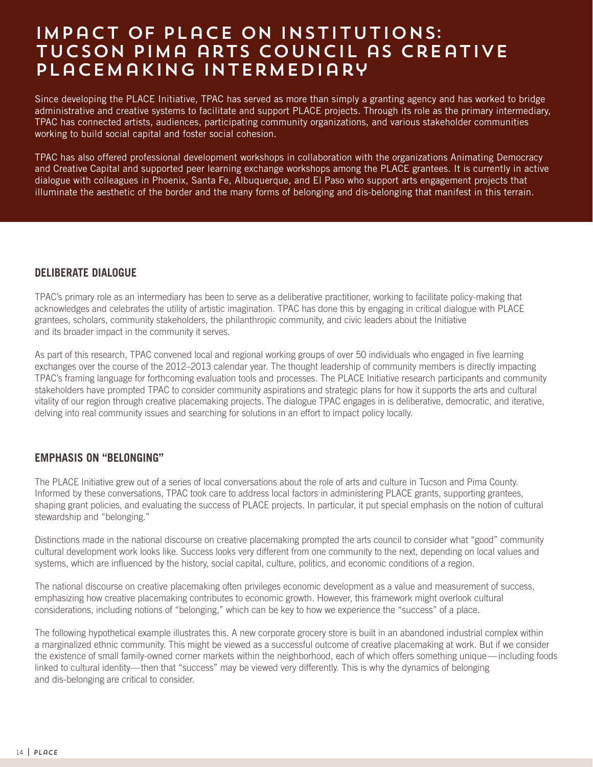# IMPACT OF PLACE ON INSTITUTIONS: TUCSON PIMA ARTS COUNCIL AS CREATIVE PLACEMAKING INTERMEDIARY

Since developing the PLACE Initiative, TPAC has served as more than simply a granting agency and has worked to bridge administrative and creative systems to facilitate and support PLACE projects. Through its role as the primary intermediary, TPAC has connected artists, audiences, participating community organizations, and various stakeholder communities working to build social capital and foster social cohesion.

TPAC has also offered professional development workshops in collaboration with the organizations Animating Democracy and Creative Capital and supported peer learning exchange workshops among the PLACE grantees. It is currently in active dialogue with colleagues in Phoenix, Santa Fe, Albuquerque, and El Paso who support arts engagement projects that illuminate the aesthetic of the border and the many forms of belonging and dis-belonging that manifest in this terrain.

## DELIBERATE DIALOGUE

TPAC's primary role as an intermediary has been to serve as a deliberative practitioner, working to facilitate policy-making that acknowledges and celebrates the utility of artistic imagination. TPAC has done this by engaging in critical dialogue with PLACE grantees, scholars, community stakeholders, the philanthropic community, and civic leaders about the Initiative and its broader impact in the community it serves.

As part of this research, TPAC convened local and regional working groups of over 50 individuals who engaged in five learning exchanges over the course of the 2012–2013 calendar year. The thought leadership of community members is directly impacting TPAC's framing language for forthcoming evaluation tools and processes. The PLACE Initiative research participants and community stakeholders have prompted TPAC to consider community aspirations and strategic plans for how it supports the arts and cultural vitality of our region through creative placemaking projects. The dialogue TPAC engages in is deliberative, democratic, and iterative, delving into real community issues and searching for solutions in an effort to impact policy locally.

## EMPHASIS ON "BELONGING"

The PLACE Initiative grew out of a series of local conversations about the role of arts and culture in Tucson and Pima County. Informed by these conversations, TPAC took care to address local factors in administering PLACE grants, supporting grantees, shaping grant policies, and evaluating the success of PLACE projects. In particular, it put special emphasis on the notion of cultural stewardship and "belonging."

Distinctions made in the national discourse on creative placemaking prompted the arts council to consider what "good" community cultural development work looks like. Success looks very different from one community to the next, depending on local values and systems, which are influenced by the history, social capital, culture, politics, and economic conditions of a region.

The national discourse on creative placemaking often privileges economic development as a value and measurement of success, emphasizing how creative placemaking contributes to economic growth. However, this framework might overlook cultural considerations, including notions of "belonging," which can be key to how we experience the "success" of a place.

The following hypothetical example illustrates this. A new corporate grocery store is built in an abandoned industrial complex within a marginalized ethnic community. This might be viewed as a successful outcome of creative placemaking at work. But if we consider the existence of small family-owned corner markets within the neighborhood, each of which offers something unique—including foods linked to cultural identity—then that "success" may be viewed very differently. This is why the dynamics of belonging and dis-belonging are critical to consider.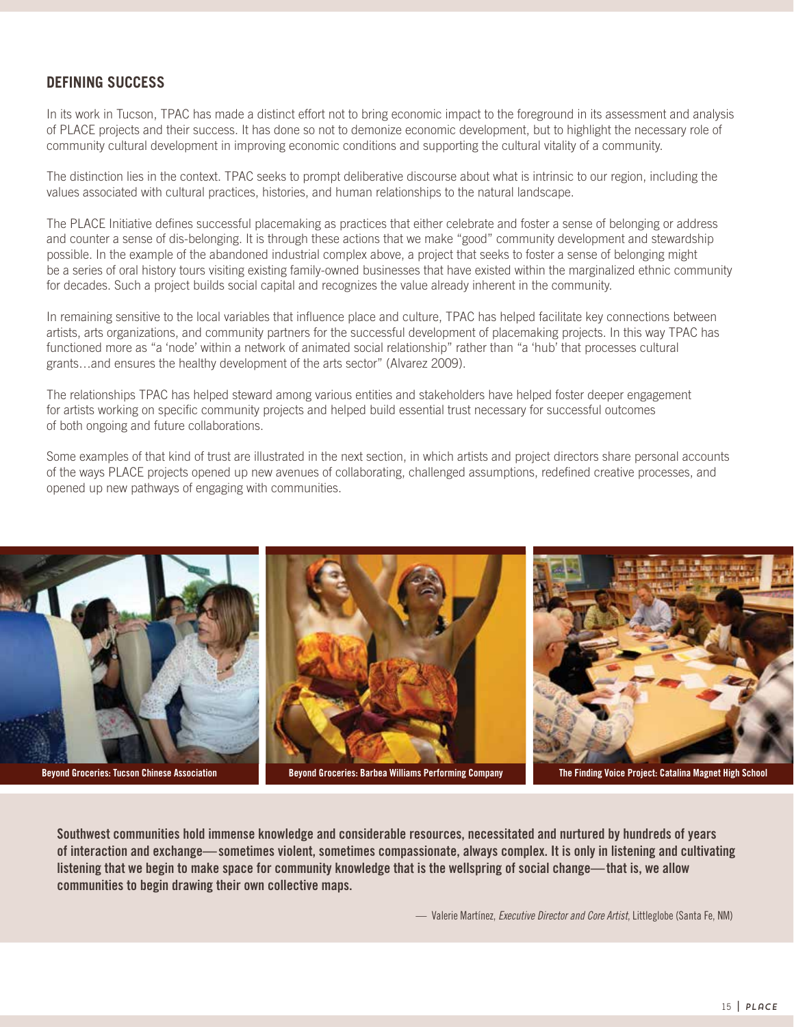## DEFINING SUCCESS

In its work in Tucson, TPAC has made a distinct effort not to bring economic impact to the foreground in its assessment and analysis of PLACE projects and their success. It has done so not to demonize economic development, but to highlight the necessary role of community cultural development in improving economic conditions and supporting the cultural vitality of a community.

The distinction lies in the context. TPAC seeks to prompt deliberative discourse about what is intrinsic to our region, including the values associated with cultural practices, histories, and human relationships to the natural landscape.

The PLACE Initiative defines successful placemaking as practices that either celebrate and foster a sense of belonging or address and counter a sense of dis-belonging. It is through these actions that we make "good" community development and stewardship possible. In the example of the abandoned industrial complex above, a project that seeks to foster a sense of belonging might be a series of oral history tours visiting existing family-owned businesses that have existed within the marginalized ethnic community for decades. Such a project builds social capital and recognizes the value already inherent in the community.

In remaining sensitive to the local variables that influence place and culture, TPAC has helped facilitate key connections between artists, arts organizations, and community partners for the successful development of placemaking projects. In this way TPAC has functioned more as "a 'node' within a network of animated social relationship" rather than "a 'hub' that processes cultural grants…and ensures the healthy development of the arts sector" (Alvarez 2009).

The relationships TPAC has helped steward among various entities and stakeholders have helped foster deeper engagement for artists working on specific community projects and helped build essential trust necessary for successful outcomes of both ongoing and future collaborations.

Some examples of that kind of trust are illustrated in the next section, in which artists and project directors share personal accounts of the ways PLACE projects opened up new avenues of collaborating, challenged assumptions, redefined creative processes, and opened up new pathways of engaging with communities.

**Beyond Groceries: Tucson Chinese Association**

**Beyond Groceries: Barbea Williams Performing Company**

**The Finding Voice Project: Catalina Magnet High School**

**Southwest communities hold immense knowledge and considerable resources, necessitated and nurtured by hundreds of years of interaction and exchange—sometimes violent, sometimes compassionate, always complex. It is only in listening and cultivating listening that we begin to make space for community knowledge that is the wellspring of social change—that is, we allow communities to begin drawing their own collective maps.**

— Valerie Martínez, *Executive Director and Core Artist*, Littleglobe (Santa Fe, NM)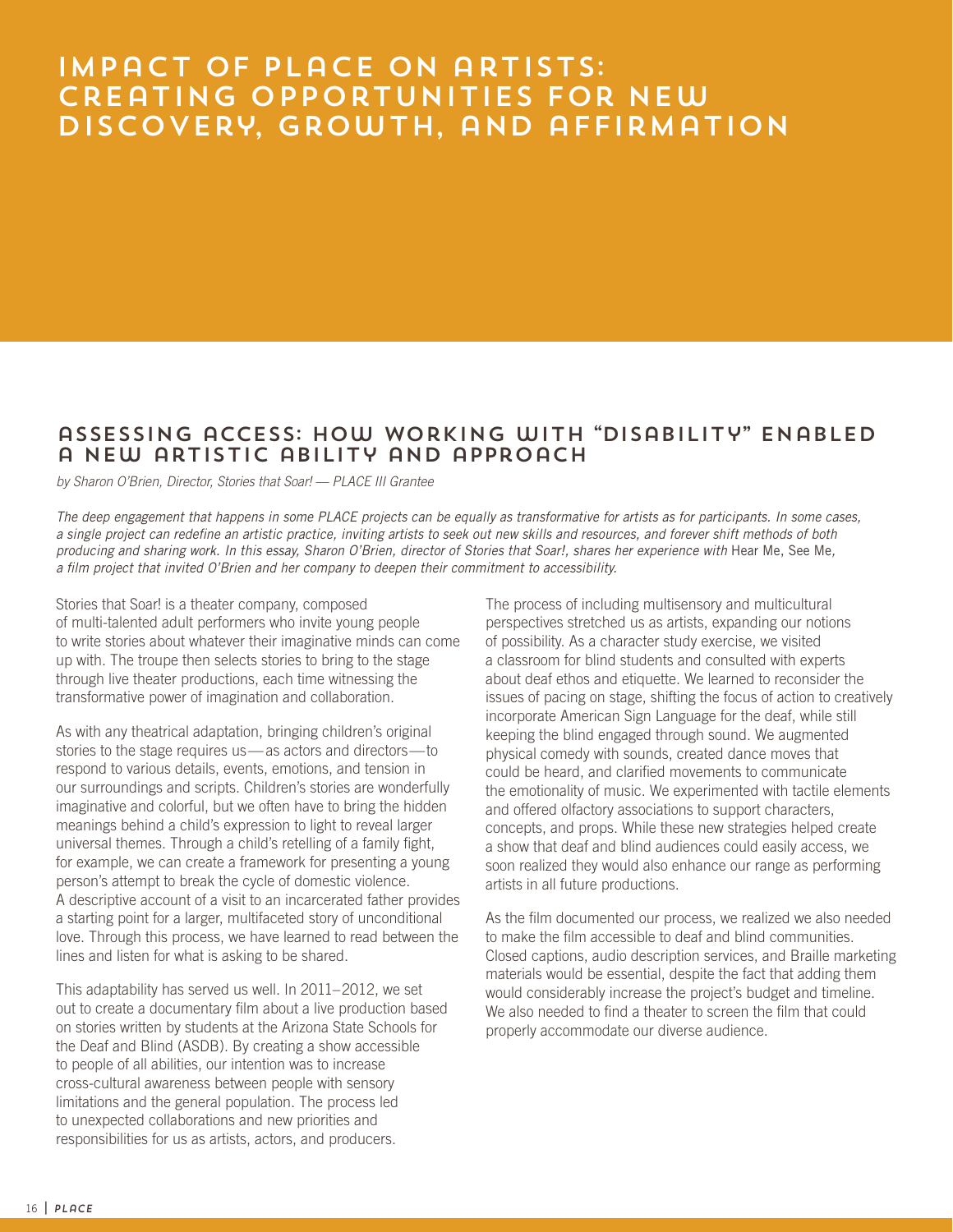# IMPACT OF PLACE ON ARTISTS: CREATING OPPORTUNITIES FOR NEW DISCOVERY, GROWTH, AND AFFIRMATION

## ASSESSING ACCESS: HOW WORKING WITH "DISABILITY" ENABLED A NEW ARTISTIC ABILITY AND APPROACH

*by Sharon O'Brien, Director, Stories that Soar! — PLACE III Grantee*

*The deep engagement that happens in some PLACE projects can be equally as transformative for artists as for participants. In some cases, a single project can redefine an artistic practice, inviting artists to seek out new skills and resources, and forever shift methods of both producing and sharing work. In this essay, Sharon O'Brien, director of Stories that Soar!, shares her experience with* Hear Me, See Me*, a film project that invited O'Brien and her company to deepen their commitment to accessibility.*

Stories that Soar! is a theater company, composed of multi-talented adult performers who invite young people to write stories about whatever their imaginative minds can come up with. The troupe then selects stories to bring to the stage through live theater productions, each time witnessing the transformative power of imagination and collaboration.

As with any theatrical adaptation, bringing children's original stories to the stage requires us—as actors and directors—to respond to various details, events, emotions, and tension in our surroundings and scripts. Children's stories are wonderfully imaginative and colorful, but we often have to bring the hidden meanings behind a child's expression to light to reveal larger universal themes. Through a child's retelling of a family fight, for example, we can create a framework for presenting a young person's attempt to break the cycle of domestic violence. A descriptive account of a visit to an incarcerated father provides a starting point for a larger, multifaceted story of unconditional love. Through this process, we have learned to read between the lines and listen for what is asking to be shared.

This adaptability has served us well. In 2011–2012, we set out to create a documentary film about a live production based on stories written by students at the Arizona State Schools for the Deaf and Blind (ASDB). By creating a show accessible to people of all abilities, our intention was to increase cross-cultural awareness between people with sensory limitations and the general population. The process led to unexpected collaborations and new priorities and responsibilities for us as artists, actors, and producers.

The process of including multisensory and multicultural perspectives stretched us as artists, expanding our notions of possibility. As a character study exercise, we visited a classroom for blind students and consulted with experts about deaf ethos and etiquette. We learned to reconsider the issues of pacing on stage, shifting the focus of action to creatively incorporate American Sign Language for the deaf, while still keeping the blind engaged through sound. We augmented physical comedy with sounds, created dance moves that could be heard, and clarified movements to communicate the emotionality of music. We experimented with tactile elements and offered olfactory associations to support characters, concepts, and props. While these new strategies helped create a show that deaf and blind audiences could easily access, we soon realized they would also enhance our range as performing artists in all future productions.

As the film documented our process, we realized we also needed to make the film accessible to deaf and blind communities. Closed captions, audio description services, and Braille marketing materials would be essential, despite the fact that adding them would considerably increase the project's budget and timeline. We also needed to find a theater to screen the film that could properly accommodate our diverse audience.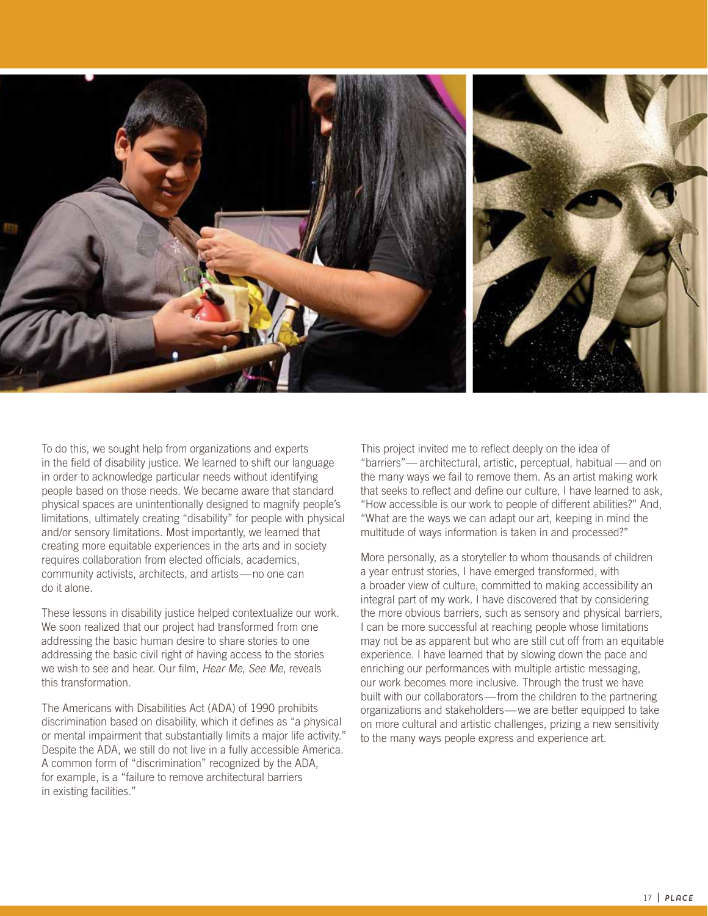To do this, we sought help from organizations and experts in the field of disability justice. We learned to shift our language in order to acknowledge particular needs without identifying people based on those needs. We became aware that standard physical spaces are unintentionally designed to magnify people's limitations, ultimately creating "disability" for people with physical and/or sensory limitations. Most importantly, we learned that creating more equitable experiences in the arts and in society requires collaboration from elected officials, academics, community activists, architects, and artists—no one can do it alone.

These lessons in disability justice helped contextualize our work. We soon realized that our project had transformed from one addressing the basic human desire to share stories to one addressing the basic civil right of having access to the stories we wish to see and hear. Our film, *Hear Me, See Me*, reveals this transformation.

The Americans with Disabilities Act (ADA) of 1990 prohibits discrimination based on disability, which it defines as "a physical or mental impairment that substantially limits a major life activity." Despite the ADA, we still do not live in a fully accessible America. A common form of "discrimination" recognized by the ADA, for example, is a "failure to remove architectural barriers in existing facilities."

This project invited me to reflect deeply on the idea of "barriers"— architectural, artistic, perceptual, habitual — and on the many ways we fail to remove them. As an artist making work that seeks to reflect and define our culture, I have learned to ask, "How accessible is our work to people of different abilities?" And, "What are the ways we can adapt our art, keeping in mind the multitude of ways information is taken in and processed?"

More personally, as a storyteller to whom thousands of children a year entrust stories, I have emerged transformed, with a broader view of culture, committed to making accessibility an integral part of my work. I have discovered that by considering the more obvious barriers, such as sensory and physical barriers, I can be more successful at reaching people whose limitations may not be as apparent but who are still cut off from an equitable experience. I have learned that by slowing down the pace and enriching our performances with multiple artistic messaging, our work becomes more inclusive. Through the trust we have built with our collaborators—from the children to the partnering organizations and stakeholders—we are better equipped to take on more cultural and artistic challenges, prizing a new sensitivity to the many ways people express and experience art.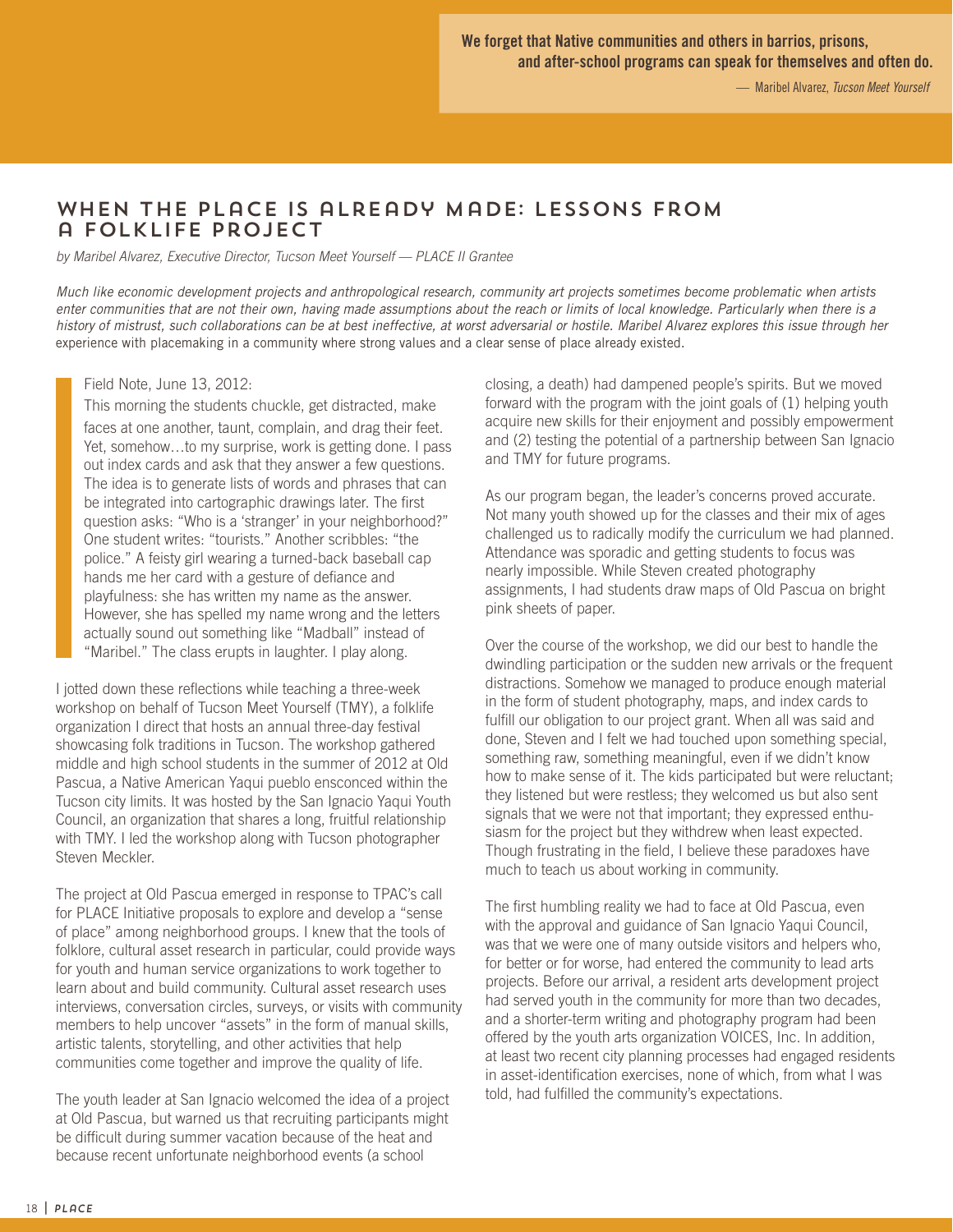> **We forget that Native communities and others in barrios, prisons, and after-school programs can speak for themselves and often do.**
>
> — Maribel Alvarez, *Tucson Meet Yourself*

# WHEN THE PLACE IS ALREADY MADE: LESSONS FROM A FOLKLIFE PROJECT

*by Maribel Alvarez, Executive Director, Tucson Meet Yourself — PLACE II Grantee*

*Much like economic development projects and anthropological research, community art projects sometimes become problematic when artists enter communities that are not their own, having made assumptions about the reach or limits of local knowledge. Particularly when there is a history of mistrust, such collaborations can be at best ineffective, at worst adversarial or hostile. Maribel Alvarez explores this issue through her* experience with placemaking in a community where strong values and a clear sense of place already existed.

> Field Note, June 13, 2012:
>
> This morning the students chuckle, get distracted, make faces at one another, taunt, complain, and drag their feet. Yet, somehow…to my surprise, work is getting done. I pass out index cards and ask that they answer a few questions. The idea is to generate lists of words and phrases that can be integrated into cartographic drawings later. The first question asks: "Who is a 'stranger' in your neighborhood?" One student writes: "tourists." Another scribbles: "the police." A feisty girl wearing a turned-back baseball cap hands me her card with a gesture of defiance and playfulness: she has written my name as the answer. However, she has spelled my name wrong and the letters actually sound out something like "Madball" instead of "Maribel." The class erupts in laughter. I play along.

I jotted down these reflections while teaching a three-week workshop on behalf of Tucson Meet Yourself (TMY), a folklife organization I direct that hosts an annual three-day festival showcasing folk traditions in Tucson. The workshop gathered middle and high school students in the summer of 2012 at Old Pascua, a Native American Yaqui pueblo ensconced within the Tucson city limits. It was hosted by the San Ignacio Yaqui Youth Council, an organization that shares a long, fruitful relationship with TMY. I led the workshop along with Tucson photographer Steven Meckler.

The project at Old Pascua emerged in response to TPAC's call for PLACE Initiative proposals to explore and develop a "sense of place" among neighborhood groups. I knew that the tools of folklore, cultural asset research in particular, could provide ways for youth and human service organizations to work together to learn about and build community. Cultural asset research uses interviews, conversation circles, surveys, or visits with community members to help uncover "assets" in the form of manual skills, artistic talents, storytelling, and other activities that help communities come together and improve the quality of life.

The youth leader at San Ignacio welcomed the idea of a project at Old Pascua, but warned us that recruiting participants might be difficult during summer vacation because of the heat and because recent unfortunate neighborhood events (a school closing, a death) had dampened people's spirits. But we moved forward with the program with the joint goals of (1) helping youth acquire new skills for their enjoyment and possibly empowerment and (2) testing the potential of a partnership between San Ignacio and TMY for future programs.

As our program began, the leader's concerns proved accurate. Not many youth showed up for the classes and their mix of ages challenged us to radically modify the curriculum we had planned. Attendance was sporadic and getting students to focus was nearly impossible. While Steven created photography assignments, I had students draw maps of Old Pascua on bright pink sheets of paper.

Over the course of the workshop, we did our best to handle the dwindling participation or the sudden new arrivals or the frequent distractions. Somehow we managed to produce enough material in the form of student photography, maps, and index cards to fulfill our obligation to our project grant. When all was said and done, Steven and I felt we had touched upon something special, something raw, something meaningful, even if we didn't know how to make sense of it. The kids participated but were reluctant; they listened but were restless; they welcomed us but also sent signals that we were not that important; they expressed enthusiasm for the project but they withdrew when least expected. Though frustrating in the field, I believe these paradoxes have much to teach us about working in community.

The first humbling reality we had to face at Old Pascua, even with the approval and guidance of San Ignacio Yaqui Council, was that we were one of many outside visitors and helpers who, for better or for worse, had entered the community to lead arts projects. Before our arrival, a resident arts development project had served youth in the community for more than two decades, and a shorter-term writing and photography program had been offered by the youth arts organization VOICES, Inc. In addition, at least two recent city planning processes had engaged residents in asset-identification exercises, none of which, from what I was told, had fulfilled the community's expectations.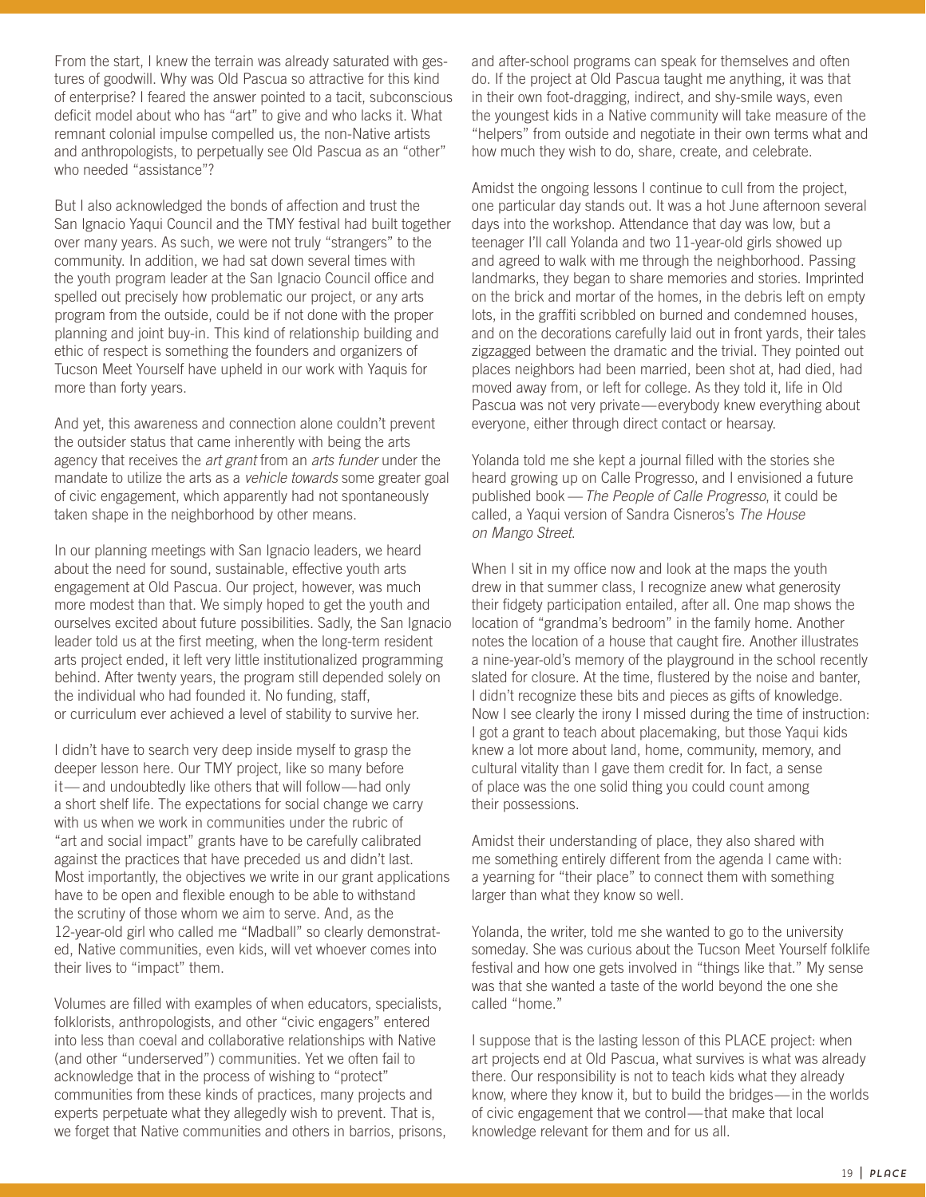From the start, I knew the terrain was already saturated with gestures of goodwill. Why was Old Pascua so attractive for this kind of enterprise? I feared the answer pointed to a tacit, subconscious deficit model about who has "art" to give and who lacks it. What remnant colonial impulse compelled us, the non-Native artists and anthropologists, to perpetually see Old Pascua as an "other" who needed "assistance"?

But I also acknowledged the bonds of affection and trust the San Ignacio Yaqui Council and the TMY festival had built together over many years. As such, we were not truly "strangers" to the community. In addition, we had sat down several times with the youth program leader at the San Ignacio Council office and spelled out precisely how problematic our project, or any arts program from the outside, could be if not done with the proper planning and joint buy-in. This kind of relationship building and ethic of respect is something the founders and organizers of Tucson Meet Yourself have upheld in our work with Yaquis for more than forty years.

And yet, this awareness and connection alone couldn't prevent the outsider status that came inherently with being the arts agency that receives the *art grant* from an *arts funder* under the mandate to utilize the arts as a *vehicle towards* some greater goal of civic engagement, which apparently had not spontaneously taken shape in the neighborhood by other means.

In our planning meetings with San Ignacio leaders, we heard about the need for sound, sustainable, effective youth arts engagement at Old Pascua. Our project, however, was much more modest than that. We simply hoped to get the youth and ourselves excited about future possibilities. Sadly, the San Ignacio leader told us at the first meeting, when the long-term resident arts project ended, it left very little institutionalized programming behind. After twenty years, the program still depended solely on the individual who had founded it. No funding, staff, or curriculum ever achieved a level of stability to survive her.

I didn't have to search very deep inside myself to grasp the deeper lesson here. Our TMY project, like so many before it—and undoubtedly like others that will follow—had only a short shelf life. The expectations for social change we carry with us when we work in communities under the rubric of "art and social impact" grants have to be carefully calibrated against the practices that have preceded us and didn't last. Most importantly, the objectives we write in our grant applications have to be open and flexible enough to be able to withstand the scrutiny of those whom we aim to serve. And, as the 12-year-old girl who called me "Madball" so clearly demonstrated, Native communities, even kids, will vet whoever comes into their lives to "impact" them.

Volumes are filled with examples of when educators, specialists, folklorists, anthropologists, and other "civic engagers" entered into less than coeval and collaborative relationships with Native (and other "underserved") communities. Yet we often fail to acknowledge that in the process of wishing to "protect" communities from these kinds of practices, many projects and experts perpetuate what they allegedly wish to prevent. That is, we forget that Native communities and others in barrios, prisons, and after-school programs can speak for themselves and often do. If the project at Old Pascua taught me anything, it was that in their own foot-dragging, indirect, and shy-smile ways, even the youngest kids in a Native community will take measure of the "helpers" from outside and negotiate in their own terms what and how much they wish to do, share, create, and celebrate.

Amidst the ongoing lessons I continue to cull from the project, one particular day stands out. It was a hot June afternoon several days into the workshop. Attendance that day was low, but a teenager I'll call Yolanda and two 11-year-old girls showed up and agreed to walk with me through the neighborhood. Passing landmarks, they began to share memories and stories. Imprinted on the brick and mortar of the homes, in the debris left on empty lots, in the graffiti scribbled on burned and condemned houses, and on the decorations carefully laid out in front yards, their tales zigzagged between the dramatic and the trivial. They pointed out places neighbors had been married, been shot at, had died, had moved away from, or left for college. As they told it, life in Old Pascua was not very private—everybody knew everything about everyone, either through direct contact or hearsay.

Yolanda told me she kept a journal filled with the stories she heard growing up on Calle Progresso, and I envisioned a future published book—*The People of Calle Progresso*, it could be called, a Yaqui version of Sandra Cisneros's *The House on Mango Street*.

When I sit in my office now and look at the maps the youth drew in that summer class, I recognize anew what generosity their fidgety participation entailed, after all. One map shows the location of "grandma's bedroom" in the family home. Another notes the location of a house that caught fire. Another illustrates a nine-year-old's memory of the playground in the school recently slated for closure. At the time, flustered by the noise and banter, I didn't recognize these bits and pieces as gifts of knowledge. Now I see clearly the irony I missed during the time of instruction: I got a grant to teach about placemaking, but those Yaqui kids knew a lot more about land, home, community, memory, and cultural vitality than I gave them credit for. In fact, a sense of place was the one solid thing you could count among their possessions.

Amidst their understanding of place, they also shared with me something entirely different from the agenda I came with: a yearning for "their place" to connect them with something larger than what they know so well.

Yolanda, the writer, told me she wanted to go to the university someday. She was curious about the Tucson Meet Yourself folklife festival and how one gets involved in "things like that." My sense was that she wanted a taste of the world beyond the one she called "home."

I suppose that is the lasting lesson of this PLACE project: when art projects end at Old Pascua, what survives is what was already there. Our responsibility is not to teach kids what they already know, where they know it, but to build the bridges—in the worlds of civic engagement that we control—that make that local knowledge relevant for them and for us all.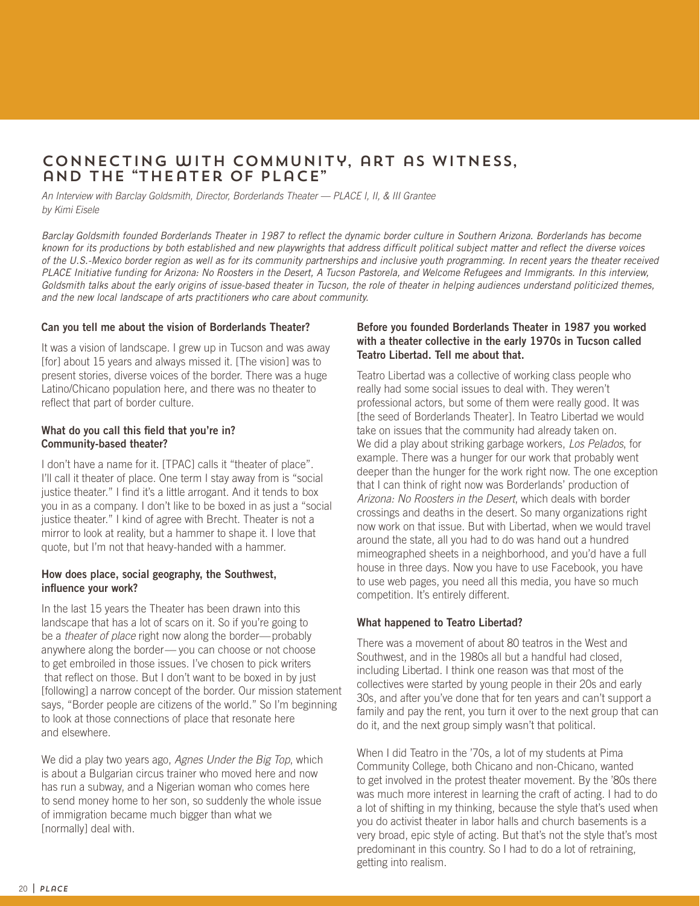# Connecting with Community, Art as Witness, and the "Theater of Place"

*An Interview with Barclay Goldsmith, Director, Borderlands Theater — PLACE I, II, & III Grantee*
*by Kimi Eisele*

*Barclay Goldsmith founded Borderlands Theater in 1987 to reflect the dynamic border culture in Southern Arizona. Borderlands has become known for its productions by both established and new playwrights that address difficult political subject matter and reflect the diverse voices of the U.S.-Mexico border region as well as for its community partnerships and inclusive youth programming. In recent years the theater received PLACE Initiative funding for Arizona: No Roosters in the Desert, A Tucson Pastorela, and Welcome Refugees and Immigrants. In this interview, Goldsmith talks about the early origins of issue-based theater in Tucson, the role of theater in helping audiences understand politicized themes, and the new local landscape of arts practitioners who care about community.*

**Can you tell me about the vision of Borderlands Theater?**

It was a vision of landscape. I grew up in Tucson and was away [for] about 15 years and always missed it. [The vision] was to present stories, diverse voices of the border. There was a huge Latino/Chicano population here, and there was no theater to reflect that part of border culture.

**What do you call this field that you're in? Community-based theater?**

I don't have a name for it. [TPAC] calls it "theater of place". I'll call it theater of place. One term I stay away from is "social justice theater." I find it's a little arrogant. And it tends to box you in as a company. I don't like to be boxed in as just a "social justice theater." I kind of agree with Brecht. Theater is not a mirror to look at reality, but a hammer to shape it. I love that quote, but I'm not that heavy-handed with a hammer.

**How does place, social geography, the Southwest, influence your work?**

In the last 15 years the Theater has been drawn into this landscape that has a lot of scars on it. So if you're going to be a *theater of place* right now along the border—probably anywhere along the border—you can choose or not choose to get embroiled in those issues. I've chosen to pick writers that reflect on those. But I don't want to be boxed in by just [following] a narrow concept of the border. Our mission statement says, "Border people are citizens of the world." So I'm beginning to look at those connections of place that resonate here and elsewhere.

We did a play two years ago, *Agnes Under the Big Top*, which is about a Bulgarian circus trainer who moved here and now has run a subway, and a Nigerian woman who comes here to send money home to her son, so suddenly the whole issue of immigration became much bigger than what we [normally] deal with.

**Before you founded Borderlands Theater in 1987 you worked with a theater collective in the early 1970s in Tucson called Teatro Libertad. Tell me about that.**

Teatro Libertad was a collective of working class people who really had some social issues to deal with. They weren't professional actors, but some of them were really good. It was [the seed of Borderlands Theater]. In Teatro Libertad we would take on issues that the community had already taken on. We did a play about striking garbage workers, *Los Pelados*, for example. There was a hunger for our work that probably went deeper than the hunger for the work right now. The one exception that I can think of right now was Borderlands' production of *Arizona: No Roosters in the Desert*, which deals with border crossings and deaths in the desert. So many organizations right now work on that issue. But with Libertad, when we would travel around the state, all you had to do was hand out a hundred mimeographed sheets in a neighborhood, and you'd have a full house in three days. Now you have to use Facebook, you have to use web pages, you need all this media, you have so much competition. It's entirely different.

**What happened to Teatro Libertad?**

There was a movement of about 80 teatros in the West and Southwest, and in the 1980s all but a handful had closed, including Libertad. I think one reason was that most of the collectives were started by young people in their 20s and early 30s, and after you've done that for ten years and can't support a family and pay the rent, you turn it over to the next group that can do it, and the next group simply wasn't that political.

When I did Teatro in the '70s, a lot of my students at Pima Community College, both Chicano and non-Chicano, wanted to get involved in the protest theater movement. By the '80s there was much more interest in learning the craft of acting. I had to do a lot of shifting in my thinking, because the style that's used when you do activist theater in labor halls and church basements is a very broad, epic style of acting. But that's not the style that's most predominant in this country. So I had to do a lot of retraining, getting into realism.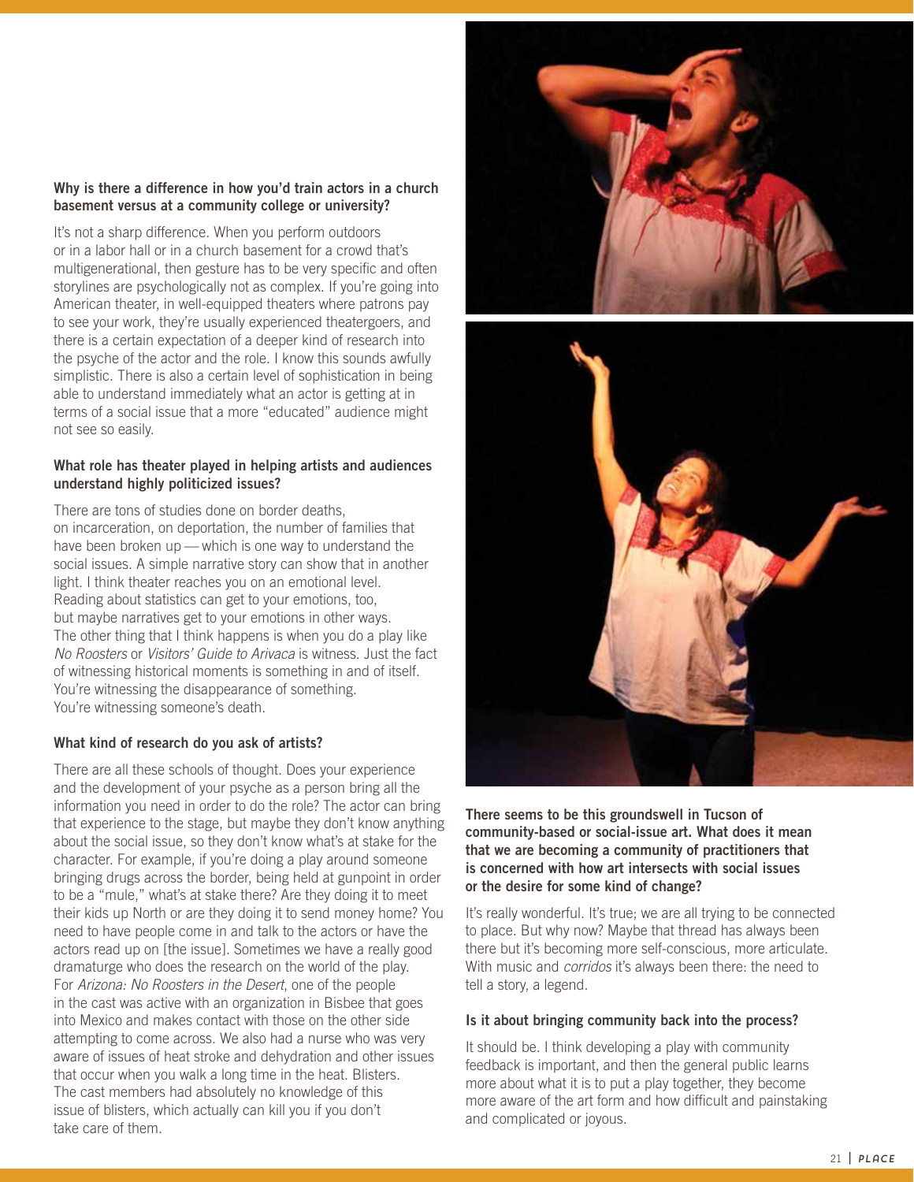**Why is there a difference in how you'd train actors in a church basement versus at a community college or university?**

It's not a sharp difference. When you perform outdoors or in a labor hall or in a church basement for a crowd that's multigenerational, then gesture has to be very specific and often storylines are psychologically not as complex. If you're going into American theater, in well-equipped theaters where patrons pay to see your work, they're usually experienced theatergoers, and there is a certain expectation of a deeper kind of research into the psyche of the actor and the role. I know this sounds awfully simplistic. There is also a certain level of sophistication in being able to understand immediately what an actor is getting at in terms of a social issue that a more "educated" audience might not see so easily.

**What role has theater played in helping artists and audiences understand highly politicized issues?**

There are tons of studies done on border deaths, on incarceration, on deportation, the number of families that have been broken up — which is one way to understand the social issues. A simple narrative story can show that in another light. I think theater reaches you on an emotional level. Reading about statistics can get to your emotions, too, but maybe narratives get to your emotions in other ways. The other thing that I think happens is when you do a play like *No Roosters* or *Visitors' Guide to Arivaca* is witness. Just the fact of witnessing historical moments is something in and of itself. You're witnessing the disappearance of something. You're witnessing someone's death.

**What kind of research do you ask of artists?**

There are all these schools of thought. Does your experience and the development of your psyche as a person bring all the information you need in order to do the role? The actor can bring that experience to the stage, but maybe they don't know anything about the social issue, so they don't know what's at stake for the character. For example, if you're doing a play around someone bringing drugs across the border, being held at gunpoint in order to be a "mule," what's at stake there? Are they doing it to meet their kids up North or are they doing it to send money home? You need to have people come in and talk to the actors or have the actors read up on [the issue]. Sometimes we have a really good dramaturge who does the research on the world of the play. For *Arizona: No Roosters in the Desert*, one of the people in the cast was active with an organization in Bisbee that goes into Mexico and makes contact with those on the other side attempting to come across. We also had a nurse who was very aware of issues of heat stroke and dehydration and other issues that occur when you walk a long time in the heat. Blisters. The cast members had absolutely no knowledge of this issue of blisters, which actually can kill you if you don't take care of them.

**There seems to be this groundswell in Tucson of community-based or social-issue art. What does it mean that we are becoming a community of practitioners that is concerned with how art intersects with social issues or the desire for some kind of change?**

It's really wonderful. It's true; we are all trying to be connected to place. But why now? Maybe that thread has always been there but it's becoming more self-conscious, more articulate. With music and *corridos* it's always been there: the need to tell a story, a legend.

**Is it about bringing community back into the process?**

It should be. I think developing a play with community feedback is important, and then the general public learns more about what it is to put a play together, they become more aware of the art form and how difficult and painstaking and complicated or joyous.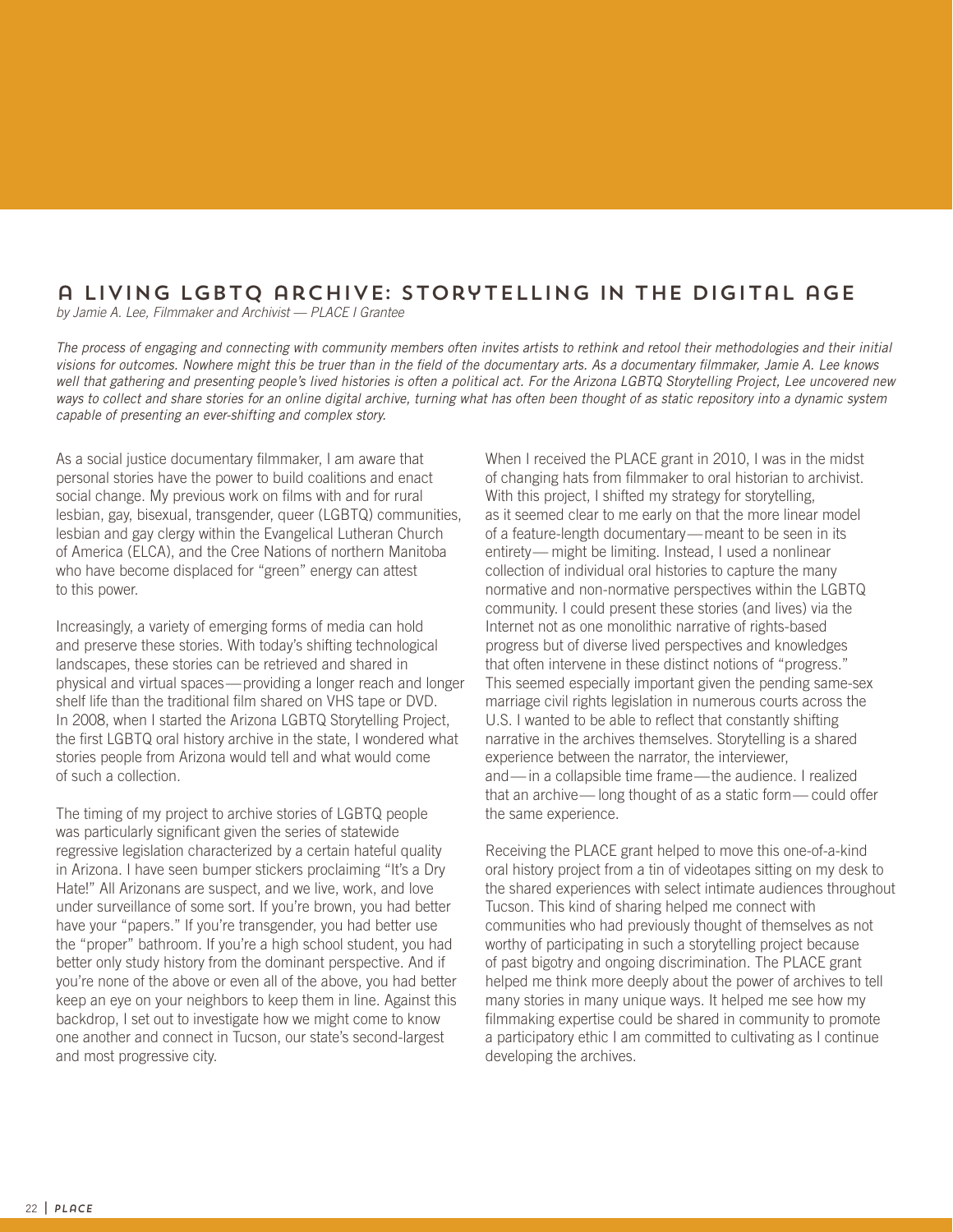# A Living LGBTQ Archive: Storytelling in the Digital Age

*by Jamie A. Lee, Filmmaker and Archivist — PLACE I Grantee*

*The process of engaging and connecting with community members often invites artists to rethink and retool their methodologies and their initial visions for outcomes. Nowhere might this be truer than in the field of the documentary arts. As a documentary filmmaker, Jamie A. Lee knows well that gathering and presenting people's lived histories is often a political act. For the Arizona LGBTQ Storytelling Project, Lee uncovered new ways to collect and share stories for an online digital archive, turning what has often been thought of as static repository into a dynamic system capable of presenting an ever-shifting and complex story.*

As a social justice documentary filmmaker, I am aware that personal stories have the power to build coalitions and enact social change. My previous work on films with and for rural lesbian, gay, bisexual, transgender, queer (LGBTQ) communities, lesbian and gay clergy within the Evangelical Lutheran Church of America (ELCA), and the Cree Nations of northern Manitoba who have become displaced for "green" energy can attest to this power.

Increasingly, a variety of emerging forms of media can hold and preserve these stories. With today's shifting technological landscapes, these stories can be retrieved and shared in physical and virtual spaces—providing a longer reach and longer shelf life than the traditional film shared on VHS tape or DVD. In 2008, when I started the Arizona LGBTQ Storytelling Project, the first LGBTQ oral history archive in the state, I wondered what stories people from Arizona would tell and what would come of such a collection.

The timing of my project to archive stories of LGBTQ people was particularly significant given the series of statewide regressive legislation characterized by a certain hateful quality in Arizona. I have seen bumper stickers proclaiming "It's a Dry Hate!" All Arizonans are suspect, and we live, work, and love under surveillance of some sort. If you're brown, you had better have your "papers." If you're transgender, you had better use the "proper" bathroom. If you're a high school student, you had better only study history from the dominant perspective. And if you're none of the above or even all of the above, you had better keep an eye on your neighbors to keep them in line. Against this backdrop, I set out to investigate how we might come to know one another and connect in Tucson, our state's second-largest and most progressive city.

When I received the PLACE grant in 2010, I was in the midst of changing hats from filmmaker to oral historian to archivist. With this project, I shifted my strategy for storytelling, as it seemed clear to me early on that the more linear model of a feature-length documentary—meant to be seen in its entirety—might be limiting. Instead, I used a nonlinear collection of individual oral histories to capture the many normative and non-normative perspectives within the LGBTQ community. I could present these stories (and lives) via the Internet not as one monolithic narrative of rights-based progress but of diverse lived perspectives and knowledges that often intervene in these distinct notions of "progress." This seemed especially important given the pending same-sex marriage civil rights legislation in numerous courts across the U.S. I wanted to be able to reflect that constantly shifting narrative in the archives themselves. Storytelling is a shared experience between the narrator, the interviewer, and—in a collapsible time frame—the audience. I realized that an archive—long thought of as a static form—could offer the same experience.

Receiving the PLACE grant helped to move this one-of-a-kind oral history project from a tin of videotapes sitting on my desk to the shared experiences with select intimate audiences throughout Tucson. This kind of sharing helped me connect with communities who had previously thought of themselves as not worthy of participating in such a storytelling project because of past bigotry and ongoing discrimination. The PLACE grant helped me think more deeply about the power of archives to tell many stories in many unique ways. It helped me see how my filmmaking expertise could be shared in community to promote a participatory ethic I am committed to cultivating as I continue developing the archives.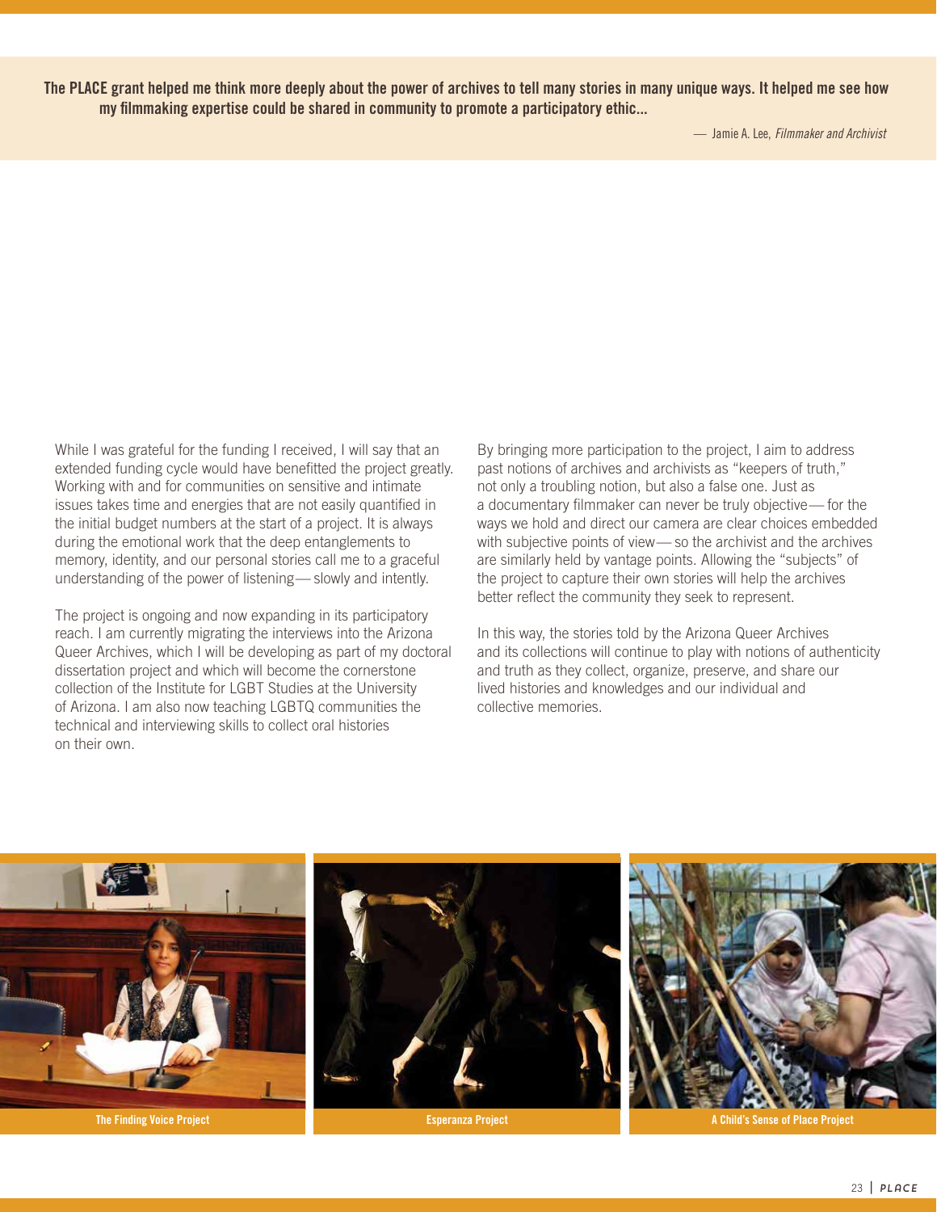**The PLACE grant helped me think more deeply about the power of archives to tell many stories in many unique ways. It helped me see how my filmmaking expertise could be shared in community to promote a participatory ethic...**

— Jamie A. Lee, *Filmmaker and Archivist*

While I was grateful for the funding I received, I will say that an extended funding cycle would have benefitted the project greatly. Working with and for communities on sensitive and intimate issues takes time and energies that are not easily quantified in the initial budget numbers at the start of a project. It is always during the emotional work that the deep entanglements to memory, identity, and our personal stories call me to a graceful understanding of the power of listening — slowly and intently.

The project is ongoing and now expanding in its participatory reach. I am currently migrating the interviews into the Arizona Queer Archives, which I will be developing as part of my doctoral dissertation project and which will become the cornerstone collection of the Institute for LGBT Studies at the University of Arizona. I am also now teaching LGBTQ communities the technical and interviewing skills to collect oral histories on their own.

By bringing more participation to the project, I aim to address past notions of archives and archivists as "keepers of truth," not only a troubling notion, but also a false one. Just as a documentary filmmaker can never be truly objective — for the ways we hold and direct our camera are clear choices embedded with subjective points of view — so the archivist and the archives are similarly held by vantage points. Allowing the "subjects" of the project to capture their own stories will help the archives better reflect the community they seek to represent.

In this way, the stories told by the Arizona Queer Archives and its collections will continue to play with notions of authenticity and truth as they collect, organize, preserve, and share our lived histories and knowledges and our individual and collective memories.

The Finding Voice Project

Esperanza Project

A Child's Sense of Place Project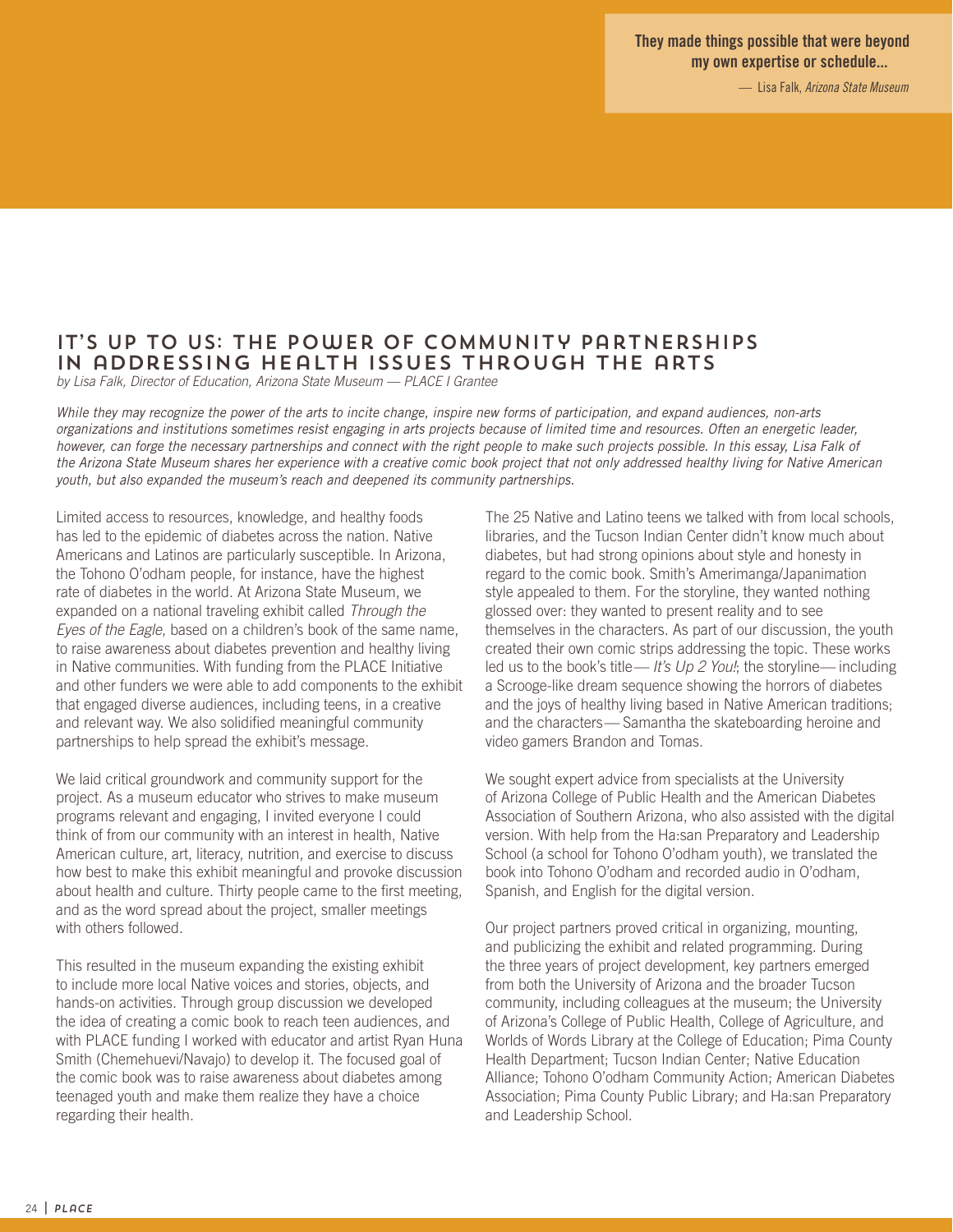**They made things possible that were beyond my own expertise or schedule...**

— Lisa Falk, *Arizona State Museum*

# IT'S UP TO US: THE POWER OF COMMUNITY PARTNERSHIPS IN ADDRESSING HEALTH ISSUES THROUGH THE ARTS

*by Lisa Falk, Director of Education, Arizona State Museum — PLACE I Grantee*

*While they may recognize the power of the arts to incite change, inspire new forms of participation, and expand audiences, non-arts organizations and institutions sometimes resist engaging in arts projects because of limited time and resources. Often an energetic leader, however, can forge the necessary partnerships and connect with the right people to make such projects possible. In this essay, Lisa Falk of the Arizona State Museum shares her experience with a creative comic book project that not only addressed healthy living for Native American youth, but also expanded the museum's reach and deepened its community partnerships.*

Limited access to resources, knowledge, and healthy foods has led to the epidemic of diabetes across the nation. Native Americans and Latinos are particularly susceptible. In Arizona, the Tohono O'odham people, for instance, have the highest rate of diabetes in the world. At Arizona State Museum, we expanded on a national traveling exhibit called *Through the Eyes of the Eagle*, based on a children's book of the same name, to raise awareness about diabetes prevention and healthy living in Native communities. With funding from the PLACE Initiative and other funders we were able to add components to the exhibit that engaged diverse audiences, including teens, in a creative and relevant way. We also solidified meaningful community partnerships to help spread the exhibit's message.

We laid critical groundwork and community support for the project. As a museum educator who strives to make museum programs relevant and engaging, I invited everyone I could think of from our community with an interest in health, Native American culture, art, literacy, nutrition, and exercise to discuss how best to make this exhibit meaningful and provoke discussion about health and culture. Thirty people came to the first meeting, and as the word spread about the project, smaller meetings with others followed.

This resulted in the museum expanding the existing exhibit to include more local Native voices and stories, objects, and hands-on activities. Through group discussion we developed the idea of creating a comic book to reach teen audiences, and with PLACE funding I worked with educator and artist Ryan Huna Smith (Chemehuevi/Navajo) to develop it. The focused goal of the comic book was to raise awareness about diabetes among teenaged youth and make them realize they have a choice regarding their health.

The 25 Native and Latino teens we talked with from local schools, libraries, and the Tucson Indian Center didn't know much about diabetes, but had strong opinions about style and honesty in regard to the comic book. Smith's Amerimanga/Japanimation style appealed to them. For the storyline, they wanted nothing glossed over: they wanted to present reality and to see themselves in the characters. As part of our discussion, the youth created their own comic strips addressing the topic. These works led us to the book's title— *It's Up 2 You!*; the storyline— including a Scrooge-like dream sequence showing the horrors of diabetes and the joys of healthy living based in Native American traditions; and the characters— Samantha the skateboarding heroine and video gamers Brandon and Tomas.

We sought expert advice from specialists at the University of Arizona College of Public Health and the American Diabetes Association of Southern Arizona, who also assisted with the digital version. With help from the Ha:san Preparatory and Leadership School (a school for Tohono O'odham youth), we translated the book into Tohono O'odham and recorded audio in O'odham, Spanish, and English for the digital version.

Our project partners proved critical in organizing, mounting, and publicizing the exhibit and related programming. During the three years of project development, key partners emerged from both the University of Arizona and the broader Tucson community, including colleagues at the museum; the University of Arizona's College of Public Health, College of Agriculture, and Worlds of Words Library at the College of Education; Pima County Health Department; Tucson Indian Center; Native Education Alliance; Tohono O'odham Community Action; American Diabetes Association; Pima County Public Library; and Ha:san Preparatory and Leadership School.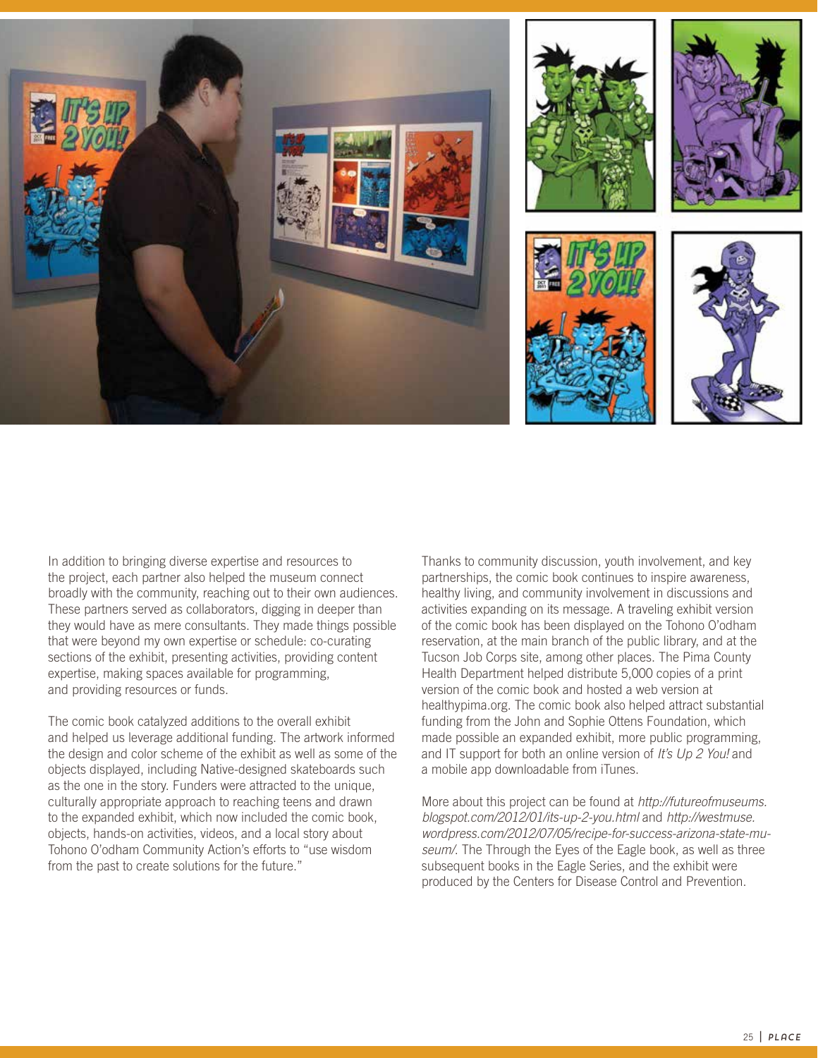In addition to bringing diverse expertise and resources to the project, each partner also helped the museum connect broadly with the community, reaching out to their own audiences. These partners served as collaborators, digging in deeper than they would have as mere consultants. They made things possible that were beyond my own expertise or schedule: co-curating sections of the exhibit, presenting activities, providing content expertise, making spaces available for programming, and providing resources or funds.

The comic book catalyzed additions to the overall exhibit and helped us leverage additional funding. The artwork informed the design and color scheme of the exhibit as well as some of the objects displayed, including Native-designed skateboards such as the one in the story. Funders were attracted to the unique, culturally appropriate approach to reaching teens and drawn to the expanded exhibit, which now included the comic book, objects, hands-on activities, videos, and a local story about Tohono O'odham Community Action's efforts to "use wisdom from the past to create solutions for the future."

Thanks to community discussion, youth involvement, and key partnerships, the comic book continues to inspire awareness, healthy living, and community involvement in discussions and activities expanding on its message. A traveling exhibit version of the comic book has been displayed on the Tohono O'odham reservation, at the main branch of the public library, and at the Tucson Job Corps site, among other places. The Pima County Health Department helped distribute 5,000 copies of a print version of the comic book and hosted a web version at healthypima.org. The comic book also helped attract substantial funding from the John and Sophie Ottens Foundation, which made possible an expanded exhibit, more public programming, and IT support for both an online version of *It's Up 2 You!* and a mobile app downloadable from iTunes.

More about this project can be found at *http://futureofmuseums.blogspot.com/2012/01/its-up-2-you.html* and *http://westmuse.wordpress.com/2012/07/05/recipe-for-success-arizona-state-museum/*. The Through the Eyes of the Eagle book, as well as three subsequent books in the Eagle Series, and the exhibit were produced by the Centers for Disease Control and Prevention.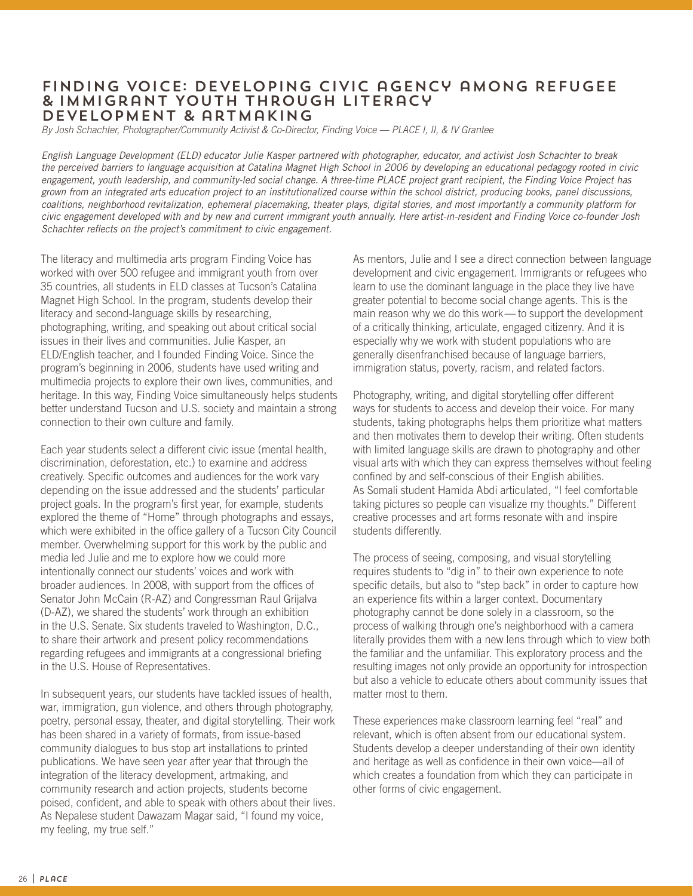# FINDING VOICE: DEVELOPING CIVIC AGENCY AMONG REFUGEE & IMMIGRANT YOUTH THROUGH LITERACY DEVELOPMENT & ARTMAKING

*By Josh Schachter, Photographer/Community Activist & Co-Director, Finding Voice — PLACE I, II, & IV Grantee*

*English Language Development (ELD) educator Julie Kasper partnered with photographer, educator, and activist Josh Schachter to break the perceived barriers to language acquisition at Catalina Magnet High School in 2006 by developing an educational pedagogy rooted in civic engagement, youth leadership, and community-led social change. A three-time PLACE project grant recipient, the Finding Voice Project has grown from an integrated arts education project to an institutionalized course within the school district, producing books, panel discussions, coalitions, neighborhood revitalization, ephemeral placemaking, theater plays, digital stories, and most importantly a community platform for civic engagement developed with and by new and current immigrant youth annually. Here artist-in-resident and Finding Voice co-founder Josh Schachter reflects on the project's commitment to civic engagement.*

The literacy and multimedia arts program Finding Voice has worked with over 500 refugee and immigrant youth from over 35 countries, all students in ELD classes at Tucson's Catalina Magnet High School. In the program, students develop their literacy and second-language skills by researching, photographing, writing, and speaking out about critical social issues in their lives and communities. Julie Kasper, an ELD/English teacher, and I founded Finding Voice. Since the program's beginning in 2006, students have used writing and multimedia projects to explore their own lives, communities, and heritage. In this way, Finding Voice simultaneously helps students better understand Tucson and U.S. society and maintain a strong connection to their own culture and family.

Each year students select a different civic issue (mental health, discrimination, deforestation, etc.) to examine and address creatively. Specific outcomes and audiences for the work vary depending on the issue addressed and the students' particular project goals. In the program's first year, for example, students explored the theme of "Home" through photographs and essays, which were exhibited in the office gallery of a Tucson City Council member. Overwhelming support for this work by the public and media led Julie and me to explore how we could more intentionally connect our students' voices and work with broader audiences. In 2008, with support from the offices of Senator John McCain (R-AZ) and Congressman Raul Grijalva (D-AZ), we shared the students' work through an exhibition in the U.S. Senate. Six students traveled to Washington, D.C., to share their artwork and present policy recommendations regarding refugees and immigrants at a congressional briefing in the U.S. House of Representatives.

In subsequent years, our students have tackled issues of health, war, immigration, gun violence, and others through photography, poetry, personal essay, theater, and digital storytelling. Their work has been shared in a variety of formats, from issue-based community dialogues to bus stop art installations to printed publications. We have seen year after year that through the integration of the literacy development, artmaking, and community research and action projects, students become poised, confident, and able to speak with others about their lives. As Nepalese student Dawazam Magar said, "I found my voice, my feeling, my true self."

As mentors, Julie and I see a direct connection between language development and civic engagement. Immigrants or refugees who learn to use the dominant language in the place they live have greater potential to become social change agents. This is the main reason why we do this work— to support the development of a critically thinking, articulate, engaged citizenry. And it is especially why we work with student populations who are generally disenfranchised because of language barriers, immigration status, poverty, racism, and related factors.

Photography, writing, and digital storytelling offer different ways for students to access and develop their voice. For many students, taking photographs helps them prioritize what matters and then motivates them to develop their writing. Often students with limited language skills are drawn to photography and other visual arts with which they can express themselves without feeling confined by and self-conscious of their English abilities. As Somali student Hamida Abdi articulated, "I feel comfortable taking pictures so people can visualize my thoughts." Different creative processes and art forms resonate with and inspire students differently.

The process of seeing, composing, and visual storytelling requires students to "dig in" to their own experience to note specific details, but also to "step back" in order to capture how an experience fits within a larger context. Documentary photography cannot be done solely in a classroom, so the process of walking through one's neighborhood with a camera literally provides them with a new lens through which to view both the familiar and the unfamiliar. This exploratory process and the resulting images not only provide an opportunity for introspection but also a vehicle to educate others about community issues that matter most to them.

These experiences make classroom learning feel "real" and relevant, which is often absent from our educational system. Students develop a deeper understanding of their own identity and heritage as well as confidence in their own voice—all of which creates a foundation from which they can participate in other forms of civic engagement.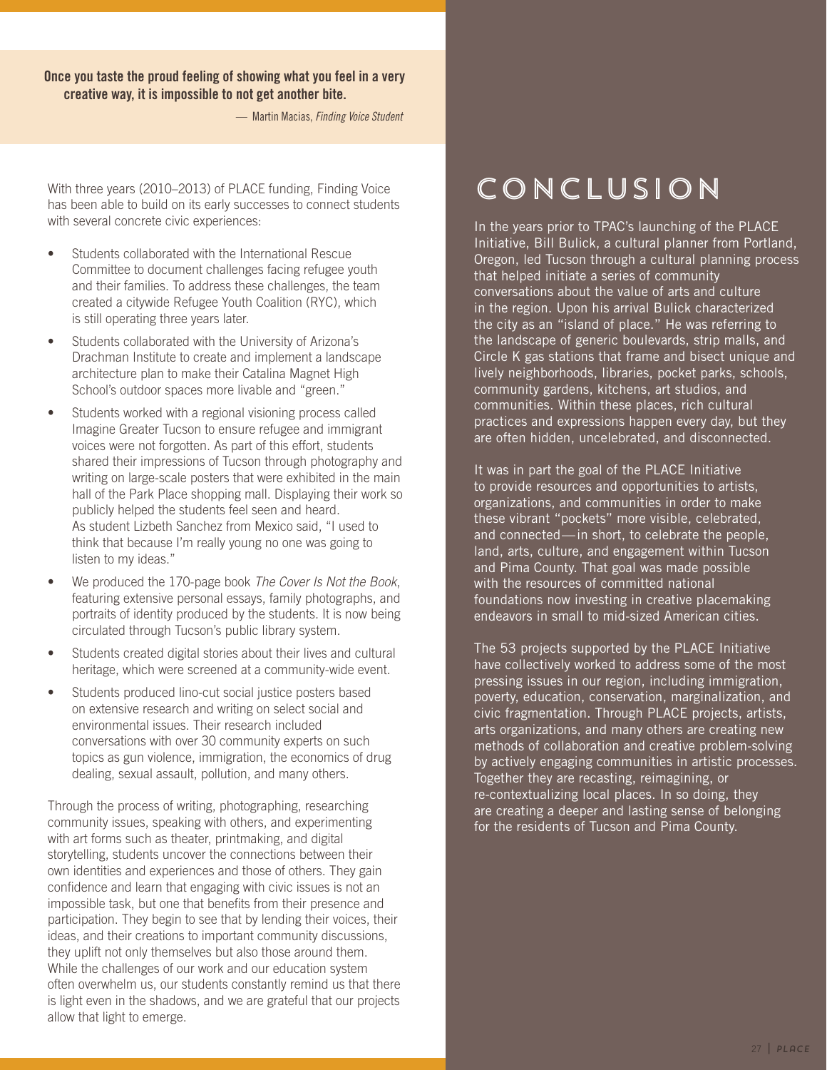> **Once you taste the proud feeling of showing what you feel in a very creative way, it is impossible to not get another bite.**
>
> — Martin Macias, *Finding Voice Student*

With three years (2010–2013) of PLACE funding, Finding Voice has been able to build on its early successes to connect students with several concrete civic experiences:

- Students collaborated with the International Rescue Committee to document challenges facing refugee youth and their families. To address these challenges, the team created a citywide Refugee Youth Coalition (RYC), which is still operating three years later.
- Students collaborated with the University of Arizona's Drachman Institute to create and implement a landscape architecture plan to make their Catalina Magnet High School's outdoor spaces more livable and "green."
- Students worked with a regional visioning process called Imagine Greater Tucson to ensure refugee and immigrant voices were not forgotten. As part of this effort, students shared their impressions of Tucson through photography and writing on large-scale posters that were exhibited in the main hall of the Park Place shopping mall. Displaying their work so publicly helped the students feel seen and heard. As student Lizbeth Sanchez from Mexico said, "I used to think that because I'm really young no one was going to listen to my ideas."
- We produced the 170-page book *The Cover Is Not the Book*, featuring extensive personal essays, family photographs, and portraits of identity produced by the students. It is now being circulated through Tucson's public library system.
- Students created digital stories about their lives and cultural heritage, which were screened at a community-wide event.
- Students produced lino-cut social justice posters based on extensive research and writing on select social and environmental issues. Their research included conversations with over 30 community experts on such topics as gun violence, immigration, the economics of drug dealing, sexual assault, pollution, and many others.

Through the process of writing, photographing, researching community issues, speaking with others, and experimenting with art forms such as theater, printmaking, and digital storytelling, students uncover the connections between their own identities and experiences and those of others. They gain confidence and learn that engaging with civic issues is not an impossible task, but one that benefits from their presence and participation. They begin to see that by lending their voices, their ideas, and their creations to important community discussions, they uplift not only themselves but also those around them. While the challenges of our work and our education system often overwhelm us, our students constantly remind us that there is light even in the shadows, and we are grateful that our projects allow that light to emerge.

# CONCLUSION

In the years prior to TPAC's launching of the PLACE Initiative, Bill Bulick, a cultural planner from Portland, Oregon, led Tucson through a cultural planning process that helped initiate a series of community conversations about the value of arts and culture in the region. Upon his arrival Bulick characterized the city as an "island of place." He was referring to the landscape of generic boulevards, strip malls, and Circle K gas stations that frame and bisect unique and lively neighborhoods, libraries, pocket parks, schools, community gardens, kitchens, art studios, and communities. Within these places, rich cultural practices and expressions happen every day, but they are often hidden, uncelebrated, and disconnected.

It was in part the goal of the PLACE Initiative to provide resources and opportunities to artists, organizations, and communities in order to make these vibrant "pockets" more visible, celebrated, and connected—in short, to celebrate the people, land, arts, culture, and engagement within Tucson and Pima County. That goal was made possible with the resources of committed national foundations now investing in creative placemaking endeavors in small to mid-sized American cities.

The 53 projects supported by the PLACE Initiative have collectively worked to address some of the most pressing issues in our region, including immigration, poverty, education, conservation, marginalization, and civic fragmentation. Through PLACE projects, artists, arts organizations, and many others are creating new methods of collaboration and creative problem-solving by actively engaging communities in artistic processes. Together they are recasting, reimagining, or re-contextualizing local places. In so doing, they are creating a deeper and lasting sense of belonging for the residents of Tucson and Pima County.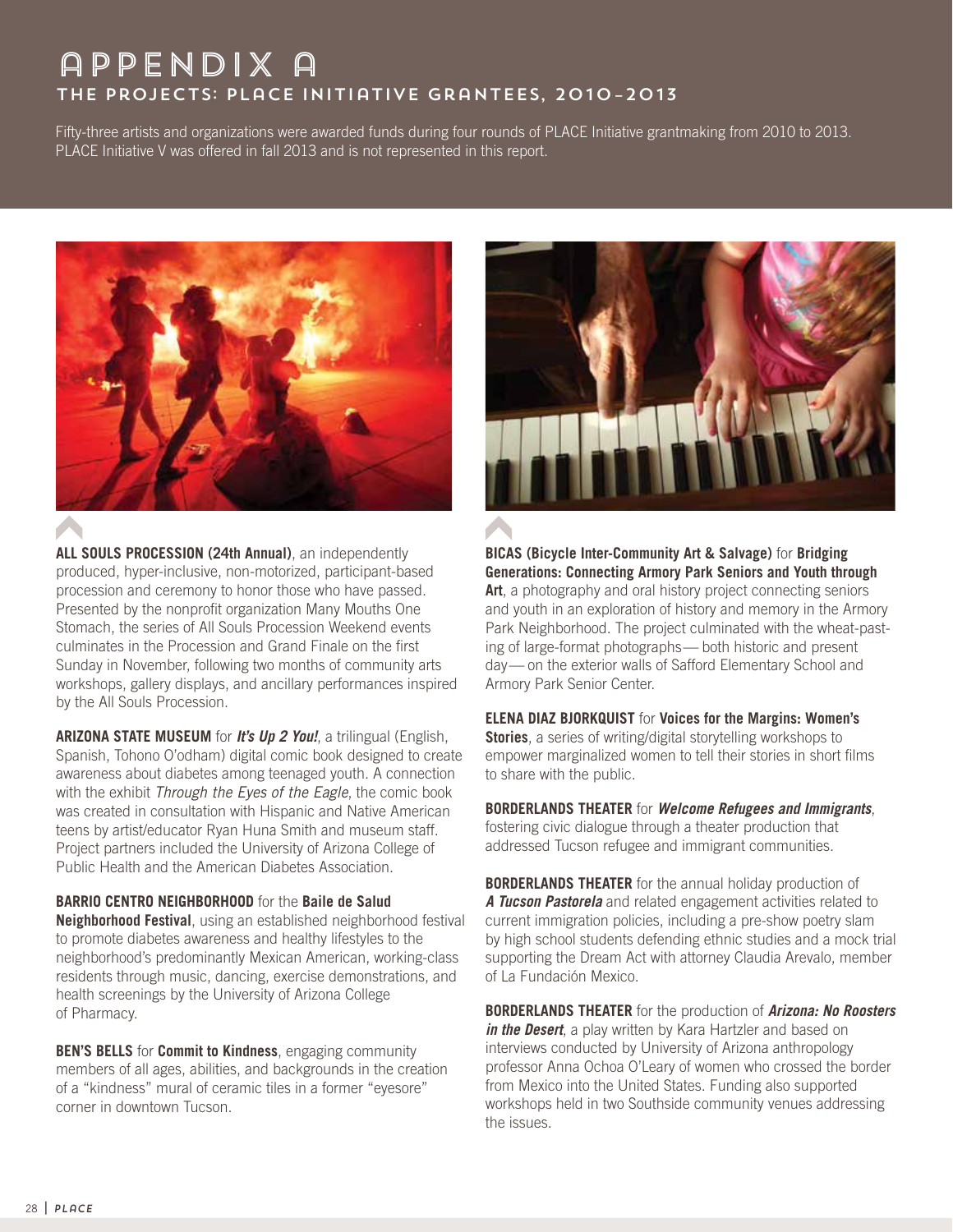# APPENDIX A

## THE PROJECTS: PLACE INITIATIVE GRANTEES, 2010–2013

Fifty-three artists and organizations were awarded funds during four rounds of PLACE Initiative grantmaking from 2010 to 2013. PLACE Initiative V was offered in fall 2013 and is not represented in this report.

**ALL SOULS PROCESSION (24th Annual)**, an independently produced, hyper-inclusive, non-motorized, participant-based procession and ceremony to honor those who have passed. Presented by the nonprofit organization Many Mouths One Stomach, the series of All Souls Procession Weekend events culminates in the Procession and Grand Finale on the first Sunday in November, following two months of community arts workshops, gallery displays, and ancillary performances inspired by the All Souls Procession.

**ARIZONA STATE MUSEUM** for ***It's Up 2 You!***, a trilingual (English, Spanish, Tohono O'odham) digital comic book designed to create awareness about diabetes among teenaged youth. A connection with the exhibit *Through the Eyes of the Eagle*, the comic book was created in consultation with Hispanic and Native American teens by artist/educator Ryan Huna Smith and museum staff. Project partners included the University of Arizona College of Public Health and the American Diabetes Association.

**BARRIO CENTRO NEIGHBORHOOD** for the **Baile de Salud Neighborhood Festival**, using an established neighborhood festival to promote diabetes awareness and healthy lifestyles to the neighborhood's predominantly Mexican American, working-class residents through music, dancing, exercise demonstrations, and health screenings by the University of Arizona College of Pharmacy.

**BEN'S BELLS** for **Commit to Kindness**, engaging community members of all ages, abilities, and backgrounds in the creation of a "kindness" mural of ceramic tiles in a former "eyesore" corner in downtown Tucson.

**BICAS (Bicycle Inter-Community Art & Salvage)** for **Bridging Generations: Connecting Armory Park Seniors and Youth through Art**, a photography and oral history project connecting seniors and youth in an exploration of history and memory in the Armory Park Neighborhood. The project culminated with the wheat-pasting of large-format photographs— both historic and present day— on the exterior walls of Safford Elementary School and Armory Park Senior Center.

**ELENA DIAZ BJORKQUIST** for **Voices for the Margins: Women's Stories**, a series of writing/digital storytelling workshops to empower marginalized women to tell their stories in short films to share with the public.

**BORDERLANDS THEATER** for ***Welcome Refugees and Immigrants***, fostering civic dialogue through a theater production that addressed Tucson refugee and immigrant communities.

**BORDERLANDS THEATER** for the annual holiday production of ***A Tucson Pastorela*** and related engagement activities related to current immigration policies, including a pre-show poetry slam by high school students defending ethnic studies and a mock trial supporting the Dream Act with attorney Claudia Arevalo, member of La Fundación Mexico.

**BORDERLANDS THEATER** for the production of ***Arizona: No Roosters in the Desert***, a play written by Kara Hartzler and based on interviews conducted by University of Arizona anthropology professor Anna Ochoa O'Leary of women who crossed the border from Mexico into the United States. Funding also supported workshops held in two Southside community venues addressing the issues.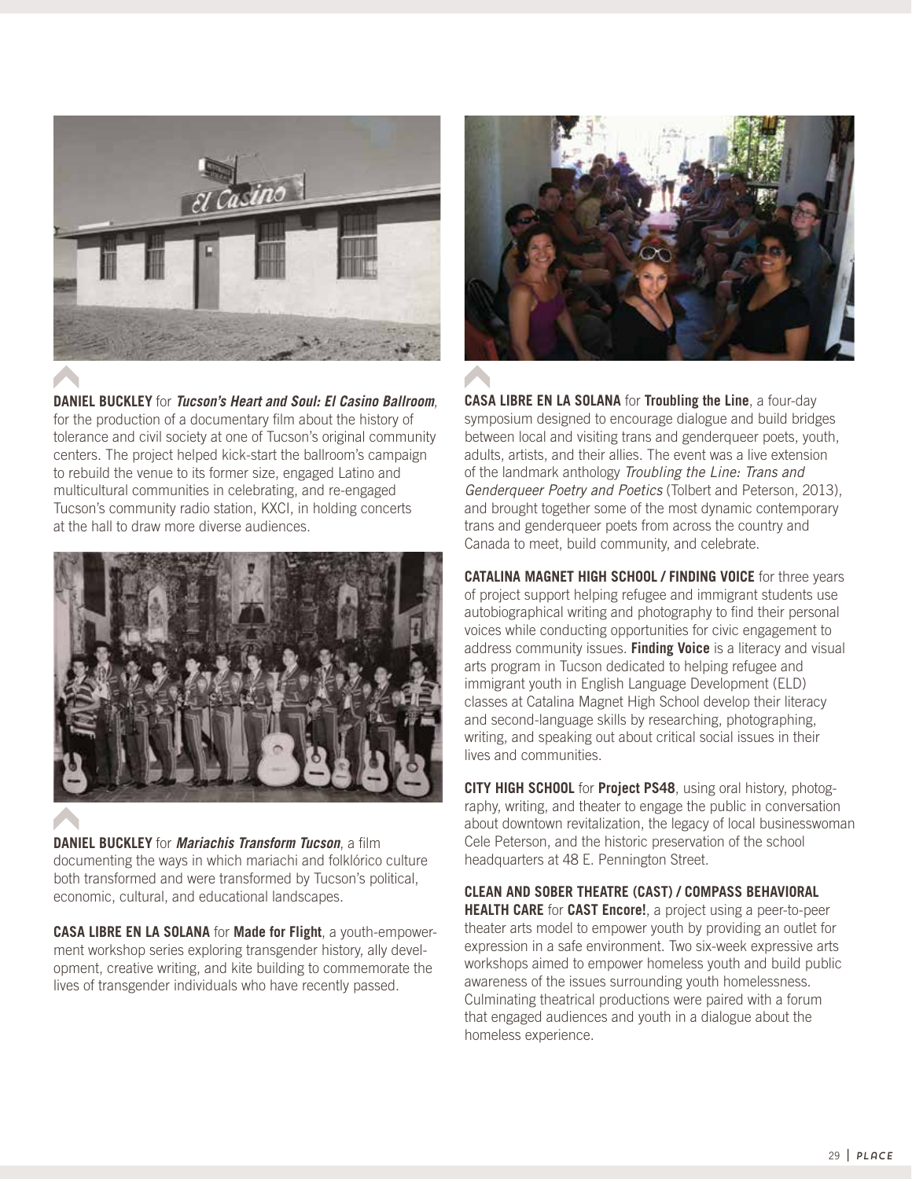**DANIEL BUCKLEY** for ***Tucson's Heart and Soul: El Casino Ballroom***, for the production of a documentary film about the history of tolerance and civil society at one of Tucson's original community centers. The project helped kick-start the ballroom's campaign to rebuild the venue to its former size, engaged Latino and multicultural communities in celebrating, and re-engaged Tucson's community radio station, KXCI, in holding concerts at the hall to draw more diverse audiences.

**DANIEL BUCKLEY** for ***Mariachis Transform Tucson***, a film documenting the ways in which mariachi and folklórico culture both transformed and were transformed by Tucson's political, economic, cultural, and educational landscapes.

**CASA LIBRE EN LA SOLANA** for **Made for Flight**, a youth-empowerment workshop series exploring transgender history, ally development, creative writing, and kite building to commemorate the lives of transgender individuals who have recently passed.

**CASA LIBRE EN LA SOLANA** for **Troubling the Line**, a four-day symposium designed to encourage dialogue and build bridges between local and visiting trans and genderqueer poets, youth, adults, artists, and their allies. The event was a live extension of the landmark anthology *Troubling the Line: Trans and Genderqueer Poetry and Poetics* (Tolbert and Peterson, 2013), and brought together some of the most dynamic contemporary trans and genderqueer poets from across the country and Canada to meet, build community, and celebrate.

**CATALINA MAGNET HIGH SCHOOL / FINDING VOICE** for three years of project support helping refugee and immigrant students use autobiographical writing and photography to find their personal voices while conducting opportunities for civic engagement to address community issues. **Finding Voice** is a literacy and visual arts program in Tucson dedicated to helping refugee and immigrant youth in English Language Development (ELD) classes at Catalina Magnet High School develop their literacy and second-language skills by researching, photographing, writing, and speaking out about critical social issues in their lives and communities.

**CITY HIGH SCHOOL** for **Project PS48**, using oral history, photography, writing, and theater to engage the public in conversation about downtown revitalization, the legacy of local businesswoman Cele Peterson, and the historic preservation of the school headquarters at 48 E. Pennington Street.

**CLEAN AND SOBER THEATRE (CAST) / COMPASS BEHAVIORAL HEALTH CARE** for **CAST Encore!**, a project using a peer-to-peer theater arts model to empower youth by providing an outlet for expression in a safe environment. Two six-week expressive arts workshops aimed to empower homeless youth and build public awareness of the issues surrounding youth homelessness. Culminating theatrical productions were paired with a forum that engaged audiences and youth in a dialogue about the homeless experience.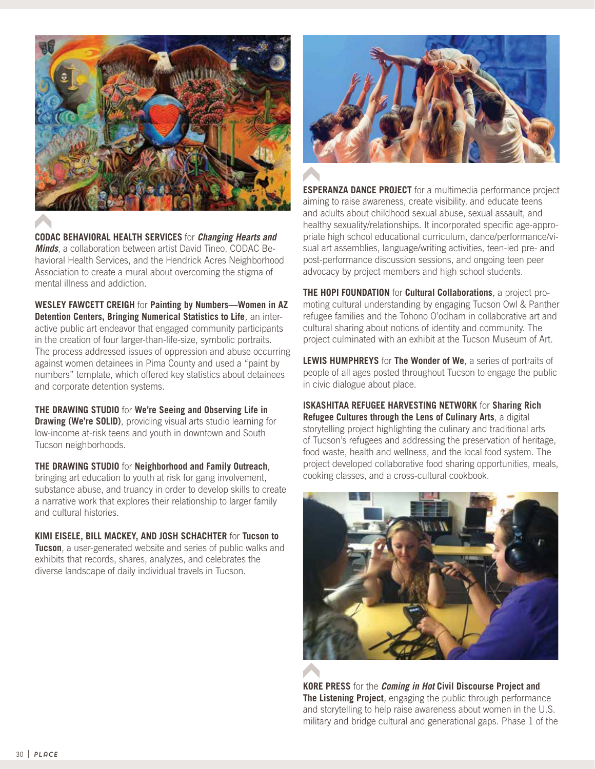**CODAC BEHAVIORAL HEALTH SERVICES** for ***Changing Hearts and Minds***, a collaboration between artist David Tineo, CODAC Behavioral Health Services, and the Hendrick Acres Neighborhood Association to create a mural about overcoming the stigma of mental illness and addiction.

**WESLEY FAWCETT CREIGH** for **Painting by Numbers—Women in AZ Detention Centers, Bringing Numerical Statistics to Life**, an interactive public art endeavor that engaged community participants in the creation of four larger-than-life-size, symbolic portraits. The process addressed issues of oppression and abuse occurring against women detainees in Pima County and used a "paint by numbers" template, which offered key statistics about detainees and corporate detention systems.

**THE DRAWING STUDIO** for **We're Seeing and Observing Life in Drawing (We're SOLID)**, providing visual arts studio learning for low-income at-risk teens and youth in downtown and South Tucson neighborhoods.

**THE DRAWING STUDIO** for **Neighborhood and Family Outreach**, bringing art education to youth at risk for gang involvement, substance abuse, and truancy in order to develop skills to create a narrative work that explores their relationship to larger family and cultural histories.

**KIMI EISELE, BILL MACKEY, AND JOSH SCHACHTER** for **Tucson to Tucson**, a user-generated website and series of public walks and exhibits that records, shares, analyzes, and celebrates the diverse landscape of daily individual travels in Tucson.

**ESPERANZA DANCE PROJECT** for a multimedia performance project aiming to raise awareness, create visibility, and educate teens and adults about childhood sexual abuse, sexual assault, and healthy sexuality/relationships. It incorporated specific age-appropriate high school educational curriculum, dance/performance/visual art assemblies, language/writing activities, teen-led pre- and post-performance discussion sessions, and ongoing teen peer advocacy by project members and high school students.

**THE HOPI FOUNDATION** for **Cultural Collaborations**, a project promoting cultural understanding by engaging Tucson Owl & Panther refugee families and the Tohono O'odham in collaborative art and cultural sharing about notions of identity and community. The project culminated with an exhibit at the Tucson Museum of Art.

**LEWIS HUMPHREYS** for **The Wonder of We**, a series of portraits of people of all ages posted throughout Tucson to engage the public in civic dialogue about place.

**ISKASHITAA REFUGEE HARVESTING NETWORK** for **Sharing Rich Refugee Cultures through the Lens of Culinary Arts**, a digital storytelling project highlighting the culinary and traditional arts of Tucson's refugees and addressing the preservation of heritage, food waste, health and wellness, and the local food system. The project developed collaborative food sharing opportunities, meals, cooking classes, and a cross-cultural cookbook.

**KORE PRESS** for the ***Coming in Hot* Civil Discourse Project and The Listening Project**, engaging the public through performance and storytelling to help raise awareness about women in the U.S. military and bridge cultural and generational gaps. Phase 1 of the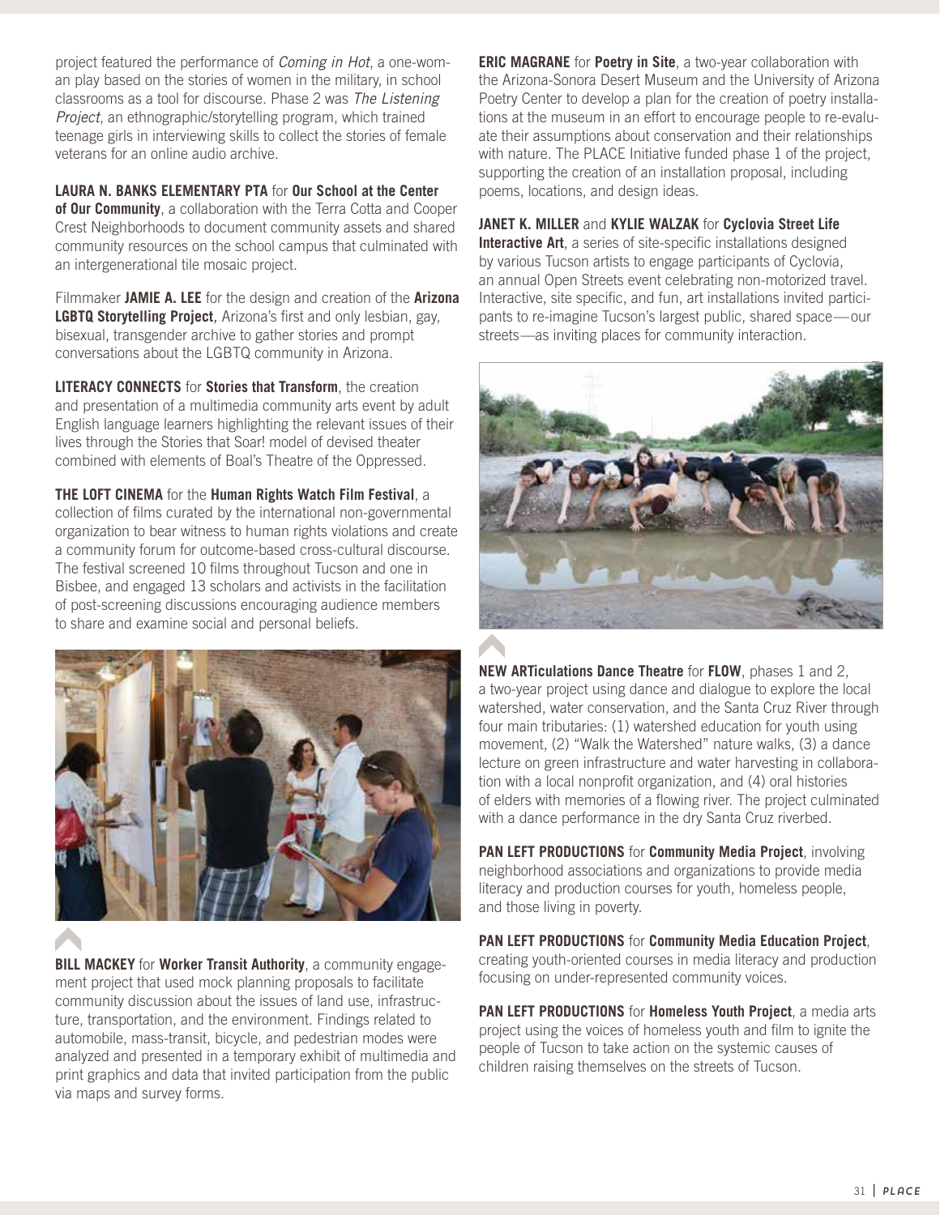project featured the performance of *Coming in Hot*, a one-woman play based on the stories of women in the military, in school classrooms as a tool for discourse. Phase 2 was *The Listening Project*, an ethnographic/storytelling program, which trained teenage girls in interviewing skills to collect the stories of female veterans for an online audio archive.

**LAURA N. BANKS ELEMENTARY PTA** for **Our School at the Center of Our Community**, a collaboration with the Terra Cotta and Cooper Crest Neighborhoods to document community assets and shared community resources on the school campus that culminated with an intergenerational tile mosaic project.

Filmmaker **JAMIE A. LEE** for the design and creation of the **Arizona LGBTQ Storytelling Project**, Arizona's first and only lesbian, gay, bisexual, transgender archive to gather stories and prompt conversations about the LGBTQ community in Arizona.

**LITERACY CONNECTS** for **Stories that Transform**, the creation and presentation of a multimedia community arts event by adult English language learners highlighting the relevant issues of their lives through the Stories that Soar! model of devised theater combined with elements of Boal's Theatre of the Oppressed.

**THE LOFT CINEMA** for the **Human Rights Watch Film Festival**, a collection of films curated by the international non-governmental organization to bear witness to human rights violations and create a community forum for outcome-based cross-cultural discourse. The festival screened 10 films throughout Tucson and one in Bisbee, and engaged 13 scholars and activists in the facilitation of post-screening discussions encouraging audience members to share and examine social and personal beliefs.

**BILL MACKEY** for **Worker Transit Authority**, a community engagement project that used mock planning proposals to facilitate community discussion about the issues of land use, infrastructure, transportation, and the environment. Findings related to automobile, mass-transit, bicycle, and pedestrian modes were analyzed and presented in a temporary exhibit of multimedia and print graphics and data that invited participation from the public via maps and survey forms.

**ERIC MAGRANE** for **Poetry in Site**, a two-year collaboration with the Arizona-Sonora Desert Museum and the University of Arizona Poetry Center to develop a plan for the creation of poetry installations at the museum in an effort to encourage people to re-evaluate their assumptions about conservation and their relationships with nature. The PLACE Initiative funded phase 1 of the project, supporting the creation of an installation proposal, including poems, locations, and design ideas.

**JANET K. MILLER** and **KYLIE WALZAK** for **Cyclovia Street Life Interactive Art**, a series of site-specific installations designed by various Tucson artists to engage participants of Cyclovia, an annual Open Streets event celebrating non-motorized travel. Interactive, site specific, and fun, art installations invited participants to re-imagine Tucson's largest public, shared space—our streets—as inviting places for community interaction.

**NEW ARTiculations Dance Theatre** for **FLOW**, phases 1 and 2, a two-year project using dance and dialogue to explore the local watershed, water conservation, and the Santa Cruz River through four main tributaries: (1) watershed education for youth using movement, (2) "Walk the Watershed" nature walks, (3) a dance lecture on green infrastructure and water harvesting in collaboration with a local nonprofit organization, and (4) oral histories of elders with memories of a flowing river. The project culminated with a dance performance in the dry Santa Cruz riverbed.

**PAN LEFT PRODUCTIONS** for **Community Media Project**, involving neighborhood associations and organizations to provide media literacy and production courses for youth, homeless people, and those living in poverty.

**PAN LEFT PRODUCTIONS** for **Community Media Education Project**, creating youth-oriented courses in media literacy and production focusing on under-represented community voices.

**PAN LEFT PRODUCTIONS** for **Homeless Youth Project**, a media arts project using the voices of homeless youth and film to ignite the people of Tucson to take action on the systemic causes of children raising themselves on the streets of Tucson.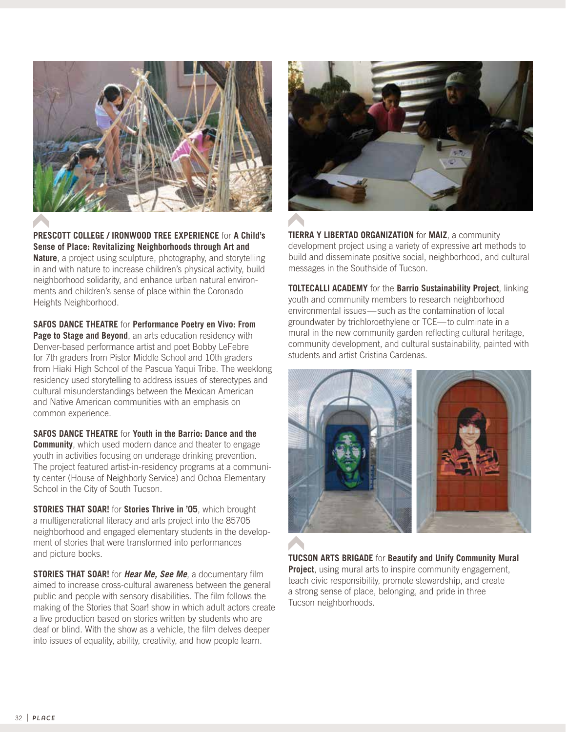**PRESCOTT COLLEGE / IRONWOOD TREE EXPERIENCE** for **A Child's Sense of Place: Revitalizing Neighborhoods through Art and Nature**, a project using sculpture, photography, and storytelling in and with nature to increase children's physical activity, build neighborhood solidarity, and enhance urban natural environments and children's sense of place within the Coronado Heights Neighborhood.

**SAFOS DANCE THEATRE** for **Performance Poetry en Vivo: From Page to Stage and Beyond**, an arts education residency with Denver-based performance artist and poet Bobby LeFebre for 7th graders from Pistor Middle School and 10th graders from Hiaki High School of the Pascua Yaqui Tribe. The weeklong residency used storytelling to address issues of stereotypes and cultural misunderstandings between the Mexican American and Native American communities with an emphasis on common experience.

**SAFOS DANCE THEATRE** for **Youth in the Barrio: Dance and the Community**, which used modern dance and theater to engage youth in activities focusing on underage drinking prevention. The project featured artist-in-residency programs at a community center (House of Neighborly Service) and Ochoa Elementary School in the City of South Tucson.

**STORIES THAT SOAR!** for **Stories Thrive in '05**, which brought a multigenerational literacy and arts project into the 85705 neighborhood and engaged elementary students in the development of stories that were transformed into performances and picture books.

**STORIES THAT SOAR!** for ***Hear Me, See Me***, a documentary film aimed to increase cross-cultural awareness between the general public and people with sensory disabilities. The film follows the making of the Stories that Soar! show in which adult actors create a live production based on stories written by students who are deaf or blind. With the show as a vehicle, the film delves deeper into issues of equality, ability, creativity, and how people learn.

**TIERRA Y LIBERTAD ORGANIZATION** for **MAIZ**, a community development project using a variety of expressive art methods to build and disseminate positive social, neighborhood, and cultural messages in the Southside of Tucson.

**TOLTECALLI ACADEMY** for the **Barrio Sustainability Project**, linking youth and community members to research neighborhood environmental issues—such as the contamination of local groundwater by trichloroethylene or TCE—to culminate in a mural in the new community garden reflecting cultural heritage, community development, and cultural sustainability, painted with students and artist Cristina Cardenas.

**TUCSON ARTS BRIGADE** for **Beautify and Unify Community Mural Project**, using mural arts to inspire community engagement, teach civic responsibility, promote stewardship, and create a strong sense of place, belonging, and pride in three Tucson neighborhoods.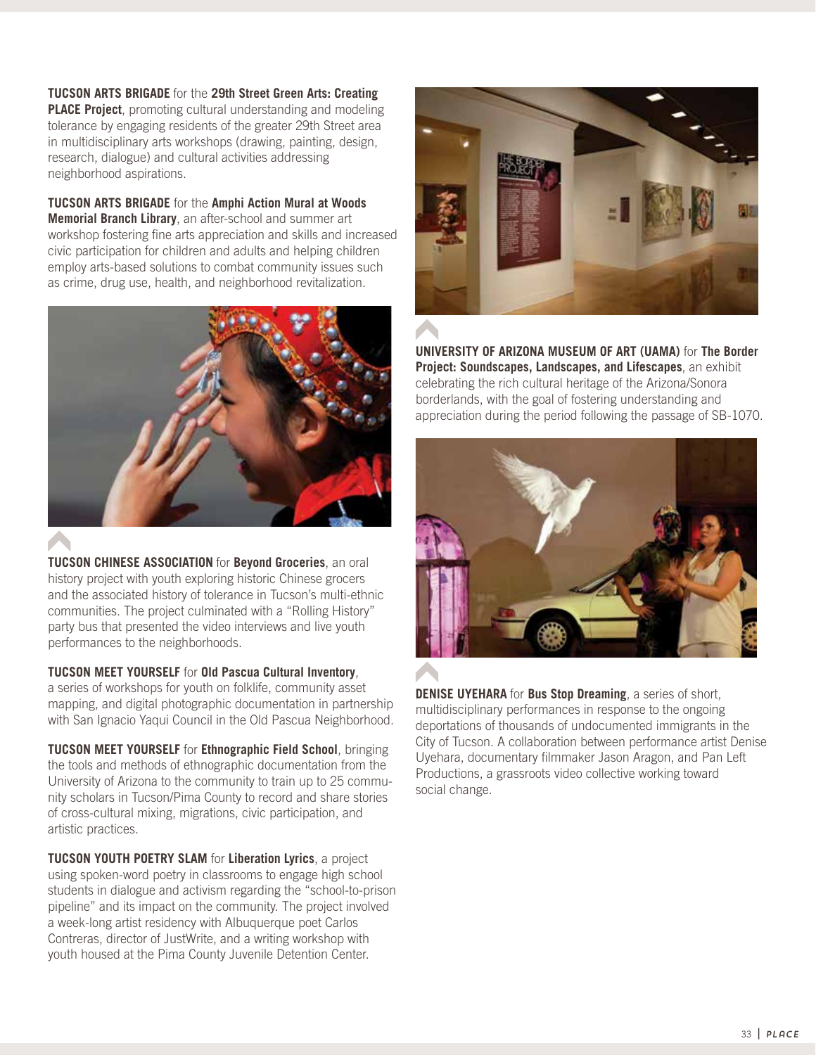**TUCSON ARTS BRIGADE** for the **29th Street Green Arts: Creating PLACE Project**, promoting cultural understanding and modeling tolerance by engaging residents of the greater 29th Street area in multidisciplinary arts workshops (drawing, painting, design, research, dialogue) and cultural activities addressing neighborhood aspirations.

**TUCSON ARTS BRIGADE** for the **Amphi Action Mural at Woods Memorial Branch Library**, an after-school and summer art workshop fostering fine arts appreciation and skills and increased civic participation for children and adults and helping children employ arts-based solutions to combat community issues such as crime, drug use, health, and neighborhood revitalization.

**TUCSON CHINESE ASSOCIATION** for **Beyond Groceries**, an oral history project with youth exploring historic Chinese grocers and the associated history of tolerance in Tucson's multi-ethnic communities. The project culminated with a "Rolling History" party bus that presented the video interviews and live youth performances to the neighborhoods.

**TUCSON MEET YOURSELF** for **Old Pascua Cultural Inventory**, a series of workshops for youth on folklife, community asset mapping, and digital photographic documentation in partnership with San Ignacio Yaqui Council in the Old Pascua Neighborhood.

**TUCSON MEET YOURSELF** for **Ethnographic Field School**, bringing the tools and methods of ethnographic documentation from the University of Arizona to the community to train up to 25 community scholars in Tucson/Pima County to record and share stories of cross-cultural mixing, migrations, civic participation, and artistic practices.

**TUCSON YOUTH POETRY SLAM** for **Liberation Lyrics**, a project using spoken-word poetry in classrooms to engage high school students in dialogue and activism regarding the "school-to-prison pipeline" and its impact on the community. The project involved a week-long artist residency with Albuquerque poet Carlos Contreras, director of JustWrite, and a writing workshop with youth housed at the Pima County Juvenile Detention Center.

**UNIVERSITY OF ARIZONA MUSEUM OF ART (UAMA)** for **The Border Project: Soundscapes, Landscapes, and Lifescapes**, an exhibit celebrating the rich cultural heritage of the Arizona/Sonora borderlands, with the goal of fostering understanding and appreciation during the period following the passage of SB-1070.

**DENISE UYEHARA** for **Bus Stop Dreaming**, a series of short, multidisciplinary performances in response to the ongoing deportations of thousands of undocumented immigrants in the City of Tucson. A collaboration between performance artist Denise Uyehara, documentary filmmaker Jason Aragon, and Pan Left Productions, a grassroots video collective working toward social change.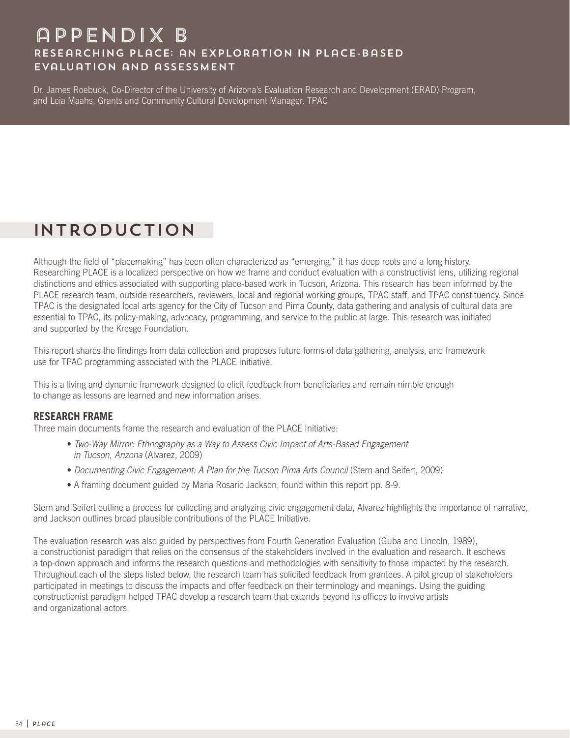# APPENDIX B

## RESEARCHING PLACE: AN EXPLORATION IN PLACE-BASED EVALUATION AND ASSESSMENT

Dr. James Roebuck, Co-Director of the University of Arizona's Evaluation Research and Development (ERAD) Program, and Leia Maahs, Grants and Community Cultural Development Manager, TPAC

## INTRODUCTION

Although the field of "placemaking" has been often characterized as "emerging," it has deep roots and a long history. Researching PLACE is a localized perspective on how we frame and conduct evaluation with a constructivist lens, utilizing regional distinctions and ethics associated with supporting place-based work in Tucson, Arizona. This research has been informed by the PLACE research team, outside researchers, reviewers, local and regional working groups, TPAC staff, and TPAC constituency. Since TPAC is the designated local arts agency for the City of Tucson and Pima County, data gathering and analysis of cultural data are essential to TPAC, its policy-making, advocacy, programming, and service to the public at large. This research was initiated and supported by the Kresge Foundation.

This report shares the findings from data collection and proposes future forms of data gathering, analysis, and framework use for TPAC programming associated with the PLACE Initiative.

This is a living and dynamic framework designed to elicit feedback from beneficiaries and remain nimble enough to change as lessons are learned and new information arises.

### RESEARCH FRAME

Three main documents frame the research and evaluation of the PLACE Initiative:

- *Two-Way Mirror: Ethnography as a Way to Assess Civic Impact of Arts-Based Engagement in Tucson, Arizona* (Alvarez, 2009)
- *Documenting Civic Engagement: A Plan for the Tucson Pima Arts Council* (Stern and Seifert, 2009)
- A framing document guided by Maria Rosario Jackson, found within this report pp. 8-9.

Stern and Seifert outline a process for collecting and analyzing civic engagement data, Alvarez highlights the importance of narrative, and Jackson outlines broad plausible contributions of the PLACE Initiative.

The evaluation research was also guided by perspectives from Fourth Generation Evaluation (Guba and Lincoln, 1989), a constructionist paradigm that relies on the consensus of the stakeholders involved in the evaluation and research. It eschews a top-down approach and informs the research questions and methodologies with sensitivity to those impacted by the research. Throughout each of the steps listed below, the research team has solicited feedback from grantees. A pilot group of stakeholders participated in meetings to discuss the impacts and offer feedback on their terminology and meanings. Using the guiding constructionist paradigm helped TPAC develop a research team that extends beyond its offices to involve artists and organizational actors.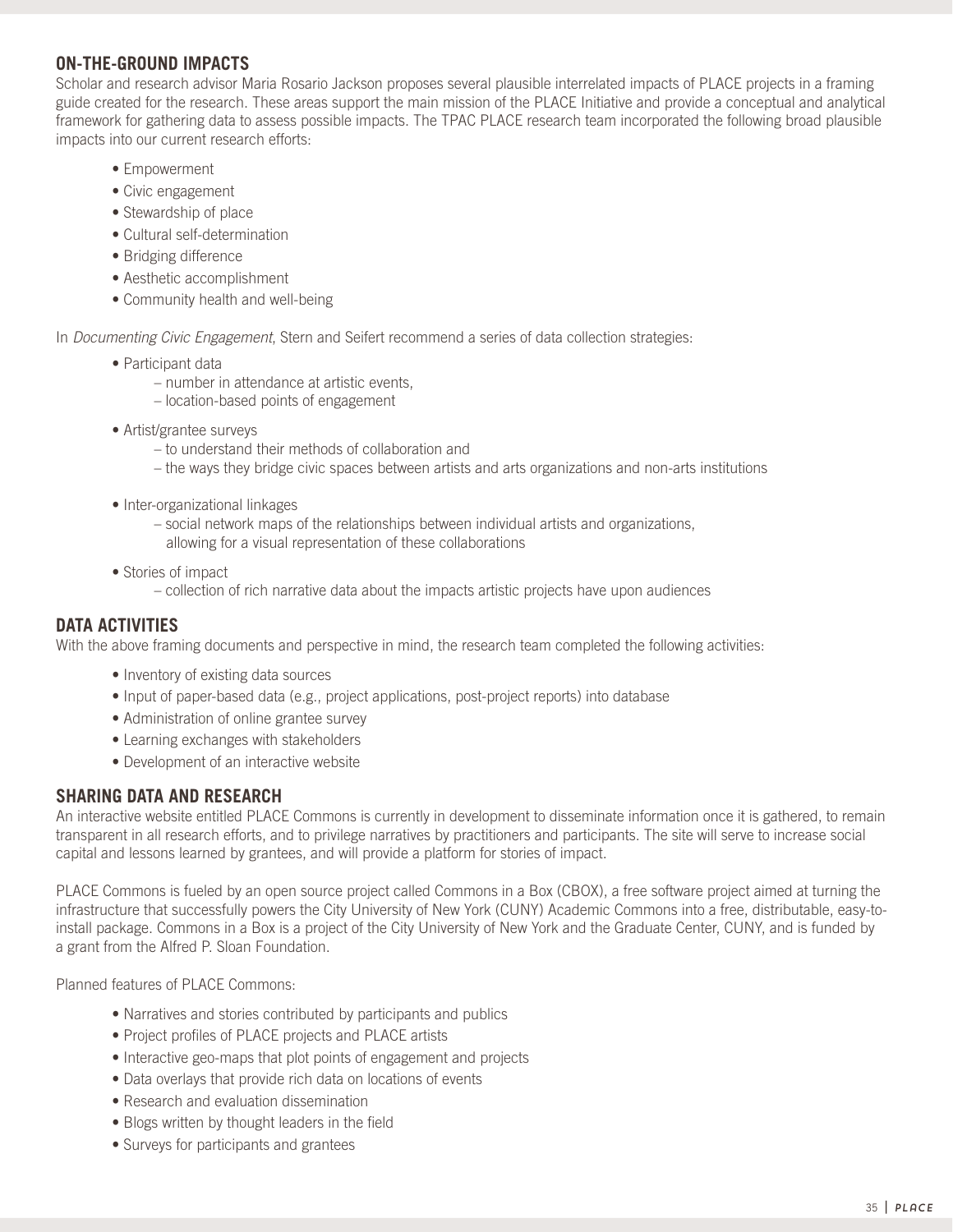## ON-THE-GROUND IMPACTS

Scholar and research advisor Maria Rosario Jackson proposes several plausible interrelated impacts of PLACE projects in a framing guide created for the research. These areas support the main mission of the PLACE Initiative and provide a conceptual and analytical framework for gathering data to assess possible impacts. The TPAC PLACE research team incorporated the following broad plausible impacts into our current research efforts:

- Empowerment
- Civic engagement
- Stewardship of place
- Cultural self-determination
- Bridging difference
- Aesthetic accomplishment
- Community health and well-being

In *Documenting Civic Engagement*, Stern and Seifert recommend a series of data collection strategies:

- Participant data
  - number in attendance at artistic events,
  - location-based points of engagement
- Artist/grantee surveys
  - to understand their methods of collaboration and
  - the ways they bridge civic spaces between artists and arts organizations and non-arts institutions
- Inter-organizational linkages
  - social network maps of the relationships between individual artists and organizations, allowing for a visual representation of these collaborations
- Stories of impact
  - collection of rich narrative data about the impacts artistic projects have upon audiences

## DATA ACTIVITIES

With the above framing documents and perspective in mind, the research team completed the following activities:

- Inventory of existing data sources
- Input of paper-based data (e.g., project applications, post-project reports) into database
- Administration of online grantee survey
- Learning exchanges with stakeholders
- Development of an interactive website

## SHARING DATA AND RESEARCH

An interactive website entitled PLACE Commons is currently in development to disseminate information once it is gathered, to remain transparent in all research efforts, and to privilege narratives by practitioners and participants. The site will serve to increase social capital and lessons learned by grantees, and will provide a platform for stories of impact.

PLACE Commons is fueled by an open source project called Commons in a Box (CBOX), a free software project aimed at turning the infrastructure that successfully powers the City University of New York (CUNY) Academic Commons into a free, distributable, easy-to-install package. Commons in a Box is a project of the City University of New York and the Graduate Center, CUNY, and is funded by a grant from the Alfred P. Sloan Foundation.

Planned features of PLACE Commons:

- Narratives and stories contributed by participants and publics
- Project profiles of PLACE projects and PLACE artists
- Interactive geo-maps that plot points of engagement and projects
- Data overlays that provide rich data on locations of events
- Research and evaluation dissemination
- Blogs written by thought leaders in the field
- Surveys for participants and grantees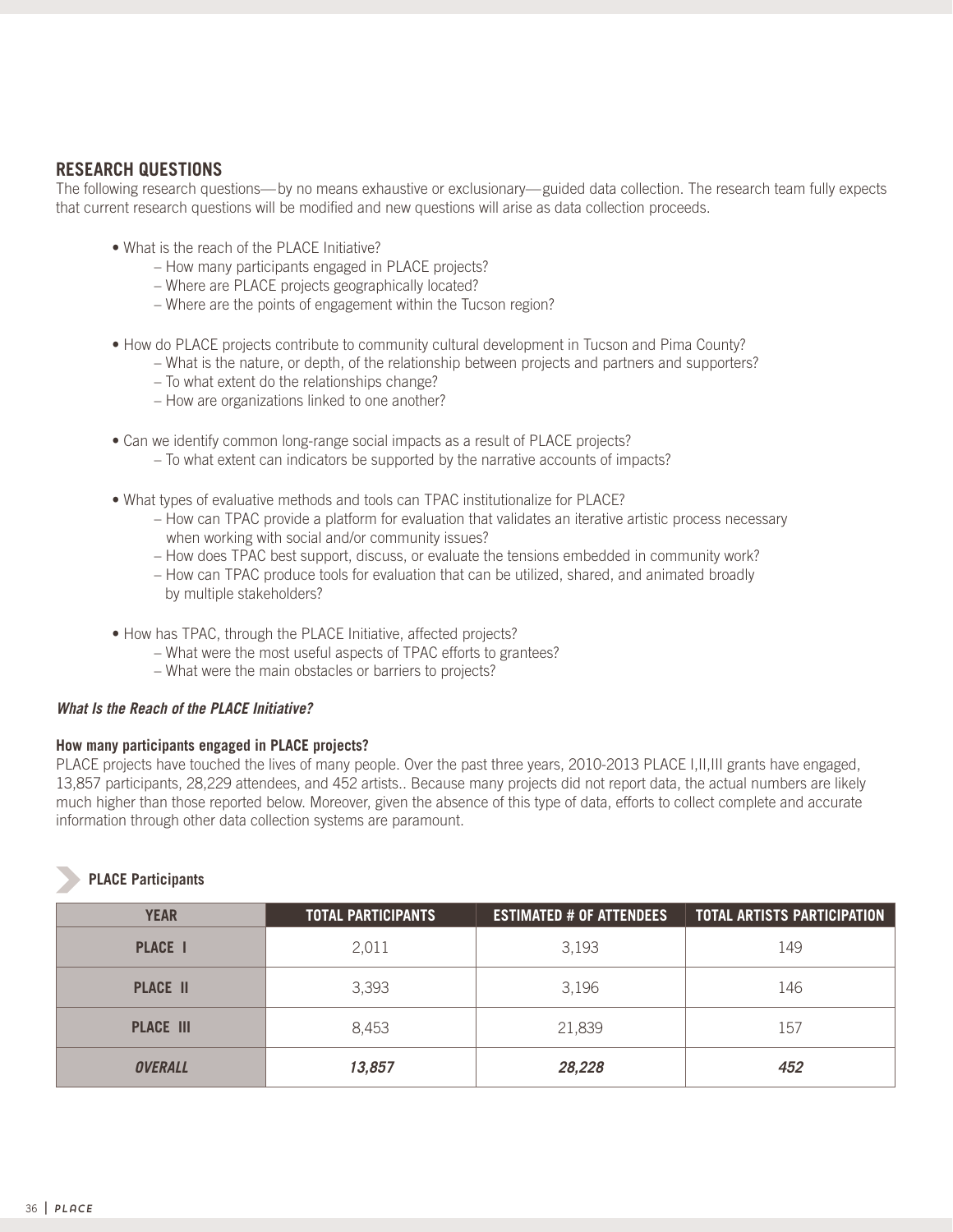## RESEARCH QUESTIONS

The following research questions—by no means exhaustive or exclusionary—guided data collection. The research team fully expects that current research questions will be modified and new questions will arise as data collection proceeds.

- What is the reach of the PLACE Initiative?
  - How many participants engaged in PLACE projects?
  - Where are PLACE projects geographically located?
  - Where are the points of engagement within the Tucson region?
- How do PLACE projects contribute to community cultural development in Tucson and Pima County?
  - What is the nature, or depth, of the relationship between projects and partners and supporters?
  - To what extent do the relationships change?
  - How are organizations linked to one another?
- Can we identify common long-range social impacts as a result of PLACE projects?
  - To what extent can indicators be supported by the narrative accounts of impacts?
- What types of evaluative methods and tools can TPAC institutionalize for PLACE?
  - How can TPAC provide a platform for evaluation that validates an iterative artistic process necessary when working with social and/or community issues?
  - How does TPAC best support, discuss, or evaluate the tensions embedded in community work?
  - How can TPAC produce tools for evaluation that can be utilized, shared, and animated broadly by multiple stakeholders?
- How has TPAC, through the PLACE Initiative, affected projects?
  - What were the most useful aspects of TPAC efforts to grantees?
  - What were the main obstacles or barriers to projects?

***What Is the Reach of the PLACE Initiative?***

**How many participants engaged in PLACE projects?**

PLACE projects have touched the lives of many people. Over the past three years, 2010-2013 PLACE I,II,III grants have engaged, 13,857 participants, 28,229 attendees, and 452 artists.. Because many projects did not report data, the actual numbers are likely much higher than those reported below. Moreover, given the absence of this type of data, efforts to collect complete and accurate information through other data collection systems are paramount.

**PLACE Participants**

| YEAR | TOTAL PARTICIPANTS | ESTIMATED # OF ATTENDEES | TOTAL ARTISTS PARTICIPATION |
|---|---|---|---|
| **PLACE I** | 2,011 | 3,193 | 149 |
| **PLACE II** | 3,393 | 3,196 | 146 |
| **PLACE III** | 8,453 | 21,839 | 157 |
| ***OVERALL*** | ***13,857*** | ***28,228*** | ***452*** |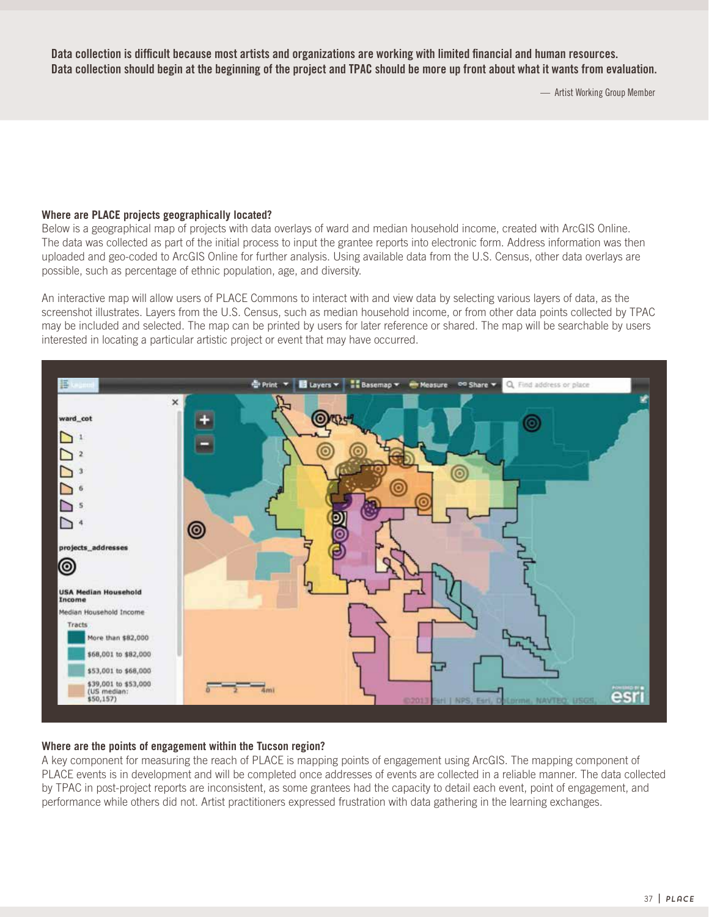**Data collection is difficult because most artists and organizations are working with limited financial and human resources. Data collection should begin at the beginning of the project and TPAC should be more up front about what it wants from evaluation.**

— Artist Working Group Member

### Where are PLACE projects geographically located?

Below is a geographical map of projects with data overlays of ward and median household income, created with ArcGIS Online. The data was collected as part of the initial process to input the grantee reports into electronic form. Address information was then uploaded and geo-coded to ArcGIS Online for further analysis. Using available data from the U.S. Census, other data overlays are possible, such as percentage of ethnic population, age, and diversity.

An interactive map will allow users of PLACE Commons to interact with and view data by selecting various layers of data, as the screenshot illustrates. Layers from the U.S. Census, such as median household income, or from other data points collected by TPAC may be included and selected. The map can be printed by users for later reference or shared. The map will be searchable by users interested in locating a particular artistic project or event that may have occurred.

### Where are the points of engagement within the Tucson region?

A key component for measuring the reach of PLACE is mapping points of engagement using ArcGIS. The mapping component of PLACE events is in development and will be completed once addresses of events are collected in a reliable manner. The data collected by TPAC in post-project reports are inconsistent, as some grantees had the capacity to detail each event, point of engagement, and performance while others did not. Artist practitioners expressed frustration with data gathering in the learning exchanges.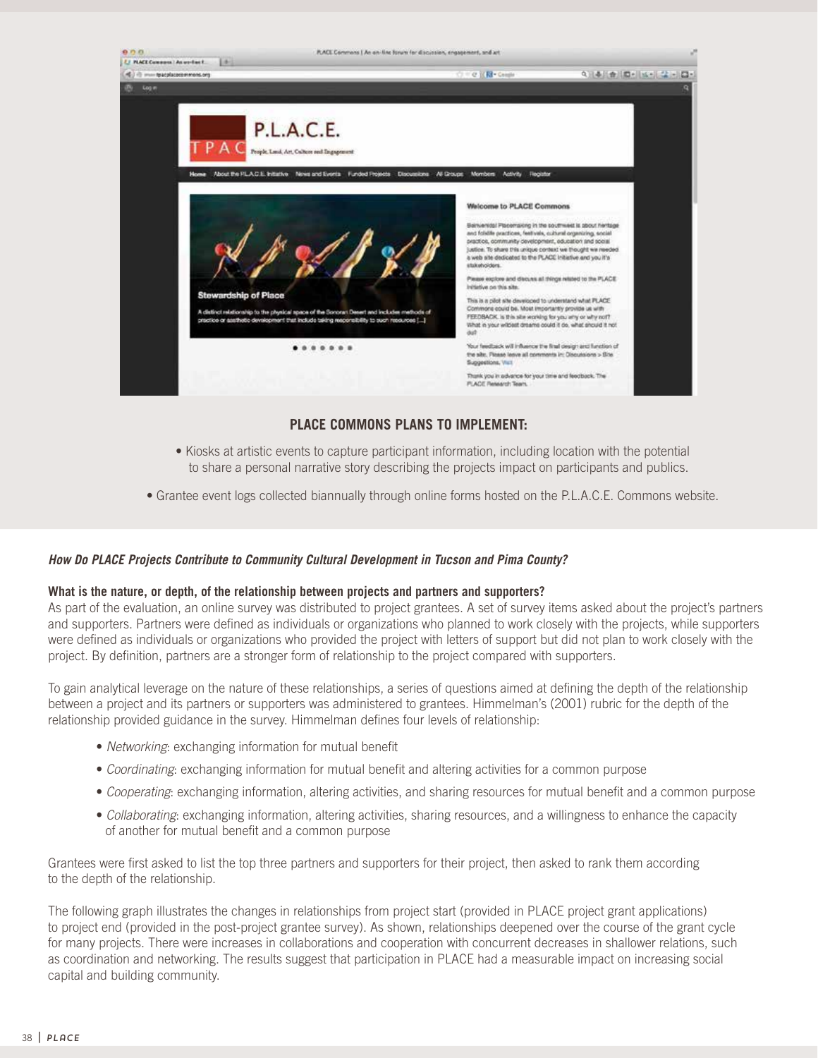## PLACE COMMONS PLANS TO IMPLEMENT:

- Kiosks at artistic events to capture participant information, including location with the potential to share a personal narrative story describing the projects impact on participants and publics.
- Grantee event logs collected biannually through online forms hosted on the P.L.A.C.E. Commons website.

***How Do PLACE Projects Contribute to Community Cultural Development in Tucson and Pima County?***

**What is the nature, or depth, of the relationship between projects and partners and supporters?**

As part of the evaluation, an online survey was distributed to project grantees. A set of survey items asked about the project's partners and supporters. Partners were defined as individuals or organizations who planned to work closely with the projects, while supporters were defined as individuals or organizations who provided the project with letters of support but did not plan to work closely with the project. By definition, partners are a stronger form of relationship to the project compared with supporters.

To gain analytical leverage on the nature of these relationships, a series of questions aimed at defining the depth of the relationship between a project and its partners or supporters was administered to grantees. Himmelman's (2001) rubric for the depth of the relationship provided guidance in the survey. Himmelman defines four levels of relationship:

- *Networking*: exchanging information for mutual benefit
- *Coordinating*: exchanging information for mutual benefit and altering activities for a common purpose
- *Cooperating*: exchanging information, altering activities, and sharing resources for mutual benefit and a common purpose
- *Collaborating*: exchanging information, altering activities, sharing resources, and a willingness to enhance the capacity of another for mutual benefit and a common purpose

Grantees were first asked to list the top three partners and supporters for their project, then asked to rank them according to the depth of the relationship.

The following graph illustrates the changes in relationships from project start (provided in PLACE project grant applications) to project end (provided in the post-project grantee survey). As shown, relationships deepened over the course of the grant cycle for many projects. There were increases in collaborations and cooperation with concurrent decreases in shallower relations, such as coordination and networking. The results suggest that participation in PLACE had a measurable impact on increasing social capital and building community.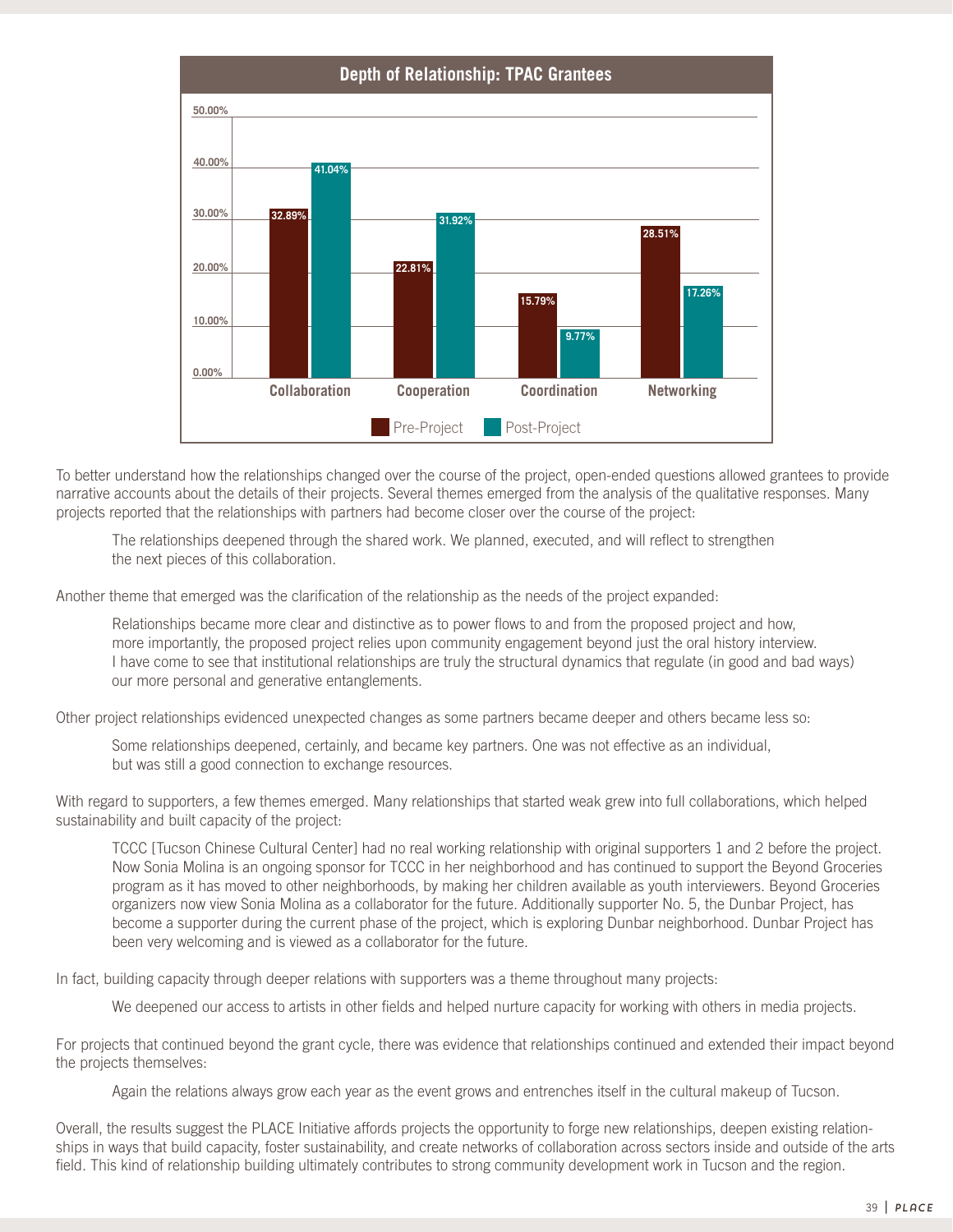**Depth of Relationship: TPAC Grantees**

| | Pre-Project | Post-Project |
|---|---|---|
| Collaboration | 32.89% | 41.04% |
| Cooperation | 22.81% | 31.92% |
| Coordination | 15.79% | 9.77% |
| Networking | 28.51% | 17.26% |

To better understand how the relationships changed over the course of the project, open-ended questions allowed grantees to provide narrative accounts about the details of their projects. Several themes emerged from the analysis of the qualitative responses. Many projects reported that the relationships with partners had become closer over the course of the project:

> The relationships deepened through the shared work. We planned, executed, and will reflect to strengthen the next pieces of this collaboration.

Another theme that emerged was the clarification of the relationship as the needs of the project expanded:

> Relationships became more clear and distinctive as to power flows to and from the proposed project and how, more importantly, the proposed project relies upon community engagement beyond just the oral history interview. I have come to see that institutional relationships are truly the structural dynamics that regulate (in good and bad ways) our more personal and generative entanglements.

Other project relationships evidenced unexpected changes as some partners became deeper and others became less so:

> Some relationships deepened, certainly, and became key partners. One was not effective as an individual, but was still a good connection to exchange resources.

With regard to supporters, a few themes emerged. Many relationships that started weak grew into full collaborations, which helped sustainability and built capacity of the project:

> TCCC [Tucson Chinese Cultural Center] had no real working relationship with original supporters 1 and 2 before the project. Now Sonia Molina is an ongoing sponsor for TCCC in her neighborhood and has continued to support the Beyond Groceries program as it has moved to other neighborhoods, by making her children available as youth interviewers. Beyond Groceries organizers now view Sonia Molina as a collaborator for the future. Additionally supporter No. 5, the Dunbar Project, has become a supporter during the current phase of the project, which is exploring Dunbar neighborhood. Dunbar Project has been very welcoming and is viewed as a collaborator for the future.

In fact, building capacity through deeper relations with supporters was a theme throughout many projects:

> We deepened our access to artists in other fields and helped nurture capacity for working with others in media projects.

For projects that continued beyond the grant cycle, there was evidence that relationships continued and extended their impact beyond the projects themselves:

> Again the relations always grow each year as the event grows and entrenches itself in the cultural makeup of Tucson.

Overall, the results suggest the PLACE Initiative affords projects the opportunity to forge new relationships, deepen existing relationships in ways that build capacity, foster sustainability, and create networks of collaboration across sectors inside and outside of the arts field. This kind of relationship building ultimately contributes to strong community development work in Tucson and the region.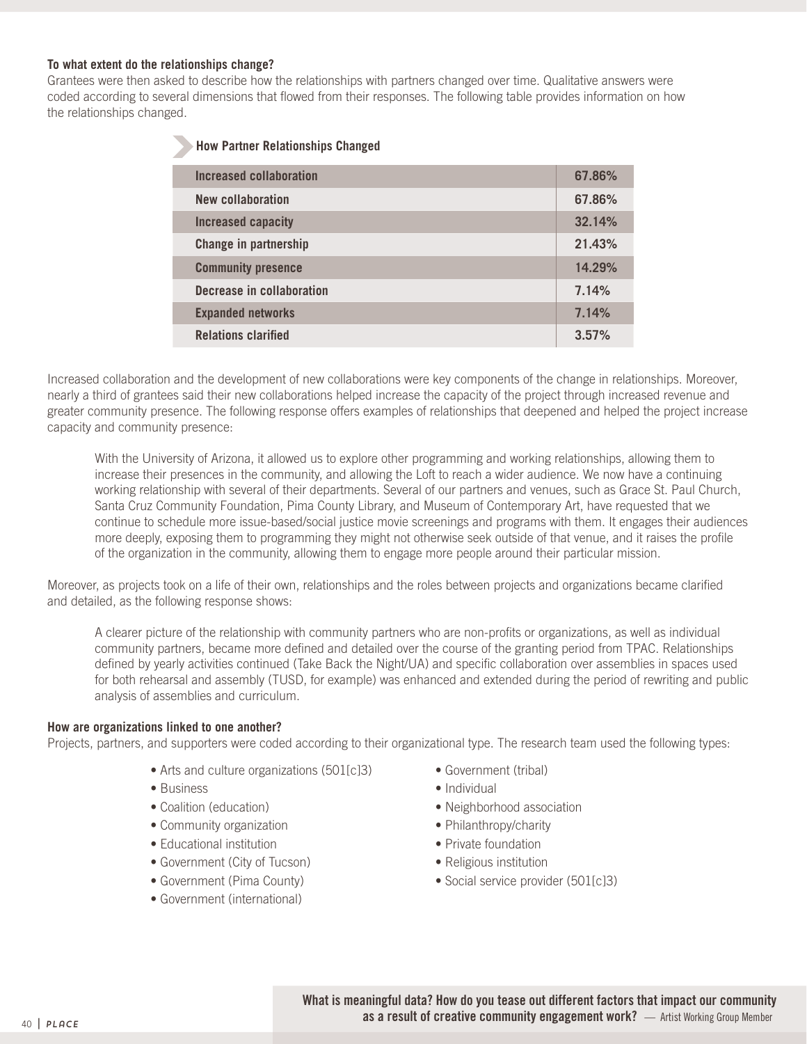**To what extent do the relationships change?**

Grantees were then asked to describe how the relationships with partners changed over time. Qualitative answers were coded according to several dimensions that flowed from their responses. The following table provides information on how the relationships changed.

**How Partner Relationships Changed**

| | |
|---|---|
| Increased collaboration | 67.86% |
| New collaboration | 67.86% |
| Increased capacity | 32.14% |
| Change in partnership | 21.43% |
| Community presence | 14.29% |
| Decrease in collaboration | 7.14% |
| Expanded networks | 7.14% |
| Relations clarified | 3.57% |

Increased collaboration and the development of new collaborations were key components of the change in relationships. Moreover, nearly a third of grantees said their new collaborations helped increase the capacity of the project through increased revenue and greater community presence. The following response offers examples of relationships that deepened and helped the project increase capacity and community presence:

> With the University of Arizona, it allowed us to explore other programming and working relationships, allowing them to increase their presences in the community, and allowing the Loft to reach a wider audience. We now have a continuing working relationship with several of their departments. Several of our partners and venues, such as Grace St. Paul Church, Santa Cruz Community Foundation, Pima County Library, and Museum of Contemporary Art, have requested that we continue to schedule more issue-based/social justice movie screenings and programs with them. It engages their audiences more deeply, exposing them to programming they might not otherwise seek outside of that venue, and it raises the profile of the organization in the community, allowing them to engage more people around their particular mission.

Moreover, as projects took on a life of their own, relationships and the roles between projects and organizations became clarified and detailed, as the following response shows:

> A clearer picture of the relationship with community partners who are non-profits or organizations, as well as individual community partners, became more defined and detailed over the course of the granting period from TPAC. Relationships defined by yearly activities continued (Take Back the Night/UA) and specific collaboration over assemblies in spaces used for both rehearsal and assembly (TUSD, for example) was enhanced and extended during the period of rewriting and public analysis of assemblies and curriculum.

**How are organizations linked to one another?**

Projects, partners, and supporters were coded according to their organizational type. The research team used the following types:

- Arts and culture organizations (501[c]3)
- Business
- Coalition (education)
- Community organization
- Educational institution
- Government (City of Tucson)
- Government (Pima County)
- Government (international)
- Government (tribal)
- Individual
- Neighborhood association
- Philanthropy/charity
- Private foundation
- Religious institution
- Social service provider (501[c]3)

**What is meaningful data? How do you tease out different factors that impact our community as a result of creative community engagement work?** — Artist Working Group Member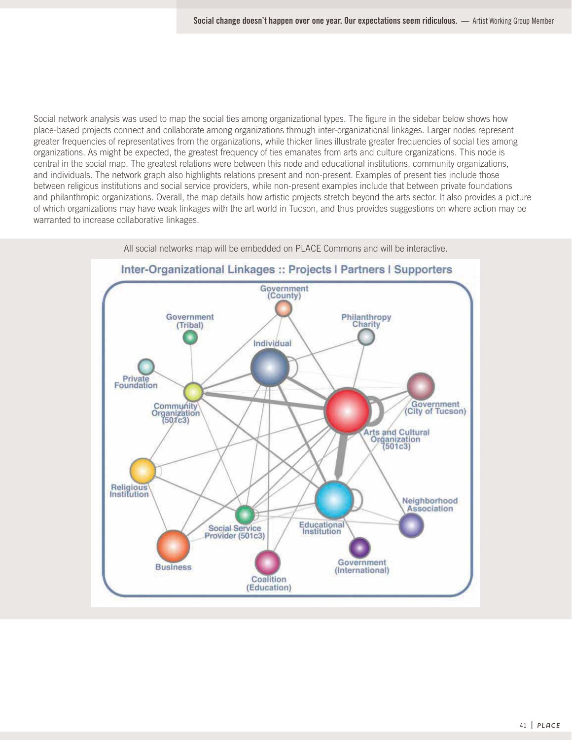**Social change doesn't happen over one year. Our expectations seem ridiculous.** — Artist Working Group Member

Social network analysis was used to map the social ties among organizational types. The figure in the sidebar below shows how place-based projects connect and collaborate among organizations through inter-organizational linkages. Larger nodes represent greater frequencies of representatives from the organizations, while thicker lines illustrate greater frequencies of social ties among organizations. As might be expected, the greatest frequency of ties emanates from arts and culture organizations. This node is central in the social map. The greatest relations were between this node and educational institutions, community organizations, and individuals. The network graph also highlights relations present and non-present. Examples of present ties include those between religious institutions and social service providers, while non-present examples include that between private foundations and philanthropic organizations. Overall, the map details how artistic projects stretch beyond the arts sector. It also provides a picture of which organizations may have weak linkages with the art world in Tucson, and thus provides suggestions on where action may be warranted to increase collaborative linkages.

All social networks map will be embedded on PLACE Commons and will be interactive.

**Inter-Organizational Linkages :: Projects | Partners | Supporters**

Government (County) · Government (Tribal) · Philanthropy Charity · Individual · Private Foundation · Community Organization (501c3) · Government (City of Tucson) · Arts and Cultural Organization (501c3) · Religious Institution · Neighborhood Association · Social Service Provider (501c3) · Educational Institution · Business · Government (International) · Coalition (Education)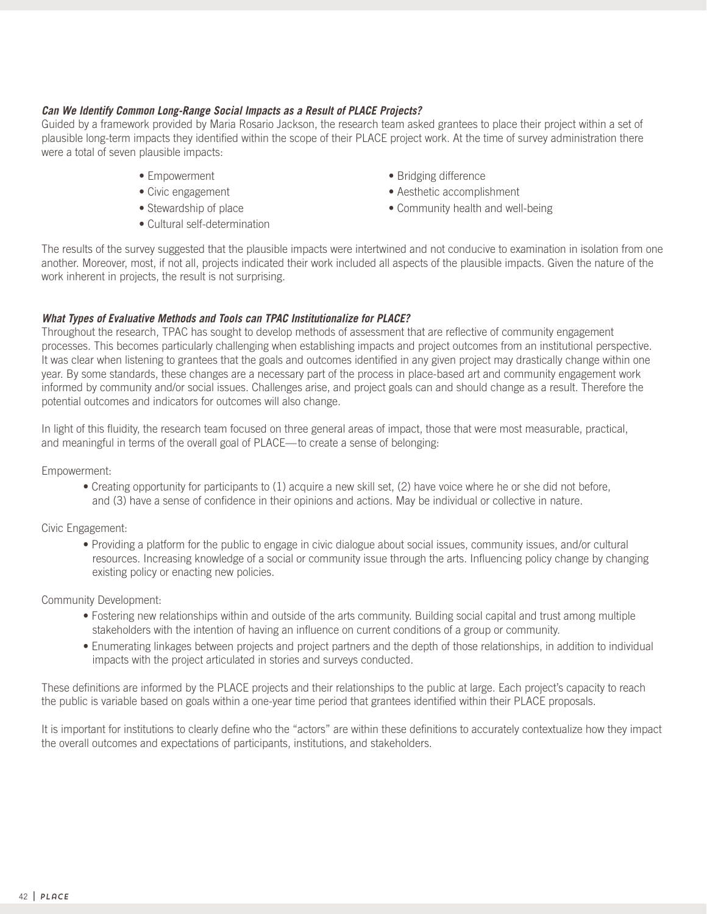### *Can We Identify Common Long-Range Social Impacts as a Result of PLACE Projects?*

Guided by a framework provided by Maria Rosario Jackson, the research team asked grantees to place their project within a set of plausible long-term impacts they identified within the scope of their PLACE project work. At the time of survey administration there were a total of seven plausible impacts:

- Empowerment
- Civic engagement
- Stewardship of place
- Cultural self-determination
- Bridging difference
- Aesthetic accomplishment
- Community health and well-being

The results of the survey suggested that the plausible impacts were intertwined and not conducive to examination in isolation from one another. Moreover, most, if not all, projects indicated their work included all aspects of the plausible impacts. Given the nature of the work inherent in projects, the result is not surprising.

### *What Types of Evaluative Methods and Tools can TPAC Institutionalize for PLACE?*

Throughout the research, TPAC has sought to develop methods of assessment that are reflective of community engagement processes. This becomes particularly challenging when establishing impacts and project outcomes from an institutional perspective. It was clear when listening to grantees that the goals and outcomes identified in any given project may drastically change within one year. By some standards, these changes are a necessary part of the process in place-based art and community engagement work informed by community and/or social issues. Challenges arise, and project goals can and should change as a result. Therefore the potential outcomes and indicators for outcomes will also change.

In light of this fluidity, the research team focused on three general areas of impact, those that were most measurable, practical, and meaningful in terms of the overall goal of PLACE—to create a sense of belonging:

Empowerment:

- Creating opportunity for participants to (1) acquire a new skill set, (2) have voice where he or she did not before, and (3) have a sense of confidence in their opinions and actions. May be individual or collective in nature.

Civic Engagement:

- Providing a platform for the public to engage in civic dialogue about social issues, community issues, and/or cultural resources. Increasing knowledge of a social or community issue through the arts. Influencing policy change by changing existing policy or enacting new policies.

Community Development:

- Fostering new relationships within and outside of the arts community. Building social capital and trust among multiple stakeholders with the intention of having an influence on current conditions of a group or community.
- Enumerating linkages between projects and project partners and the depth of those relationships, in addition to individual impacts with the project articulated in stories and surveys conducted.

These definitions are informed by the PLACE projects and their relationships to the public at large. Each project's capacity to reach the public is variable based on goals within a one-year time period that grantees identified within their PLACE proposals.

It is important for institutions to clearly define who the "actors" are within these definitions to accurately contextualize how they impact the overall outcomes and expectations of participants, institutions, and stakeholders.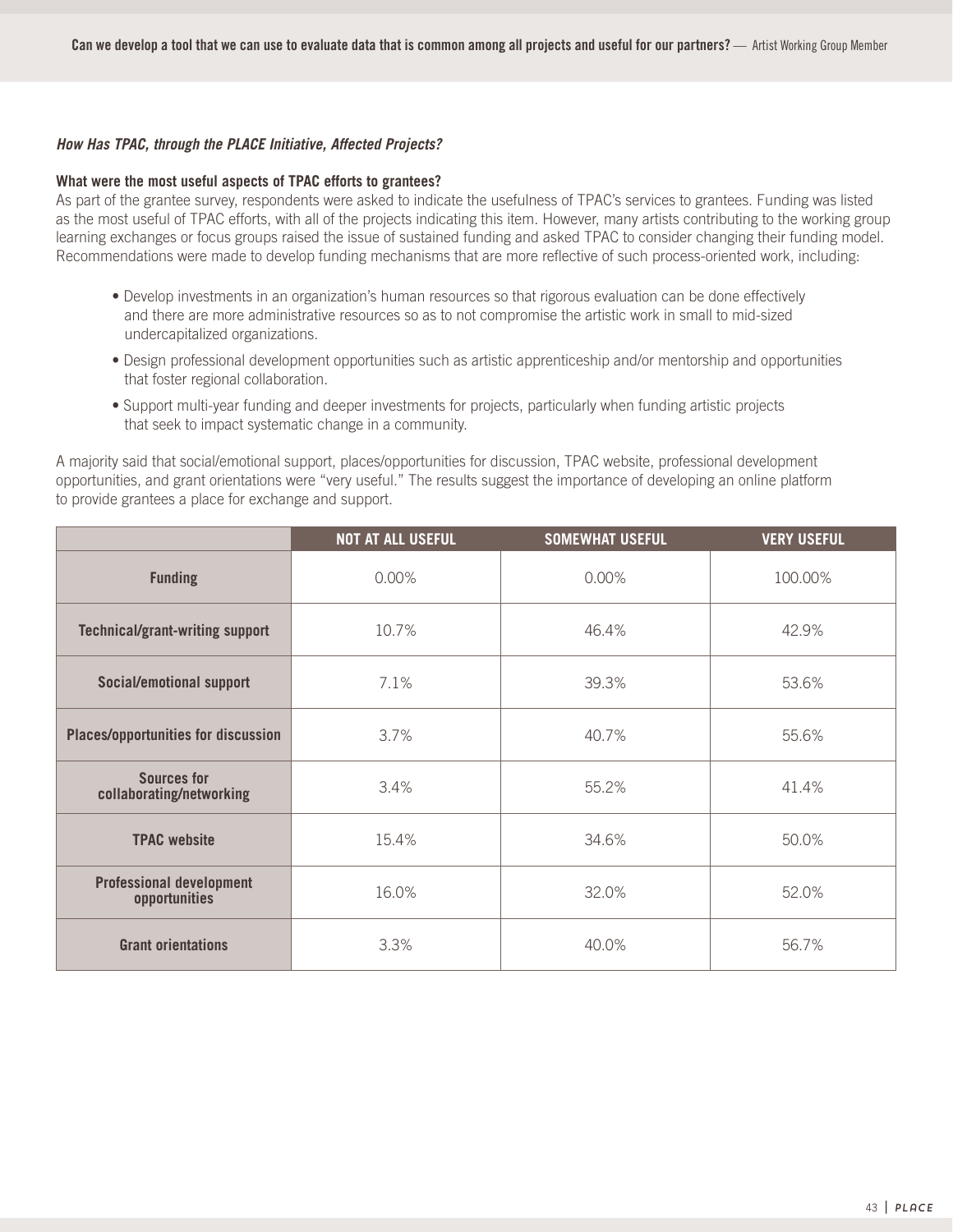**Can we develop a tool that we can use to evaluate data that is common among all projects and useful for our partners?** — Artist Working Group Member

### *How Has TPAC, through the PLACE Initiative, Affected Projects?*

**What were the most useful aspects of TPAC efforts to grantees?**

As part of the grantee survey, respondents were asked to indicate the usefulness of TPAC's services to grantees. Funding was listed as the most useful of TPAC efforts, with all of the projects indicating this item. However, many artists contributing to the working group learning exchanges or focus groups raised the issue of sustained funding and asked TPAC to consider changing their funding model. Recommendations were made to develop funding mechanisms that are more reflective of such process-oriented work, including:

- Develop investments in an organization's human resources so that rigorous evaluation can be done effectively and there are more administrative resources so as to not compromise the artistic work in small to mid-sized undercapitalized organizations.
- Design professional development opportunities such as artistic apprenticeship and/or mentorship and opportunities that foster regional collaboration.
- Support multi-year funding and deeper investments for projects, particularly when funding artistic projects that seek to impact systematic change in a community.

A majority said that social/emotional support, places/opportunities for discussion, TPAC website, professional development opportunities, and grant orientations were "very useful." The results suggest the importance of developing an online platform to provide grantees a place for exchange and support.

| | NOT AT ALL USEFUL | SOMEWHAT USEFUL | VERY USEFUL |
| --- | --- | --- | --- |
| **Funding** | 0.00% | 0.00% | 100.00% |
| **Technical/grant-writing support** | 10.7% | 46.4% | 42.9% |
| **Social/emotional support** | 7.1% | 39.3% | 53.6% |
| **Places/opportunities for discussion** | 3.7% | 40.7% | 55.6% |
| **Sources for collaborating/networking** | 3.4% | 55.2% | 41.4% |
| **TPAC website** | 15.4% | 34.6% | 50.0% |
| **Professional development opportunities** | 16.0% | 32.0% | 52.0% |
| **Grant orientations** | 3.3% | 40.0% | 56.7% |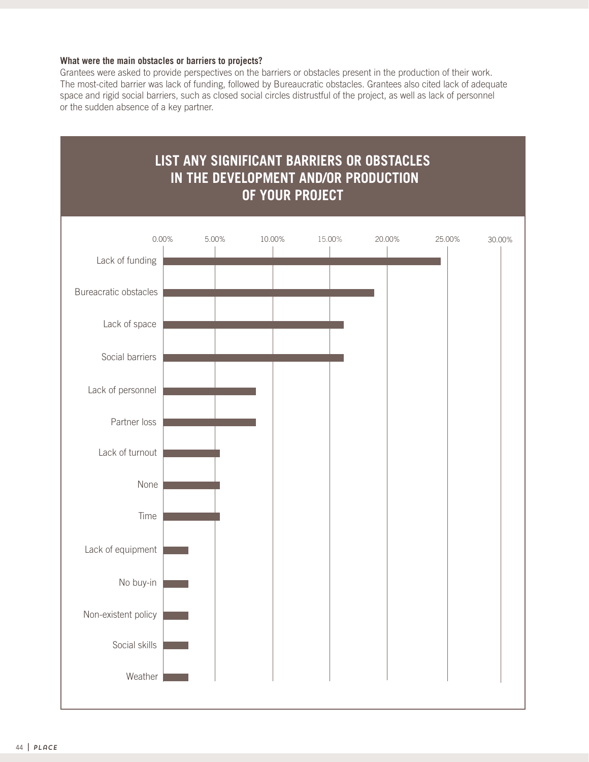**What were the main obstacles or barriers to projects?**

Grantees were asked to provide perspectives on the barriers or obstacles present in the production of their work. The most-cited barrier was lack of funding, followed by Bureaucratic obstacles. Grantees also cited lack of adequate space and rigid social barriers, such as closed social circles distrustful of the project, as well as lack of personnel or the sudden absence of a key partner.

## LIST ANY SIGNIFICANT BARRIERS OR OBSTACLES IN THE DEVELOPMENT AND/OR PRODUCTION OF YOUR PROJECT

| Barrier | Approx. % (read from chart) |
| --- | --- |
| Lack of funding | ~24% |
| Bureacratic obstacles | ~18% |
| Lack of space | ~16% |
| Social barriers | ~16% |
| Lack of personnel | ~8% |
| Partner loss | ~8% |
| Lack of turnout | ~5% |
| None | ~5% |
| Time | ~5% |
| Lack of equipment | ~2% |
| No buy-in | ~2% |
| Non-existent policy | ~2% |
| Social skills | ~2% |
| Weather | ~2% |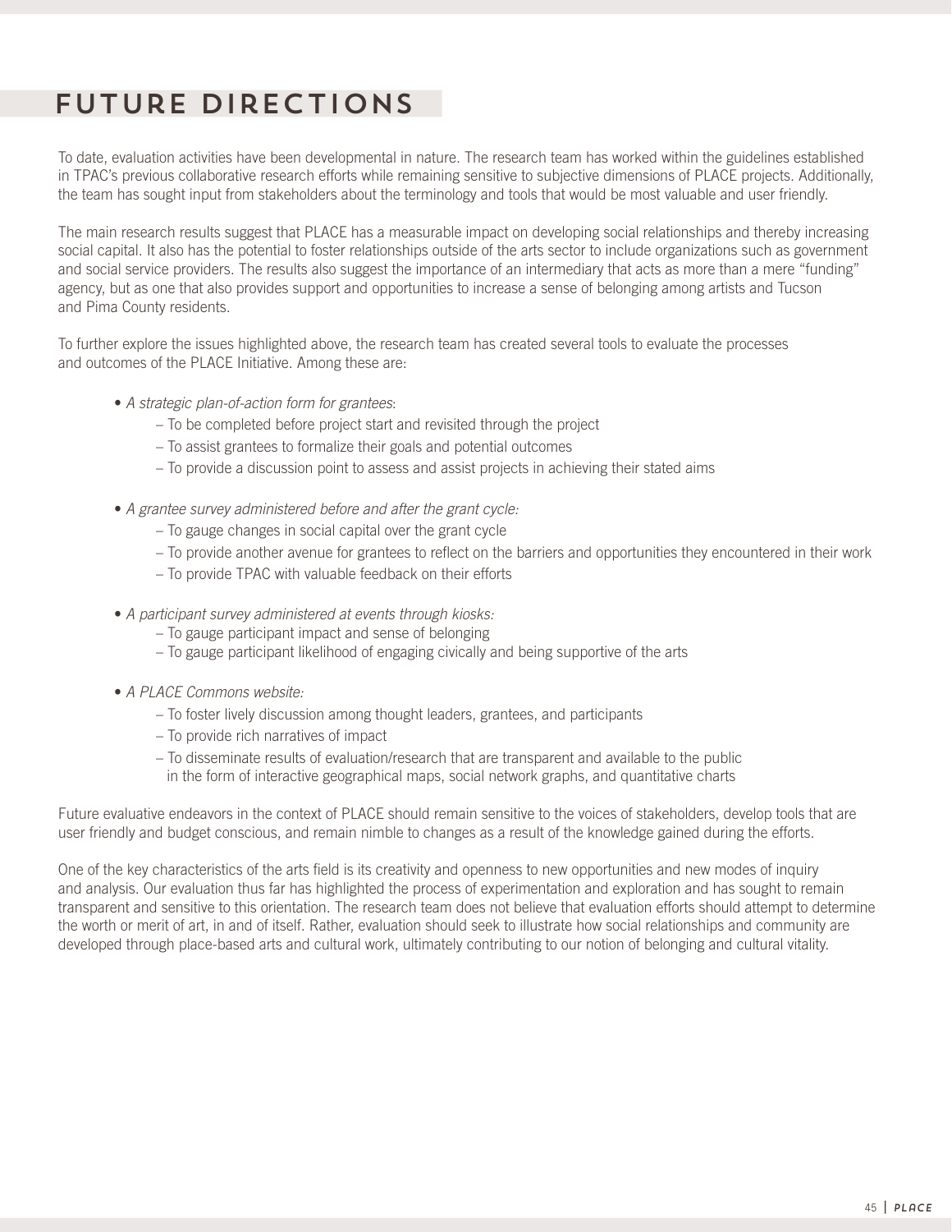# FUTURE DIRECTIONS

To date, evaluation activities have been developmental in nature. The research team has worked within the guidelines established in TPAC's previous collaborative research efforts while remaining sensitive to subjective dimensions of PLACE projects. Additionally, the team has sought input from stakeholders about the terminology and tools that would be most valuable and user friendly.

The main research results suggest that PLACE has a measurable impact on developing social relationships and thereby increasing social capital. It also has the potential to foster relationships outside of the arts sector to include organizations such as government and social service providers. The results also suggest the importance of an intermediary that acts as more than a mere "funding" agency, but as one that also provides support and opportunities to increase a sense of belonging among artists and Tucson and Pima County residents.

To further explore the issues highlighted above, the research team has created several tools to evaluate the processes and outcomes of the PLACE Initiative. Among these are:

- *A strategic plan-of-action form for grantees*:
  - To be completed before project start and revisited through the project
  - To assist grantees to formalize their goals and potential outcomes
  - To provide a discussion point to assess and assist projects in achieving their stated aims
- *A grantee survey administered before and after the grant cycle:*
  - To gauge changes in social capital over the grant cycle
  - To provide another avenue for grantees to reflect on the barriers and opportunities they encountered in their work
  - To provide TPAC with valuable feedback on their efforts
- *A participant survey administered at events through kiosks:*
  - To gauge participant impact and sense of belonging
  - To gauge participant likelihood of engaging civically and being supportive of the arts
- *A PLACE Commons website:*
  - To foster lively discussion among thought leaders, grantees, and participants
  - To provide rich narratives of impact
  - To disseminate results of evaluation/research that are transparent and available to the public in the form of interactive geographical maps, social network graphs, and quantitative charts

Future evaluative endeavors in the context of PLACE should remain sensitive to the voices of stakeholders, develop tools that are user friendly and budget conscious, and remain nimble to changes as a result of the knowledge gained during the efforts.

One of the key characteristics of the arts field is its creativity and openness to new opportunities and new modes of inquiry and analysis. Our evaluation thus far has highlighted the process of experimentation and exploration and has sought to remain transparent and sensitive to this orientation. The research team does not believe that evaluation efforts should attempt to determine the worth or merit of art, in and of itself. Rather, evaluation should seek to illustrate how social relationships and community are developed through place-based arts and cultural work, ultimately contributing to our notion of belonging and cultural vitality.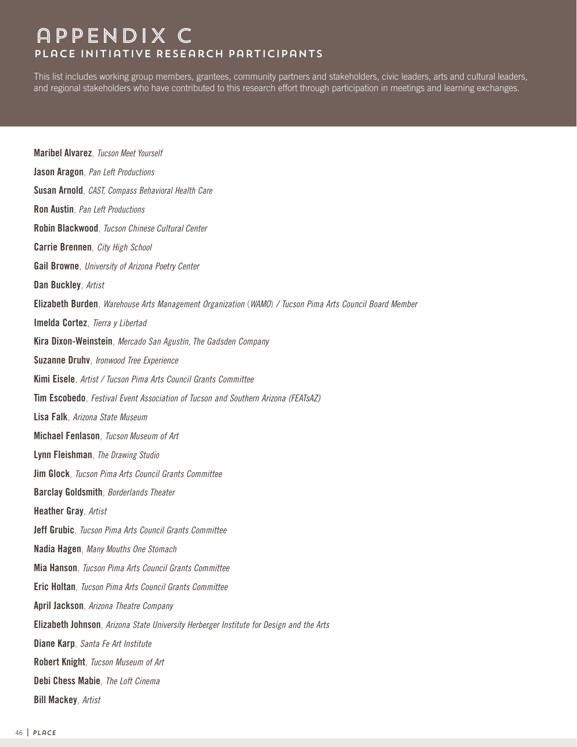# APPENDIX C

## PLACE INITIATIVE RESEARCH PARTICIPANTS

This list includes working group members, grantees, community partners and stakeholders, civic leaders, arts and cultural leaders, and regional stakeholders who have contributed to this research effort through participation in meetings and learning exchanges.

**Maribel Alvarez**, *Tucson Meet Yourself*

**Jason Aragon**, *Pan Left Productions*

**Susan Arnold**, *CAST, Compass Behavioral Health Care*

**Ron Austin**, *Pan Left Productions*

**Robin Blackwood**, *Tucson Chinese Cultural Center*

**Carrie Brennen**, *City High School*

**Gail Browne**, *University of Arizona Poetry Center*

**Dan Buckley**, *Artist*

**Elizabeth Burden**, *Warehouse Arts Management Organization (WAMO) / Tucson Pima Arts Council Board Member*

**Imelda Cortez**, *Tierra y Libertad*

**Kira Dixon-Weinstein**, *Mercado San Agustín, The Gadsden Company*

**Suzanne Druhv**, *Ironwood Tree Experience*

**Kimi Eisele**, *Artist / Tucson Pima Arts Council Grants Committee*

**Tim Escobedo**, *Festival Event Association of Tucson and Southern Arizona (FEATsAZ)*

**Lisa Falk**, *Arizona State Museum*

**Michael Fenlason**, *Tucson Museum of Art*

**Lynn Fleishman**, *The Drawing Studio*

**Jim Glock**, *Tucson Pima Arts Council Grants Committee*

**Barclay Goldsmith**, *Borderlands Theater*

**Heather Gray**, *Artist*

**Jeff Grubic**, *Tucson Pima Arts Council Grants Committee*

**Nadia Hagen**, *Many Mouths One Stomach*

**Mia Hanson**, *Tucson Pima Arts Council Grants Committee*

**Eric Holtan**, *Tucson Pima Arts Council Grants Committee*

**April Jackson**, *Arizona Theatre Company*

**Elizabeth Johnson**, *Arizona State University Herberger Institute for Design and the Arts*

**Diane Karp**, *Santa Fe Art Institute*

**Robert Knight**, *Tucson Museum of Art*

**Debi Chess Mabie**, *The Loft Cinema*

**Bill Mackey**, *Artist*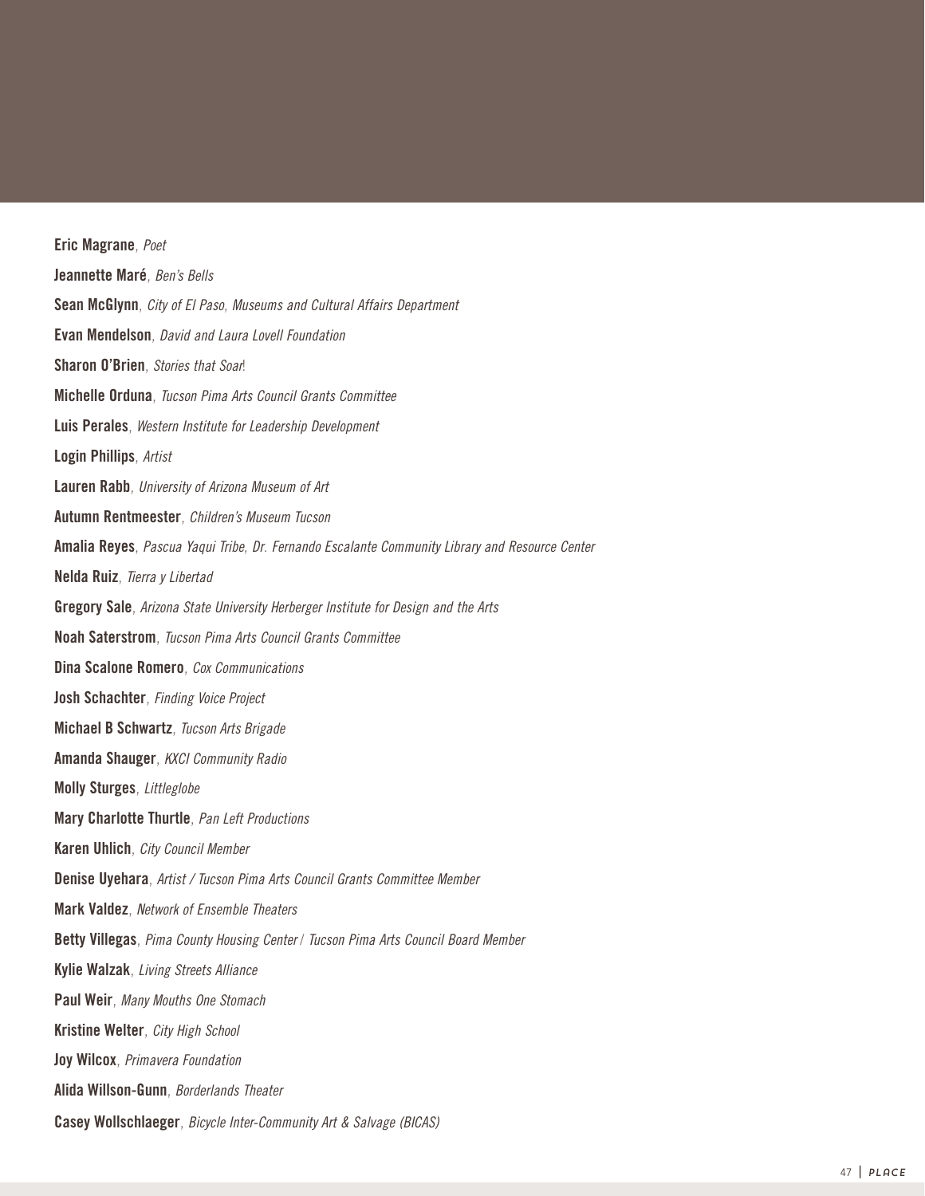**Eric Magrane**, *Poet*

**Jeannette Maré**, *Ben's Bells*

**Sean McGlynn**, *City of El Paso, Museums and Cultural Affairs Department*

**Evan Mendelson**, *David and Laura Lovell Foundation*

**Sharon O'Brien**, *Stories that Soar*!

**Michelle Orduna**, *Tucson Pima Arts Council Grants Committee*

**Luis Perales**, *Western Institute for Leadership Development*

**Login Phillips**, *Artist*

**Lauren Rabb**, *University of Arizona Museum of Art*

**Autumn Rentmeester**, *Children's Museum Tucson*

**Amalia Reyes**, *Pascua Yaqui Tribe, Dr. Fernando Escalante Community Library and Resource Center*

**Nelda Ruiz**, *Tierra y Libertad*

**Gregory Sale**, *Arizona State University Herberger Institute for Design and the Arts*

**Noah Saterstrom**, *Tucson Pima Arts Council Grants Committee*

**Dina Scalone Romero**, *Cox Communications*

**Josh Schachter**, *Finding Voice Project*

**Michael B Schwartz**, *Tucson Arts Brigade*

**Amanda Shauger**, *KXCI Community Radio*

**Molly Sturges**, *Littleglobe*

**Mary Charlotte Thurtle**, *Pan Left Productions*

**Karen Uhlich**, *City Council Member*

**Denise Uyehara**, *Artist / Tucson Pima Arts Council Grants Committee Member*

**Mark Valdez**, *Network of Ensemble Theaters*

**Betty Villegas**, *Pima County Housing Center / Tucson Pima Arts Council Board Member*

**Kylie Walzak**, *Living Streets Alliance*

**Paul Weir**, *Many Mouths One Stomach*

**Kristine Welter**, *City High School*

**Joy Wilcox**, *Primavera Foundation*

**Alida Willson-Gunn**, *Borderlands Theater*

**Casey Wollschlaeger**, *Bicycle Inter-Community Art & Salvage (BICAS)*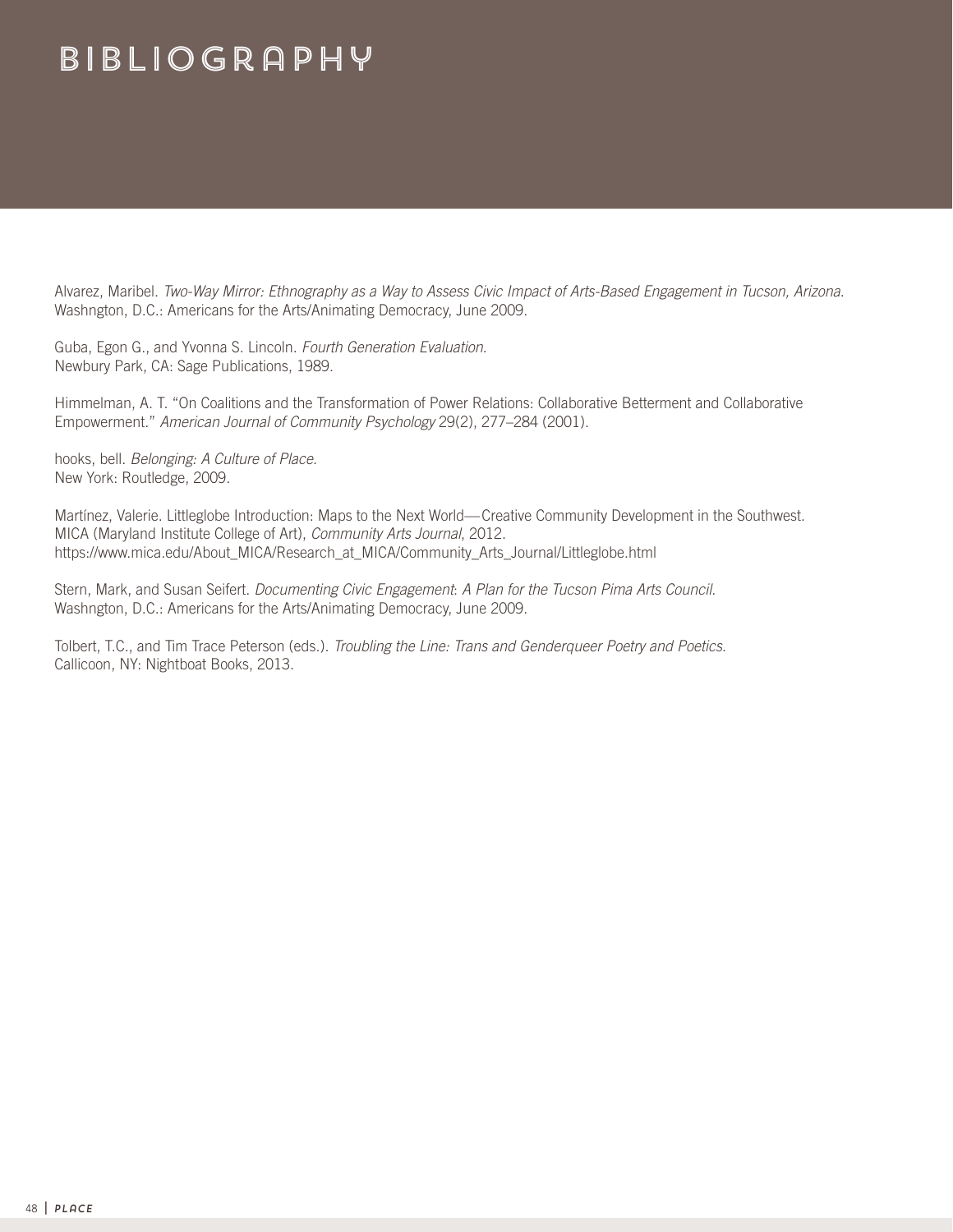# BIBLIOGRAPHY

Alvarez, Maribel. *Two-Way Mirror: Ethnography as a Way to Assess Civic Impact of Arts-Based Engagement in Tucson, Arizona*. Washngton, D.C.: Americans for the Arts/Animating Democracy, June 2009.

Guba, Egon G., and Yvonna S. Lincoln. *Fourth Generation Evaluation.* Newbury Park, CA: Sage Publications, 1989.

Himmelman, A. T. "On Coalitions and the Transformation of Power Relations: Collaborative Betterment and Collaborative Empowerment." *American Journal of Community Psychology* 29(2), 277–284 (2001).

hooks, bell. *Belonging: A Culture of Place.* New York: Routledge, 2009.

Martínez, Valerie. Littleglobe Introduction: Maps to the Next World—Creative Community Development in the Southwest. MICA (Maryland Institute College of Art), *Community Arts Journal*, 2012. https://www.mica.edu/About_MICA/Research_at_MICA/Community_Arts_Journal/Littleglobe.html

Stern, Mark, and Susan Seifert. *Documenting Civic Engagement*: *A Plan for the Tucson Pima Arts Council.* Washngton, D.C.: Americans for the Arts/Animating Democracy, June 2009.

Tolbert, T.C., and Tim Trace Peterson (eds.). *Troubling the Line: Trans and Genderqueer Poetry and Poetics.* Callicoon, NY: Nightboat Books, 2013.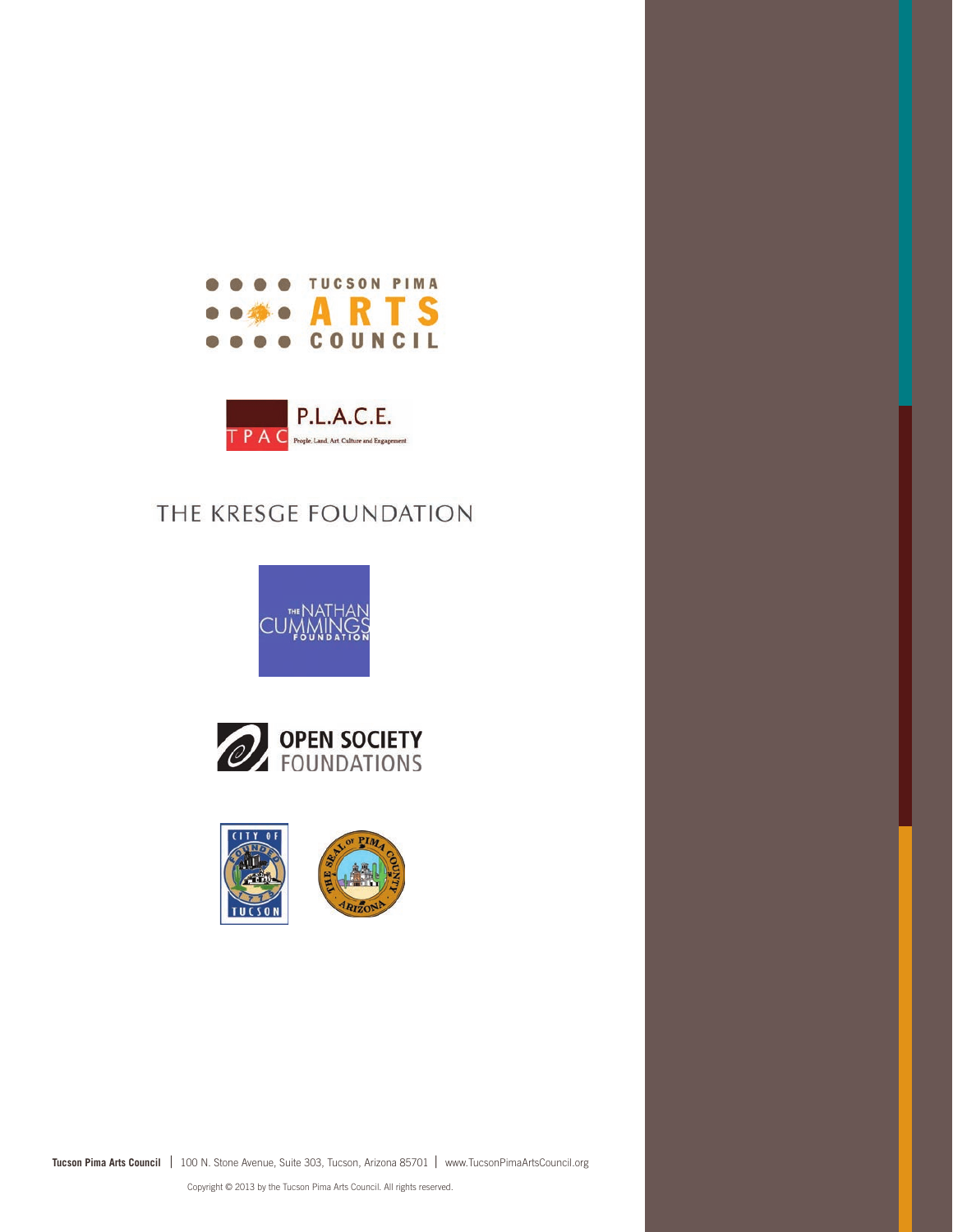TUCSON PIMA ARTS COUNCIL

TPAC P.L.A.C.E. People, Land, Art, Culture and Engagement

THE KRESGE FOUNDATION

THE NATHAN CUMMINGS FOUNDATION

OPEN SOCIETY FOUNDATIONS

**Tucson Pima Arts Council** | 100 N. Stone Avenue, Suite 303, Tucson, Arizona 85701 | www.TucsonPimaArtsCouncil.org

Copyright © 2013 by the Tucson Pima Arts Council. All rights reserved.